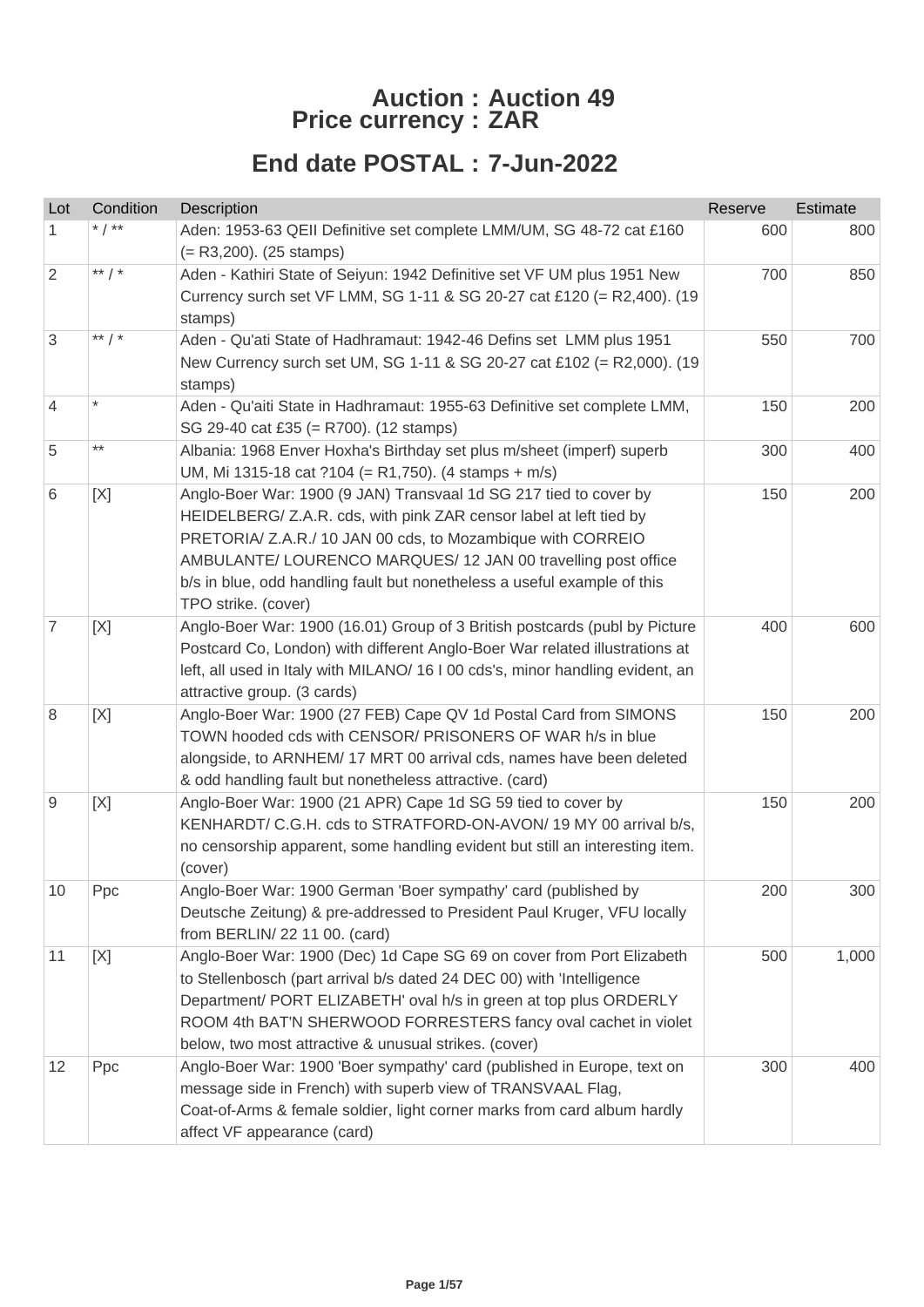# Auction : Auction 49
## Price currency : ZAR

## End date POSTAL : 7-Jun-2022

| Lot | Condition | Description | Reserve | Estimate |
|---|---|---|---|---|
| 1 | * / ** | Aden: 1953-63 QEII Definitive set complete LMM/UM, SG 48-72 cat £160 (= R3,200). (25 stamps) | 600 | 800 |
| 2 | ** / * | Aden - Kathiri State of Seiyun: 1942 Definitive set VF UM plus 1951 New Currency surch set VF LMM, SG 1-11 & SG 20-27 cat £120 (= R2,400). (19 stamps) | 700 | 850 |
| 3 | ** / * | Aden - Qu'ati State of Hadhramaut: 1942-46 Defins set  LMM plus 1951 New Currency surch set UM, SG 1-11 & SG 20-27 cat £102 (= R2,000). (19 stamps) | 550 | 700 |
| 4 | * | Aden - Qu'aiti State in Hadhramaut: 1955-63 Definitive set complete LMM, SG 29-40 cat £35 (= R700). (12 stamps) | 150 | 200 |
| 5 | ** | Albania: 1968 Enver Hoxha's Birthday set plus m/sheet (imperf) superb UM, Mi 1315-18 cat ?104 (= R1,750). (4 stamps + m/s) | 300 | 400 |
| 6 | [X] | Anglo-Boer War: 1900 (9 JAN) Transvaal 1d SG 217 tied to cover by HEIDELBERG/ Z.A.R. cds, with pink ZAR censor label at left tied by PRETORIA/ Z.A.R./ 10 JAN 00 cds, to Mozambique with CORREIO AMBULANTE/ LOURENCO MARQUES/ 12 JAN 00 travelling post office b/s in blue, odd handling fault but nonetheless a useful example of this TPO strike. (cover) | 150 | 200 |
| 7 | [X] | Anglo-Boer War: 1900 (16.01) Group of 3 British postcards (publ by Picture Postcard Co, London) with different Anglo-Boer War related illustrations at left, all used in Italy with MILANO/ 16 I 00 cds's, minor handling evident, an attractive group. (3 cards) | 400 | 600 |
| 8 | [X] | Anglo-Boer War: 1900 (27 FEB) Cape QV 1d Postal Card from SIMONS TOWN hooded cds with CENSOR/ PRISONERS OF WAR h/s in blue alongside, to ARNHEM/ 17 MRT 00 arrival cds, names have been deleted & odd handling fault but nonetheless attractive. (card) | 150 | 200 |
| 9 | [X] | Anglo-Boer War: 1900 (21 APR) Cape 1d SG 59 tied to cover by KENHARDT/ C.G.H. cds to STRATFORD-ON-AVON/ 19 MY 00 arrival b/s, no censorship apparent, some handling evident but still an interesting item. (cover) | 150 | 200 |
| 10 | Ppc | Anglo-Boer War: 1900 German 'Boer sympathy' card (published by Deutsche Zeitung) & pre-addressed to President Paul Kruger, VFU locally from BERLIN/ 22 11 00. (card) | 200 | 300 |
| 11 | [X] | Anglo-Boer War: 1900 (Dec) 1d Cape SG 69 on cover from Port Elizabeth to Stellenbosch (part arrival b/s dated 24 DEC 00) with 'Intelligence Department/ PORT ELIZABETH' oval h/s in green at top plus ORDERLY ROOM 4th BAT'N SHERWOOD FORRESTERS fancy oval cachet in violet below, two most attractive & unusual strikes. (cover) | 500 | 1,000 |
| 12 | Ppc | Anglo-Boer War: 1900 'Boer sympathy' card (published in Europe, text on message side in French) with superb view of TRANSVAAL Flag, Coat-of-Arms & female soldier, light corner marks from card album hardly affect VF appearance (card) | 300 | 400 |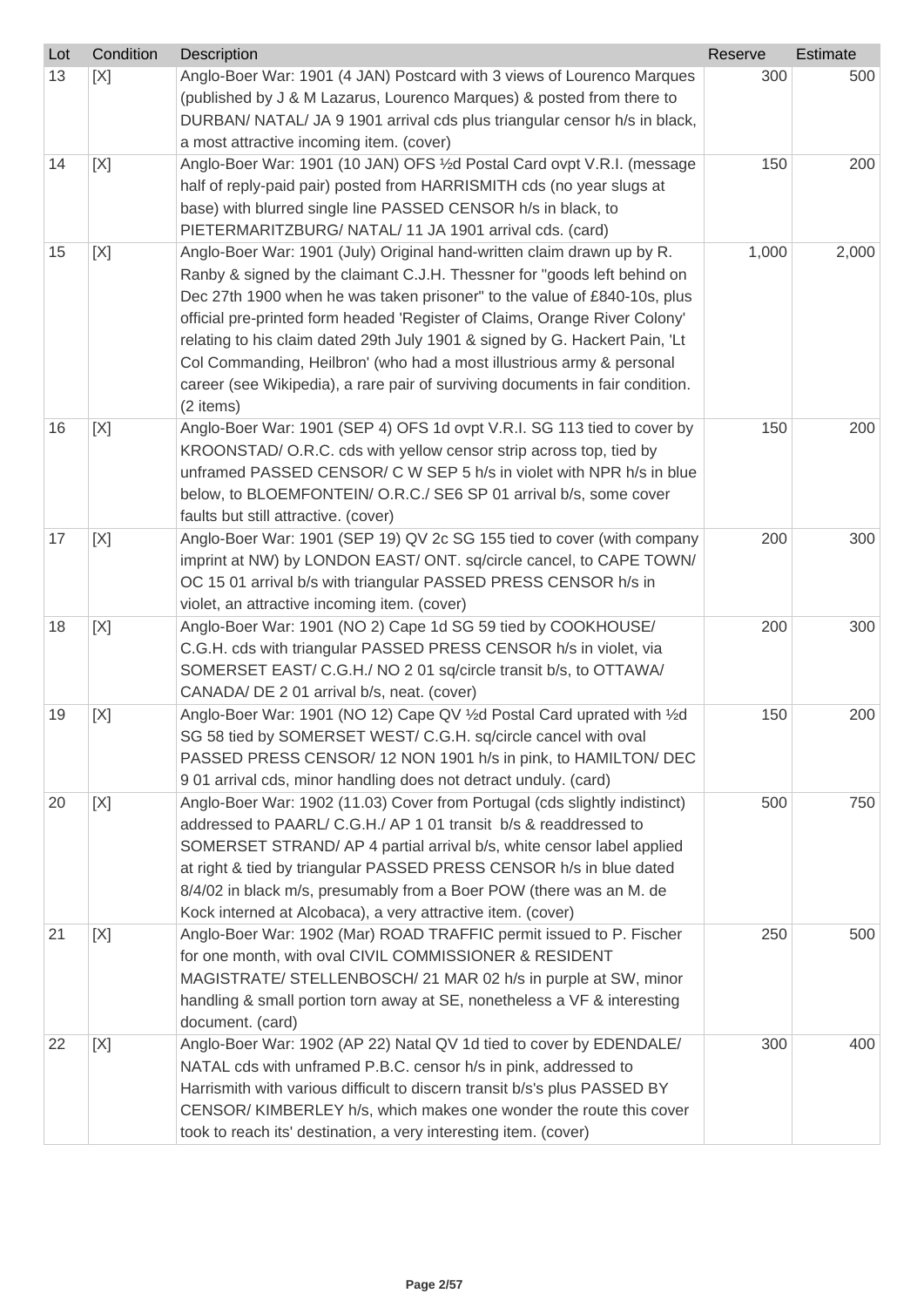| Lot | Condition | Description | Reserve | Estimate |
|---|---|---|---|---|
| 13 | [X] | Anglo-Boer War: 1901 (4 JAN) Postcard with 3 views of Lourenco Marques (published by J & M Lazarus, Lourenco Marques) & posted from there to DURBAN/ NATAL/ JA 9 1901 arrival cds plus triangular censor h/s in black, a most attractive incoming item. (cover) | 300 | 500 |
| 14 | [X] | Anglo-Boer War: 1901 (10 JAN) OFS ½d Postal Card ovpt V.R.I. (message half of reply-paid pair) posted from HARRISMITH cds (no year slugs at base) with blurred single line PASSED CENSOR h/s in black, to PIETERMARITZBURG/ NATAL/ 11 JA 1901 arrival cds. (card) | 150 | 200 |
| 15 | [X] | Anglo-Boer War: 1901 (July) Original hand-written claim drawn up by R. Ranby & signed by the claimant C.J.H. Thessner for "goods left behind on Dec 27th 1900 when he was taken prisoner" to the value of £840-10s, plus official pre-printed form headed 'Register of Claims, Orange River Colony' relating to his claim dated 29th July 1901 & signed by G. Hackert Pain, 'Lt Col Commanding, Heilbron' (who had a most illustrious army & personal career (see Wikipedia), a rare pair of surviving documents in fair condition. (2 items) | 1,000 | 2,000 |
| 16 | [X] | Anglo-Boer War: 1901 (SEP 4) OFS 1d ovpt V.R.I. SG 113 tied to cover by KROONSTAD/ O.R.C. cds with yellow censor strip across top, tied by unframed PASSED CENSOR/ C W SEP 5 h/s in violet with NPR h/s in blue below, to BLOEMFONTEIN/ O.R.C./ SE6 SP 01 arrival b/s, some cover faults but still attractive. (cover) | 150 | 200 |
| 17 | [X] | Anglo-Boer War: 1901 (SEP 19) QV 2c SG 155 tied to cover (with company imprint at NW) by LONDON EAST/ ONT. sq/circle cancel, to CAPE TOWN/ OC 15 01 arrival b/s with triangular PASSED PRESS CENSOR h/s in violet, an attractive incoming item. (cover) | 200 | 300 |
| 18 | [X] | Anglo-Boer War: 1901 (NO 2) Cape 1d SG 59 tied by COOKHOUSE/ C.G.H. cds with triangular PASSED PRESS CENSOR h/s in violet, via SOMERSET EAST/ C.G.H./ NO 2 01 sq/circle transit b/s, to OTTAWA/ CANADA/ DE 2 01 arrival b/s, neat. (cover) | 200 | 300 |
| 19 | [X] | Anglo-Boer War: 1901 (NO 12) Cape QV ½d Postal Card uprated with ½d SG 58 tied by SOMERSET WEST/ C.G.H. sq/circle cancel with oval PASSED PRESS CENSOR/ 12 NON 1901 h/s in pink, to HAMILTON/ DEC 9 01 arrival cds, minor handling does not detract unduly. (card) | 150 | 200 |
| 20 | [X] | Anglo-Boer War: 1902 (11.03) Cover from Portugal (cds slightly indistinct) addressed to PAARL/ C.G.H./ AP 1 01 transit b/s & readdressed to SOMERSET STRAND/ AP 4 partial arrival b/s, white censor label applied at right & tied by triangular PASSED PRESS CENSOR h/s in blue dated 8/4/02 in black m/s, presumably from a Boer POW (there was an M. de Kock interned at Alcobaca), a very attractive item. (cover) | 500 | 750 |
| 21 | [X] | Anglo-Boer War: 1902 (Mar) ROAD TRAFFIC permit issued to P. Fischer for one month, with oval CIVIL COMMISSIONER & RESIDENT MAGISTRATE/ STELLENBOSCH/ 21 MAR 02 h/s in purple at SW, minor handling & small portion torn away at SE, nonetheless a VF & interesting document. (card) | 250 | 500 |
| 22 | [X] | Anglo-Boer War: 1902 (AP 22) Natal QV 1d tied to cover by EDENDALE/ NATAL cds with unframed P.B.C. censor h/s in pink, addressed to Harrismith with various difficult to discern transit b/s's plus PASSED BY CENSOR/ KIMBERLEY h/s, which makes one wonder the route this cover took to reach its' destination, a very interesting item. (cover) | 300 | 400 |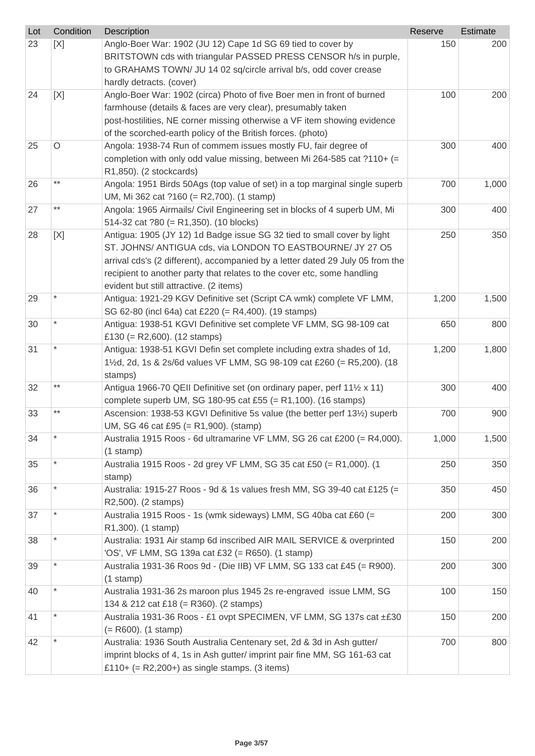| Lot | Condition | Description | Reserve | Estimate |
|---|---|---|---|---|
| 23 | [X] | Anglo-Boer War: 1902 (JU 12) Cape 1d SG 69 tied to cover by BRITSTOWN cds with triangular PASSED PRESS CENSOR h/s in purple, to GRAHAMS TOWN/ JU 14 02 sq/circle arrival b/s, odd cover crease hardly detracts. (cover) | 150 | 200 |
| 24 | [X] | Anglo-Boer War: 1902 (circa) Photo of five Boer men in front of burned farmhouse (details & faces are very clear), presumably taken post-hostilities, NE corner missing otherwise a VF item showing evidence of the scorched-earth policy of the British forces. (photo) | 100 | 200 |
| 25 | O | Angola: 1938-74 Run of commem issues mostly FU, fair degree of completion with only odd value missing, between Mi 264-585 cat ?110+ (= R1,850). (2 stockcards) | 300 | 400 |
| 26 | ** | Angola: 1951 Birds 50Ags (top value of set) in a top marginal single superb UM, Mi 362 cat ?160 (= R2,700). (1 stamp) | 700 | 1,000 |
| 27 | ** | Angola: 1965 Airmails/ Civil Engineering set in blocks of 4 superb UM, Mi 514-32 cat ?80 (= R1,350). (10 blocks) | 300 | 400 |
| 28 | [X] | Antigua: 1905 (JY 12) 1d Badge issue SG 32 tied to small cover by light ST. JOHNS/ ANTIGUA cds, via LONDON TO EASTBOURNE/ JY 27 O5 arrival cds's (2 different), accompanied by a letter dated 29 July 05 from the recipient to another party that relates to the cover etc, some handling evident but still attractive. (2 items) | 250 | 350 |
| 29 | * | Antigua: 1921-29 KGV Definitive set (Script CA wmk) complete VF LMM, SG 62-80 (incl 64a) cat £220 (= R4,400). (19 stamps) | 1,200 | 1,500 |
| 30 | * | Antigua: 1938-51 KGVI Definitive set complete VF LMM, SG 98-109 cat £130 (= R2,600). (12 stamps) | 650 | 800 |
| 31 | * | Antigua: 1938-51 KGVI Defin set complete including extra shades of 1d, 1½d, 2d, 1s & 2s/6d values VF LMM, SG 98-109 cat £260 (= R5,200). (18 stamps) | 1,200 | 1,800 |
| 32 | ** | Antigua 1966-70 QEII Definitive set (on ordinary paper, perf 11½ x 11) complete superb UM, SG 180-95 cat £55 (= R1,100). (16 stamps) | 300 | 400 |
| 33 | ** | Ascension: 1938-53 KGVI Definitive 5s value (the better perf 13½) superb UM, SG 46 cat £95 (= R1,900). (stamp) | 700 | 900 |
| 34 | * | Australia 1915 Roos - 6d ultramarine VF LMM, SG 26 cat £200 (= R4,000). (1 stamp) | 1,000 | 1,500 |
| 35 | * | Australia 1915 Roos - 2d grey VF LMM, SG 35 cat £50 (= R1,000). (1 stamp) | 250 | 350 |
| 36 | * | Australia: 1915-27 Roos - 9d & 1s values fresh MM, SG 39-40 cat £125 (= R2,500). (2 stamps) | 350 | 450 |
| 37 | * | Australia 1915 Roos - 1s (wmk sideways) LMM, SG 40ba cat £60 (= R1,300). (1 stamp) | 200 | 300 |
| 38 | * | Australia: 1931 Air stamp 6d inscribed AIR MAIL SERVICE & overprinted 'OS', VF LMM, SG 139a cat £32 (= R650). (1 stamp) | 150 | 200 |
| 39 | * | Australia 1931-36 Roos 9d - (Die IIB) VF LMM, SG 133 cat £45 (= R900). (1 stamp) | 200 | 300 |
| 40 | * | Australia 1931-36 2s maroon plus 1945 2s re-engraved issue LMM, SG 134 & 212 cat £18 (= R360). (2 stamps) | 100 | 150 |
| 41 | * | Australia 1931-36 Roos - £1 ovpt SPECIMEN, VF LMM, SG 137s cat ±£30 (= R600). (1 stamp) | 150 | 200 |
| 42 | * | Australia: 1936 South Australia Centenary set, 2d & 3d in Ash gutter/ imprint blocks of 4, 1s in Ash gutter/ imprint pair fine MM, SG 161-63 cat £110+ (= R2,200+) as single stamps. (3 items) | 700 | 800 |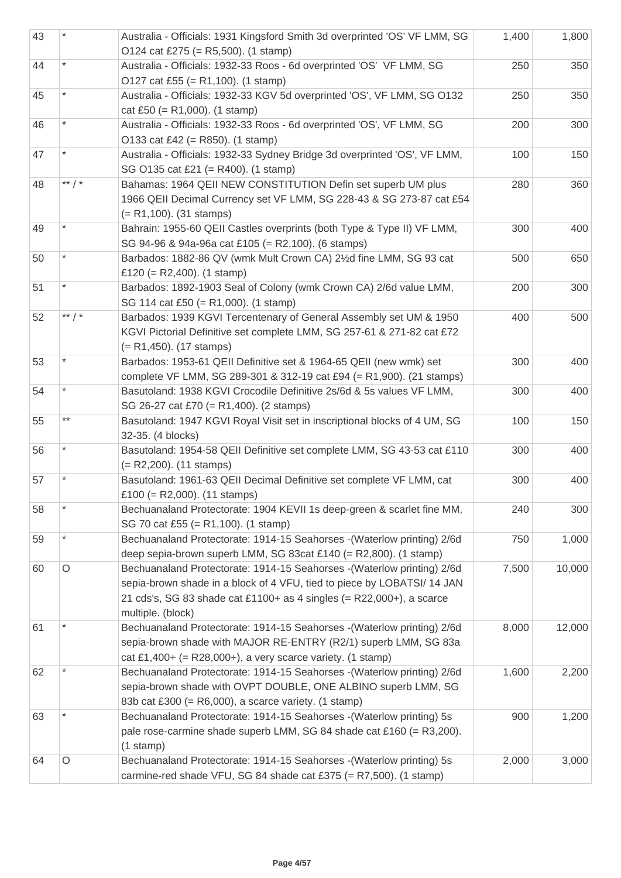| | | | | |
|---|---|---|---|---|
| 43 | * | Australia - Officials: 1931 Kingsford Smith 3d overprinted 'OS' VF LMM, SG O124 cat £275 (= R5,500). (1 stamp) | 1,400 | 1,800 |
| 44 | * | Australia - Officials: 1932-33 Roos - 6d overprinted 'OS'  VF LMM, SG O127 cat £55 (= R1,100). (1 stamp) | 250 | 350 |
| 45 | * | Australia - Officials: 1932-33 KGV 5d overprinted 'OS', VF LMM, SG O132 cat £50 (= R1,000). (1 stamp) | 250 | 350 |
| 46 | * | Australia - Officials: 1932-33 Roos - 6d overprinted 'OS', VF LMM, SG O133 cat £42 (= R850). (1 stamp) | 200 | 300 |
| 47 | * | Australia - Officials: 1932-33 Sydney Bridge 3d overprinted 'OS', VF LMM, SG O135 cat £21 (= R400). (1 stamp) | 100 | 150 |
| 48 | ** / * | Bahamas: 1964 QEII NEW CONSTITUTION Defin set superb UM plus 1966 QEII Decimal Currency set VF LMM, SG 228-43 & SG 273-87 cat £54 (= R1,100). (31 stamps) | 280 | 360 |
| 49 | * | Bahrain: 1955-60 QEII Castles overprints (both Type & Type II) VF LMM, SG 94-96 & 94a-96a cat £105 (= R2,100). (6 stamps) | 300 | 400 |
| 50 | * | Barbados: 1882-86 QV (wmk Mult Crown CA) 2½d fine LMM, SG 93 cat £120 (= R2,400). (1 stamp) | 500 | 650 |
| 51 | * | Barbados: 1892-1903 Seal of Colony (wmk Crown CA) 2/6d value LMM, SG 114 cat £50 (= R1,000). (1 stamp) | 200 | 300 |
| 52 | ** / * | Barbados: 1939 KGVI Tercentenary of General Assembly set UM & 1950 KGVI Pictorial Definitive set complete LMM, SG 257-61 & 271-82 cat £72 (= R1,450). (17 stamps) | 400 | 500 |
| 53 | * | Barbados: 1953-61 QEII Definitive set & 1964-65 QEII (new wmk) set complete VF LMM, SG 289-301 & 312-19 cat £94 (= R1,900). (21 stamps) | 300 | 400 |
| 54 | * | Basutoland: 1938 KGVI Crocodile Definitive 2s/6d & 5s values VF LMM, SG 26-27 cat £70 (= R1,400). (2 stamps) | 300 | 400 |
| 55 | ** | Basutoland: 1947 KGVI Royal Visit set in inscriptional blocks of 4 UM, SG 32-35. (4 blocks) | 100 | 150 |
| 56 | * | Basutoland: 1954-58 QEII Definitive set complete LMM, SG 43-53 cat £110 (= R2,200). (11 stamps) | 300 | 400 |
| 57 | * | Basutoland: 1961-63 QEII Decimal Definitive set complete VF LMM, cat £100 (= R2,000). (11 stamps) | 300 | 400 |
| 58 | * | Bechuanaland Protectorate: 1904 KEVII 1s deep-green & scarlet fine MM, SG 70 cat £55 (= R1,100). (1 stamp) | 240 | 300 |
| 59 | * | Bechuanaland Protectorate: 1914-15 Seahorses -(Waterlow printing) 2/6d deep sepia-brown superb LMM, SG 83cat £140 (= R2,800). (1 stamp) | 750 | 1,000 |
| 60 | O | Bechuanaland Protectorate: 1914-15 Seahorses -(Waterlow printing) 2/6d sepia-brown shade in a block of 4 VFU, tied to piece by LOBATSI/ 14 JAN 21 cds's, SG 83 shade cat £1100+ as 4 singles (= R22,000+), a scarce multiple. (block) | 7,500 | 10,000 |
| 61 | * | Bechuanaland Protectorate: 1914-15 Seahorses -(Waterlow printing) 2/6d sepia-brown shade with MAJOR RE-ENTRY (R2/1) superb LMM, SG 83a cat £1,400+ (= R28,000+), a very scarce variety. (1 stamp) | 8,000 | 12,000 |
| 62 | * | Bechuanaland Protectorate: 1914-15 Seahorses -(Waterlow printing) 2/6d sepia-brown shade with OVPT DOUBLE, ONE ALBINO superb LMM, SG 83b cat £300 (= R6,000), a scarce variety. (1 stamp) | 1,600 | 2,200 |
| 63 | * | Bechuanaland Protectorate: 1914-15 Seahorses -(Waterlow printing) 5s pale rose-carmine shade superb LMM, SG 84 shade cat £160 (= R3,200). (1 stamp) | 900 | 1,200 |
| 64 | O | Bechuanaland Protectorate: 1914-15 Seahorses -(Waterlow printing) 5s carmine-red shade VFU, SG 84 shade cat £375 (= R7,500). (1 stamp) | 2,000 | 3,000 |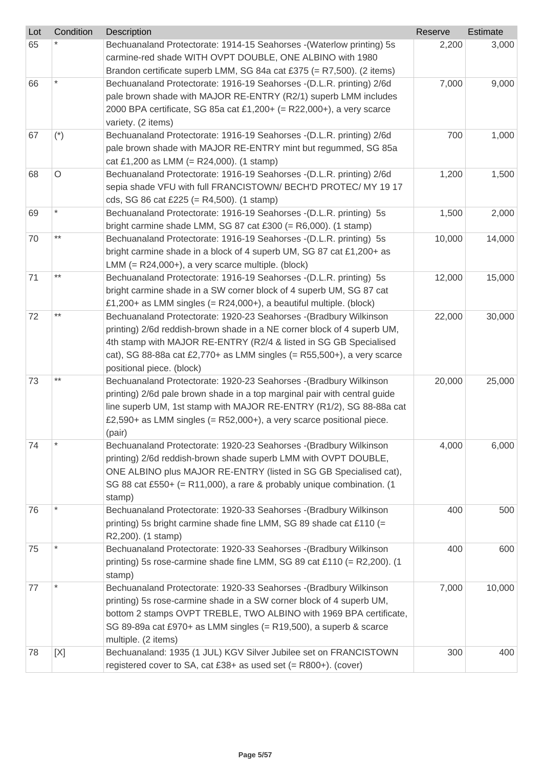| Lot | Condition | Description | Reserve | Estimate |
|---|---|---|---|---|
| 65 | * | Bechuanaland Protectorate: 1914-15 Seahorses -(Waterlow printing) 5s carmine-red shade WITH OVPT DOUBLE, ONE ALBINO with 1980 Brandon certificate superb LMM, SG 84a cat £375 (= R7,500). (2 items) | 2,200 | 3,000 |
| 66 | * | Bechuanaland Protectorate: 1916-19 Seahorses -(D.L.R. printing) 2/6d pale brown shade with MAJOR RE-ENTRY (R2/1) superb LMM includes 2000 BPA certificate, SG 85a cat £1,200+ (= R22,000+), a very scarce variety. (2 items) | 7,000 | 9,000 |
| 67 | (*) | Bechuanaland Protectorate: 1916-19 Seahorses -(D.L.R. printing) 2/6d pale brown shade with MAJOR RE-ENTRY mint but regummed, SG 85a cat £1,200 as LMM (= R24,000). (1 stamp) | 700 | 1,000 |
| 68 | O | Bechuanaland Protectorate: 1916-19 Seahorses -(D.L.R. printing) 2/6d sepia shade VFU with full FRANCISTOWN/ BECH'D PROTEC/ MY 19 17 cds, SG 86 cat £225 (= R4,500). (1 stamp) | 1,200 | 1,500 |
| 69 | * | Bechuanaland Protectorate: 1916-19 Seahorses -(D.L.R. printing) 5s bright carmine shade LMM, SG 87 cat £300 (= R6,000). (1 stamp) | 1,500 | 2,000 |
| 70 | ** | Bechuanaland Protectorate: 1916-19 Seahorses -(D.L.R. printing) 5s bright carmine shade in a block of 4 superb UM, SG 87 cat £1,200+ as LMM (= R24,000+), a very scarce multiple. (block) | 10,000 | 14,000 |
| 71 | ** | Bechuanaland Protectorate: 1916-19 Seahorses -(D.L.R. printing) 5s bright carmine shade in a SW corner block of 4 superb UM, SG 87 cat £1,200+ as LMM singles (= R24,000+), a beautiful multiple. (block) | 12,000 | 15,000 |
| 72 | ** | Bechuanaland Protectorate: 1920-23 Seahorses -(Bradbury Wilkinson printing) 2/6d reddish-brown shade in a NE corner block of 4 superb UM, 4th stamp with MAJOR RE-ENTRY (R2/4 & listed in SG GB Specialised cat), SG 88-88a cat £2,770+ as LMM singles (= R55,500+), a very scarce positional piece. (block) | 22,000 | 30,000 |
| 73 | ** | Bechuanaland Protectorate: 1920-23 Seahorses -(Bradbury Wilkinson printing) 2/6d pale brown shade in a top marginal pair with central guide line superb UM, 1st stamp with MAJOR RE-ENTRY (R1/2), SG 88-88a cat £2,590+ as LMM singles (= R52,000+), a very scarce positional piece. (pair) | 20,000 | 25,000 |
| 74 | * | Bechuanaland Protectorate: 1920-23 Seahorses -(Bradbury Wilkinson printing) 2/6d reddish-brown shade superb LMM with OVPT DOUBLE, ONE ALBINO plus MAJOR RE-ENTRY (listed in SG GB Specialised cat), SG 88 cat £550+ (= R11,000), a rare & probably unique combination. (1 stamp) | 4,000 | 6,000 |
| 76 | * | Bechuanaland Protectorate: 1920-33 Seahorses -(Bradbury Wilkinson printing) 5s bright carmine shade fine LMM, SG 89 shade cat £110 (= R2,200). (1 stamp) | 400 | 500 |
| 75 | * | Bechuanaland Protectorate: 1920-33 Seahorses -(Bradbury Wilkinson printing) 5s rose-carmine shade fine LMM, SG 89 cat £110 (= R2,200). (1 stamp) | 400 | 600 |
| 77 | * | Bechuanaland Protectorate: 1920-33 Seahorses -(Bradbury Wilkinson printing) 5s rose-carmine shade in a SW corner block of 4 superb UM, bottom 2 stamps OVPT TREBLE, TWO ALBINO with 1969 BPA certificate, SG 89-89a cat £970+ as LMM singles (= R19,500), a superb & scarce multiple. (2 items) | 7,000 | 10,000 |
| 78 | [X] | Bechuanaland: 1935 (1 JUL) KGV Silver Jubilee set on FRANCISTOWN registered cover to SA, cat £38+ as used set (= R800+). (cover) | 300 | 400 |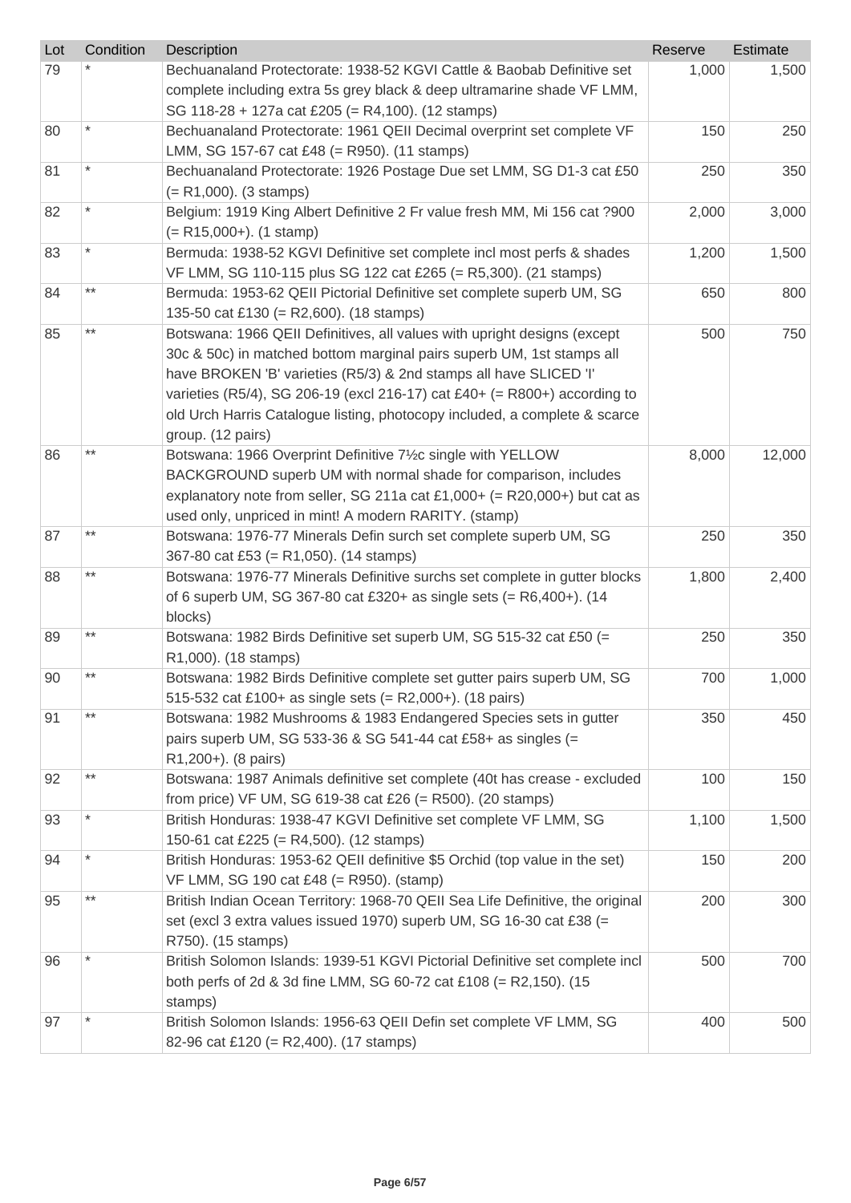| Lot | Condition | Description | Reserve | Estimate |
| --- | --- | --- | --- | --- |
| 79 | * | Bechuanaland Protectorate: 1938-52 KGVI Cattle & Baobab Definitive set complete including extra 5s grey black & deep ultramarine shade VF LMM, SG 118-28 + 127a cat £205 (= R4,100). (12 stamps) | 1,000 | 1,500 |
| 80 | * | Bechuanaland Protectorate: 1961 QEII Decimal overprint set complete VF LMM, SG 157-67 cat £48 (= R950). (11 stamps) | 150 | 250 |
| 81 | * | Bechuanaland Protectorate: 1926 Postage Due set LMM, SG D1-3 cat £50 (= R1,000). (3 stamps) | 250 | 350 |
| 82 | * | Belgium: 1919 King Albert Definitive 2 Fr value fresh MM, Mi 156 cat ?900 (= R15,000+). (1 stamp) | 2,000 | 3,000 |
| 83 | * | Bermuda: 1938-52 KGVI Definitive set complete incl most perfs & shades VF LMM, SG 110-115 plus SG 122 cat £265 (= R5,300). (21 stamps) | 1,200 | 1,500 |
| 84 | ** | Bermuda: 1953-62 QEII Pictorial Definitive set complete superb UM, SG 135-50 cat £130 (= R2,600). (18 stamps) | 650 | 800 |
| 85 | ** | Botswana: 1966 QEII Definitives, all values with upright designs (except 30c & 50c) in matched bottom marginal pairs superb UM, 1st stamps all have BROKEN 'B' varieties (R5/3) & 2nd stamps all have SLICED 'I' varieties (R5/4), SG 206-19 (excl 216-17) cat £40+ (= R800+) according to old Urch Harris Catalogue listing, photocopy included, a complete & scarce group. (12 pairs) | 500 | 750 |
| 86 | ** | Botswana: 1966 Overprint Definitive 7½c single with YELLOW BACKGROUND superb UM with normal shade for comparison, includes explanatory note from seller, SG 211a cat £1,000+ (= R20,000+) but cat as used only, unpriced in mint! A modern RARITY. (stamp) | 8,000 | 12,000 |
| 87 | ** | Botswana: 1976-77 Minerals Defin surch set complete superb UM, SG 367-80 cat £53 (= R1,050). (14 stamps) | 250 | 350 |
| 88 | ** | Botswana: 1976-77 Minerals Definitive surchs set complete in gutter blocks of 6 superb UM, SG 367-80 cat £320+ as single sets (= R6,400+). (14 blocks) | 1,800 | 2,400 |
| 89 | ** | Botswana: 1982 Birds Definitive set superb UM, SG 515-32 cat £50 (= R1,000). (18 stamps) | 250 | 350 |
| 90 | ** | Botswana: 1982 Birds Definitive complete set gutter pairs superb UM, SG 515-532 cat £100+ as single sets (= R2,000+). (18 pairs) | 700 | 1,000 |
| 91 | ** | Botswana: 1982 Mushrooms & 1983 Endangered Species sets in gutter pairs superb UM, SG 533-36 & SG 541-44 cat £58+ as singles (= R1,200+). (8 pairs) | 350 | 450 |
| 92 | ** | Botswana: 1987 Animals definitive set complete (40t has crease - excluded from price) VF UM, SG 619-38 cat £26 (= R500). (20 stamps) | 100 | 150 |
| 93 | * | British Honduras: 1938-47 KGVI Definitive set complete VF LMM, SG 150-61 cat £225 (= R4,500). (12 stamps) | 1,100 | 1,500 |
| 94 | * | British Honduras: 1953-62 QEII definitive $5 Orchid (top value in the set) VF LMM, SG 190 cat £48 (= R950). (stamp) | 150 | 200 |
| 95 | ** | British Indian Ocean Territory: 1968-70 QEII Sea Life Definitive, the original set (excl 3 extra values issued 1970) superb UM, SG 16-30 cat £38 (= R750). (15 stamps) | 200 | 300 |
| 96 | * | British Solomon Islands: 1939-51 KGVI Pictorial Definitive set complete incl both perfs of 2d & 3d fine LMM, SG 60-72 cat £108 (= R2,150). (15 stamps) | 500 | 700 |
| 97 | * | British Solomon Islands: 1956-63 QEII Defin set complete VF LMM, SG 82-96 cat £120 (= R2,400). (17 stamps) | 400 | 500 |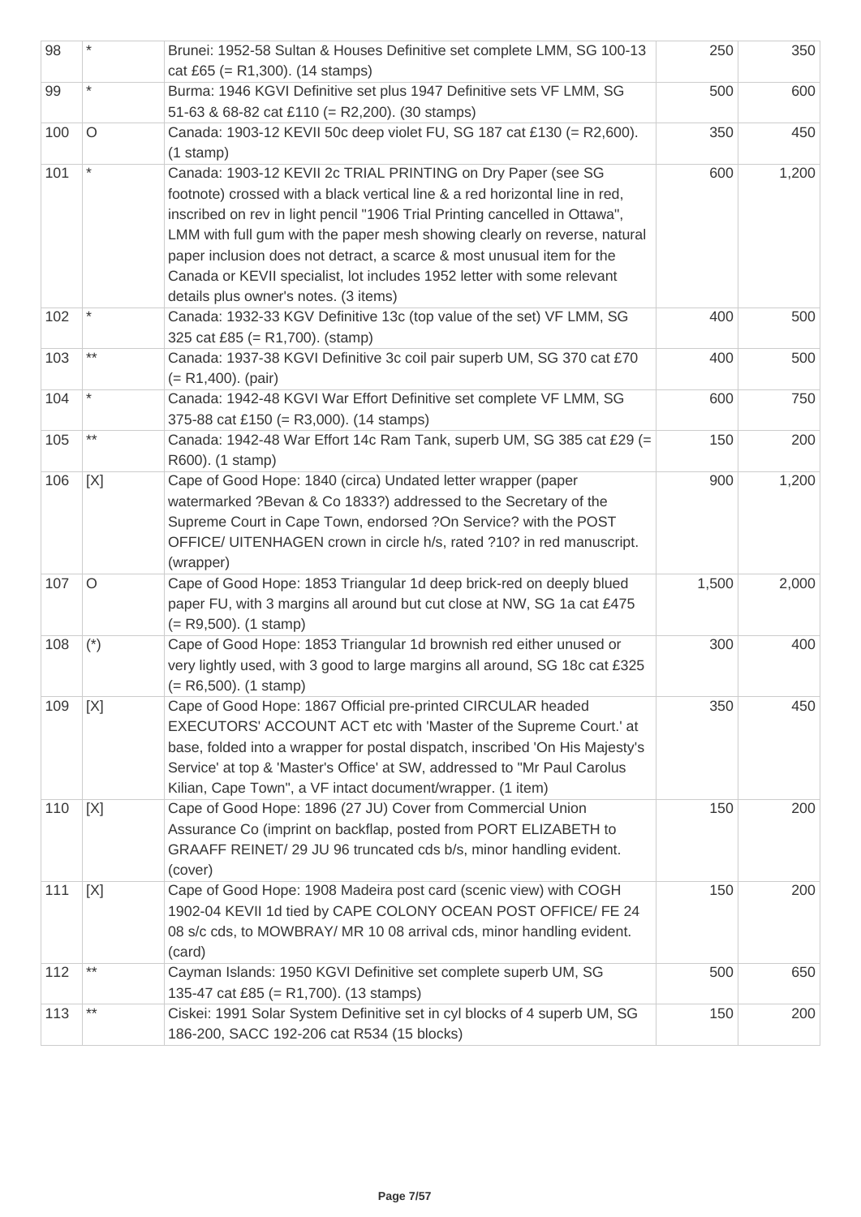| 98 | * | Brunei: 1952-58 Sultan & Houses Definitive set complete LMM, SG 100-13 cat £65 (= R1,300). (14 stamps) | 250 | 350 |
|---|---|---|---|---|
| 99 | * | Burma: 1946 KGVI Definitive set plus 1947 Definitive sets VF LMM, SG 51-63 & 68-82 cat £110 (= R2,200). (30 stamps) | 500 | 600 |
| 100 | O | Canada: 1903-12 KEVII 50c deep violet FU, SG 187 cat £130 (= R2,600). (1 stamp) | 350 | 450 |
| 101 | * | Canada: 1903-12 KEVII 2c TRIAL PRINTING on Dry Paper (see SG footnote) crossed with a black vertical line & a red horizontal line in red, inscribed on rev in light pencil "1906 Trial Printing cancelled in Ottawa", LMM with full gum with the paper mesh showing clearly on reverse, natural paper inclusion does not detract, a scarce & most unusual item for the Canada or KEVII specialist, lot includes 1952 letter with some relevant details plus owner's notes. (3 items) | 600 | 1,200 |
| 102 | * | Canada: 1932-33 KGV Definitive 13c (top value of the set) VF LMM, SG 325 cat £85 (= R1,700). (stamp) | 400 | 500 |
| 103 | ** | Canada: 1937-38 KGVI Definitive 3c coil pair superb UM, SG 370 cat £70 (= R1,400). (pair) | 400 | 500 |
| 104 | * | Canada: 1942-48 KGVI War Effort Definitive set complete VF LMM, SG 375-88 cat £150 (= R3,000). (14 stamps) | 600 | 750 |
| 105 | ** | Canada: 1942-48 War Effort 14c Ram Tank, superb UM, SG 385 cat £29 (= R600). (1 stamp) | 150 | 200 |
| 106 | [X] | Cape of Good Hope: 1840 (circa) Undated letter wrapper (paper watermarked ?Bevan & Co 1833?) addressed to the Secretary of the Supreme Court in Cape Town, endorsed ?On Service? with the POST OFFICE/ UITENHAGEN crown in circle h/s, rated ?10? in red manuscript. (wrapper) | 900 | 1,200 |
| 107 | O | Cape of Good Hope: 1853 Triangular 1d deep brick-red on deeply blued paper FU, with 3 margins all around but cut close at NW, SG 1a cat £475 (= R9,500). (1 stamp) | 1,500 | 2,000 |
| 108 | (*) | Cape of Good Hope: 1853 Triangular 1d brownish red either unused or very lightly used, with 3 good to large margins all around, SG 18c cat £325 (= R6,500). (1 stamp) | 300 | 400 |
| 109 | [X] | Cape of Good Hope: 1867 Official pre-printed CIRCULAR headed EXECUTORS' ACCOUNT ACT etc with 'Master of the Supreme Court.' at base, folded into a wrapper for postal dispatch, inscribed 'On His Majesty's Service' at top & 'Master's Office' at SW, addressed to "Mr Paul Carolus Kilian, Cape Town", a VF intact document/wrapper. (1 item) | 350 | 450 |
| 110 | [X] | Cape of Good Hope: 1896 (27 JU) Cover from Commercial Union Assurance Co (imprint on backflap, posted from PORT ELIZABETH to GRAAFF REINET/ 29 JU 96 truncated cds b/s, minor handling evident. (cover) | 150 | 200 |
| 111 | [X] | Cape of Good Hope: 1908 Madeira post card (scenic view) with COGH 1902-04 KEVII 1d tied by CAPE COLONY OCEAN POST OFFICE/ FE 24 08 s/c cds, to MOWBRAY/ MR 10 08 arrival cds, minor handling evident. (card) | 150 | 200 |
| 112 | ** | Cayman Islands: 1950 KGVI Definitive set complete superb UM, SG 135-47 cat £85 (= R1,700). (13 stamps) | 500 | 650 |
| 113 | ** | Ciskei: 1991 Solar System Definitive set in cyl blocks of 4 superb UM, SG 186-200, SACC 192-206 cat R534 (15 blocks) | 150 | 200 |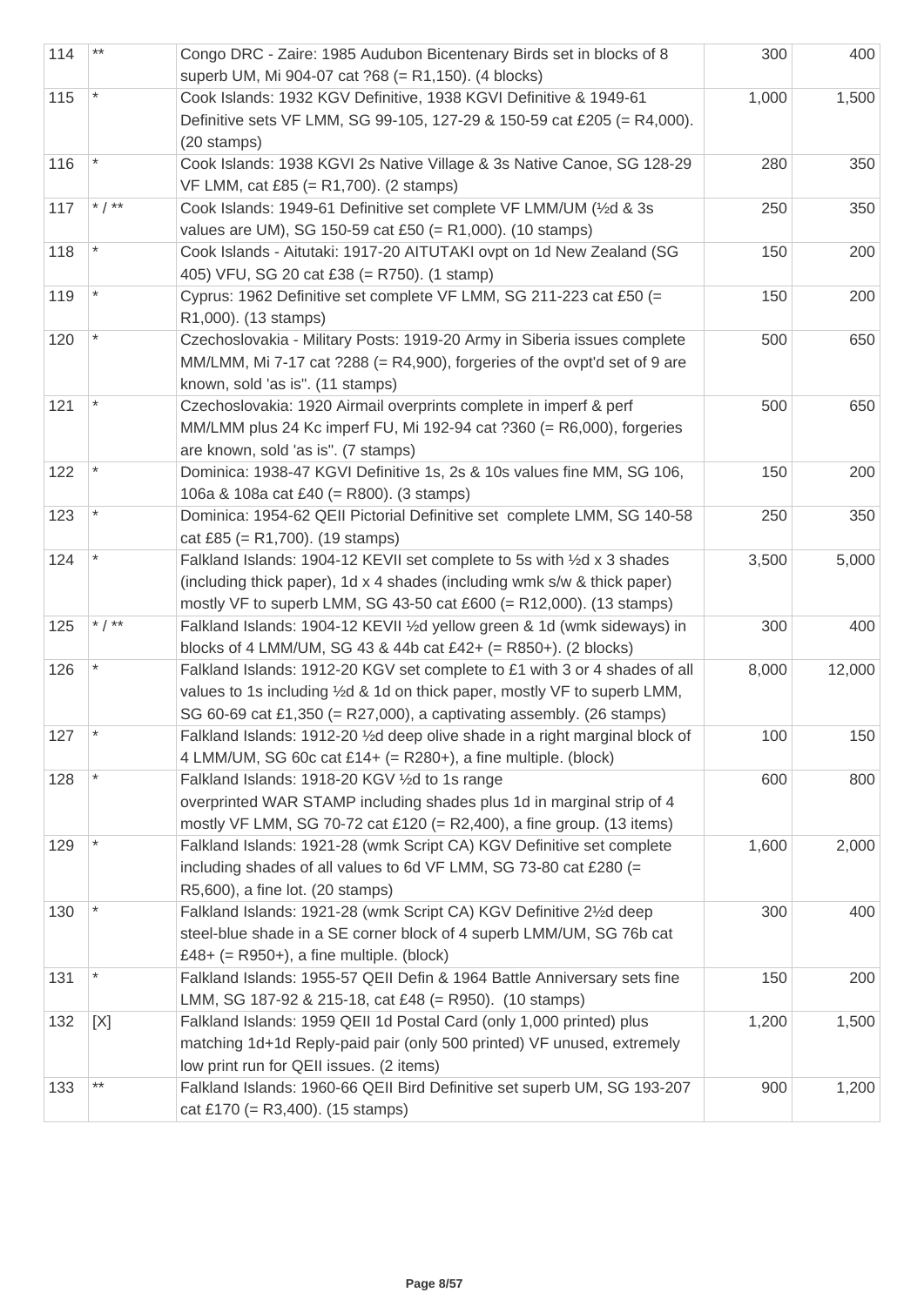| | | | | |
|---|---|---|---|---|
| 114 | ** | Congo DRC - Zaire: 1985 Audubon Bicentenary Birds set in blocks of 8 superb UM, Mi 904-07 cat ?68 (= R1,150). (4 blocks) | 300 | 400 |
| 115 | * | Cook Islands: 1932 KGV Definitive, 1938 KGVI Definitive & 1949-61 Definitive sets VF LMM, SG 99-105, 127-29 & 150-59 cat £205 (= R4,000). (20 stamps) | 1,000 | 1,500 |
| 116 | * | Cook Islands: 1938 KGVI 2s Native Village & 3s Native Canoe, SG 128-29 VF LMM, cat £85 (= R1,700). (2 stamps) | 280 | 350 |
| 117 | * / ** | Cook Islands: 1949-61 Definitive set complete VF LMM/UM (½d & 3s values are UM), SG 150-59 cat £50 (= R1,000). (10 stamps) | 250 | 350 |
| 118 | * | Cook Islands - Aitutaki: 1917-20 AITUTAKI ovpt on 1d New Zealand (SG 405) VFU, SG 20 cat £38 (= R750). (1 stamp) | 150 | 200 |
| 119 | * | Cyprus: 1962 Definitive set complete VF LMM, SG 211-223 cat £50 (= R1,000). (13 stamps) | 150 | 200 |
| 120 | * | Czechoslovakia - Military Posts: 1919-20 Army in Siberia issues complete MM/LMM, Mi 7-17 cat ?288 (= R4,900), forgeries of the ovpt'd set of 9 are known, sold 'as is". (11 stamps) | 500 | 650 |
| 121 | * | Czechoslovakia: 1920 Airmail overprints complete in imperf & perf MM/LMM plus 24 Kc imperf FU, Mi 192-94 cat ?360 (= R6,000), forgeries are known, sold 'as is". (7 stamps) | 500 | 650 |
| 122 | * | Dominica: 1938-47 KGVI Definitive 1s, 2s & 10s values fine MM, SG 106, 106a & 108a cat £40 (= R800). (3 stamps) | 150 | 200 |
| 123 | * | Dominica: 1954-62 QEII Pictorial Definitive set complete LMM, SG 140-58 cat £85 (= R1,700). (19 stamps) | 250 | 350 |
| 124 | * | Falkland Islands: 1904-12 KEVII set complete to 5s with ½d x 3 shades (including thick paper), 1d x 4 shades (including wmk s/w & thick paper) mostly VF to superb LMM, SG 43-50 cat £600 (= R12,000). (13 stamps) | 3,500 | 5,000 |
| 125 | * / ** | Falkland Islands: 1904-12 KEVII ½d yellow green & 1d (wmk sideways) in blocks of 4 LMM/UM, SG 43 & 44b cat £42+ (= R850+). (2 blocks) | 300 | 400 |
| 126 | * | Falkland Islands: 1912-20 KGV set complete to £1 with 3 or 4 shades of all values to 1s including ½d & 1d on thick paper, mostly VF to superb LMM, SG 60-69 cat £1,350 (= R27,000), a captivating assembly. (26 stamps) | 8,000 | 12,000 |
| 127 | * | Falkland Islands: 1912-20 ½d deep olive shade in a right marginal block of 4 LMM/UM, SG 60c cat £14+ (= R280+), a fine multiple. (block) | 100 | 150 |
| 128 | * | Falkland Islands: 1918-20 KGV ½d to 1s range overprinted WAR STAMP including shades plus 1d in marginal strip of 4 mostly VF LMM, SG 70-72 cat £120 (= R2,400), a fine group. (13 items) | 600 | 800 |
| 129 | * | Falkland Islands: 1921-28 (wmk Script CA) KGV Definitive set complete including shades of all values to 6d VF LMM, SG 73-80 cat £280 (= R5,600), a fine lot. (20 stamps) | 1,600 | 2,000 |
| 130 | * | Falkland Islands: 1921-28 (wmk Script CA) KGV Definitive 2½d deep steel-blue shade in a SE corner block of 4 superb LMM/UM, SG 76b cat £48+ (= R950+), a fine multiple. (block) | 300 | 400 |
| 131 | * | Falkland Islands: 1955-57 QEII Defin & 1964 Battle Anniversary sets fine LMM, SG 187-92 & 215-18, cat £48 (= R950). (10 stamps) | 150 | 200 |
| 132 | [X] | Falkland Islands: 1959 QEII 1d Postal Card (only 1,000 printed) plus matching 1d+1d Reply-paid pair (only 500 printed) VF unused, extremely low print run for QEII issues. (2 items) | 1,200 | 1,500 |
| 133 | ** | Falkland Islands: 1960-66 QEII Bird Definitive set superb UM, SG 193-207 cat £170 (= R3,400). (15 stamps) | 900 | 1,200 |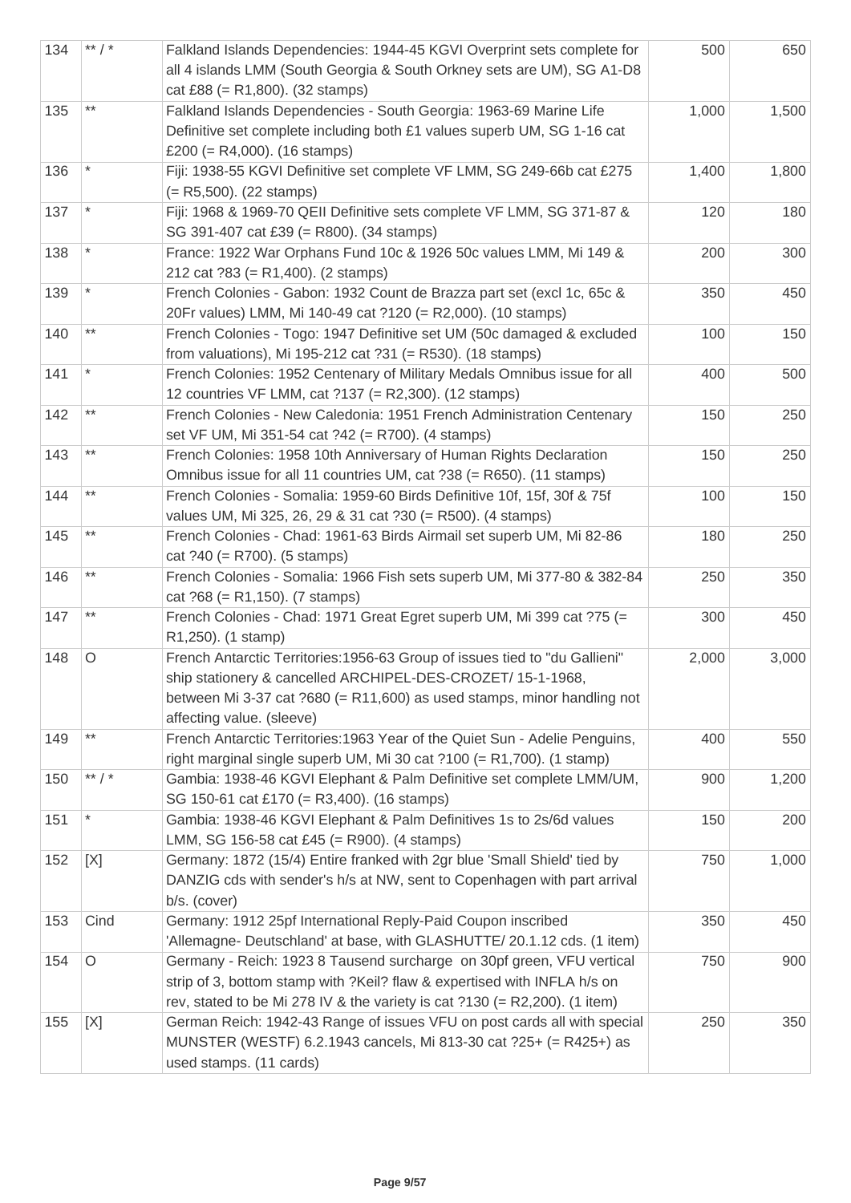| 134 | ** / * | Falkland Islands Dependencies: 1944-45 KGVI Overprint sets complete for all 4 islands LMM (South Georgia & South Orkney sets are UM), SG A1-D8 cat £88 (= R1,800). (32 stamps) | 500 | 650 |
|---|---|---|---|---|
| 135 | ** | Falkland Islands Dependencies - South Georgia: 1963-69 Marine Life Definitive set complete including both £1 values superb UM, SG 1-16 cat £200 (= R4,000). (16 stamps) | 1,000 | 1,500 |
| 136 | * | Fiji: 1938-55 KGVI Definitive set complete VF LMM, SG 249-66b cat £275 (= R5,500). (22 stamps) | 1,400 | 1,800 |
| 137 | * | Fiji: 1968 & 1969-70 QEII Definitive sets complete VF LMM, SG 371-87 & SG 391-407 cat £39 (= R800). (34 stamps) | 120 | 180 |
| 138 | * | France: 1922 War Orphans Fund 10c & 1926 50c values LMM, Mi 149 & 212 cat ?83 (= R1,400). (2 stamps) | 200 | 300 |
| 139 | * | French Colonies - Gabon: 1932 Count de Brazza part set (excl 1c, 65c & 20Fr values) LMM, Mi 140-49 cat ?120 (= R2,000). (10 stamps) | 350 | 450 |
| 140 | ** | French Colonies - Togo: 1947 Definitive set UM (50c damaged & excluded from valuations), Mi 195-212 cat ?31 (= R530). (18 stamps) | 100 | 150 |
| 141 | * | French Colonies: 1952 Centenary of Military Medals Omnibus issue for all 12 countries VF LMM, cat ?137 (= R2,300). (12 stamps) | 400 | 500 |
| 142 | ** | French Colonies - New Caledonia: 1951 French Administration Centenary set VF UM, Mi 351-54 cat ?42 (= R700). (4 stamps) | 150 | 250 |
| 143 | ** | French Colonies: 1958 10th Anniversary of Human Rights Declaration Omnibus issue for all 11 countries UM, cat ?38 (= R650). (11 stamps) | 150 | 250 |
| 144 | ** | French Colonies - Somalia: 1959-60 Birds Definitive 10f, 15f, 30f & 75f values UM, Mi 325, 26, 29 & 31 cat ?30 (= R500). (4 stamps) | 100 | 150 |
| 145 | ** | French Colonies - Chad: 1961-63 Birds Airmail set superb UM, Mi 82-86 cat ?40 (= R700). (5 stamps) | 180 | 250 |
| 146 | ** | French Colonies - Somalia: 1966 Fish sets superb UM, Mi 377-80 & 382-84 cat ?68 (= R1,150). (7 stamps) | 250 | 350 |
| 147 | ** | French Colonies - Chad: 1971 Great Egret superb UM, Mi 399 cat ?75 (= R1,250). (1 stamp) | 300 | 450 |
| 148 | O | French Antarctic Territories:1956-63 Group of issues tied to "du Gallieni" ship stationery & cancelled ARCHIPEL-DES-CROZET/ 15-1-1968, between Mi 3-37 cat ?680 (= R11,600) as used stamps, minor handling not affecting value. (sleeve) | 2,000 | 3,000 |
| 149 | ** | French Antarctic Territories:1963 Year of the Quiet Sun - Adelie Penguins, right marginal single superb UM, Mi 30 cat ?100 (= R1,700). (1 stamp) | 400 | 550 |
| 150 | ** / * | Gambia: 1938-46 KGVI Elephant & Palm Definitive set complete LMM/UM, SG 150-61 cat £170 (= R3,400). (16 stamps) | 900 | 1,200 |
| 151 | * | Gambia: 1938-46 KGVI Elephant & Palm Definitives 1s to 2s/6d values LMM, SG 156-58 cat £45 (= R900). (4 stamps) | 150 | 200 |
| 152 | [X] | Germany: 1872 (15/4) Entire franked with 2gr blue 'Small Shield' tied by DANZIG cds with sender's h/s at NW, sent to Copenhagen with part arrival b/s. (cover) | 750 | 1,000 |
| 153 | Cind | Germany: 1912 25pf International Reply-Paid Coupon inscribed 'Allemagne- Deutschland' at base, with GLASHUTTE/ 20.1.12 cds. (1 item) | 350 | 450 |
| 154 | O | Germany - Reich: 1923 8 Tausend surcharge on 30pf green, VFU vertical strip of 3, bottom stamp with ?Keil? flaw & expertised with INFLA h/s on rev, stated to be Mi 278 IV & the variety is cat ?130 (= R2,200). (1 item) | 750 | 900 |
| 155 | [X] | German Reich: 1942-43 Range of issues VFU on post cards all with special MUNSTER (WESTF) 6.2.1943 cancels, Mi 813-30 cat ?25+ (= R425+) as used stamps. (11 cards) | 250 | 350 |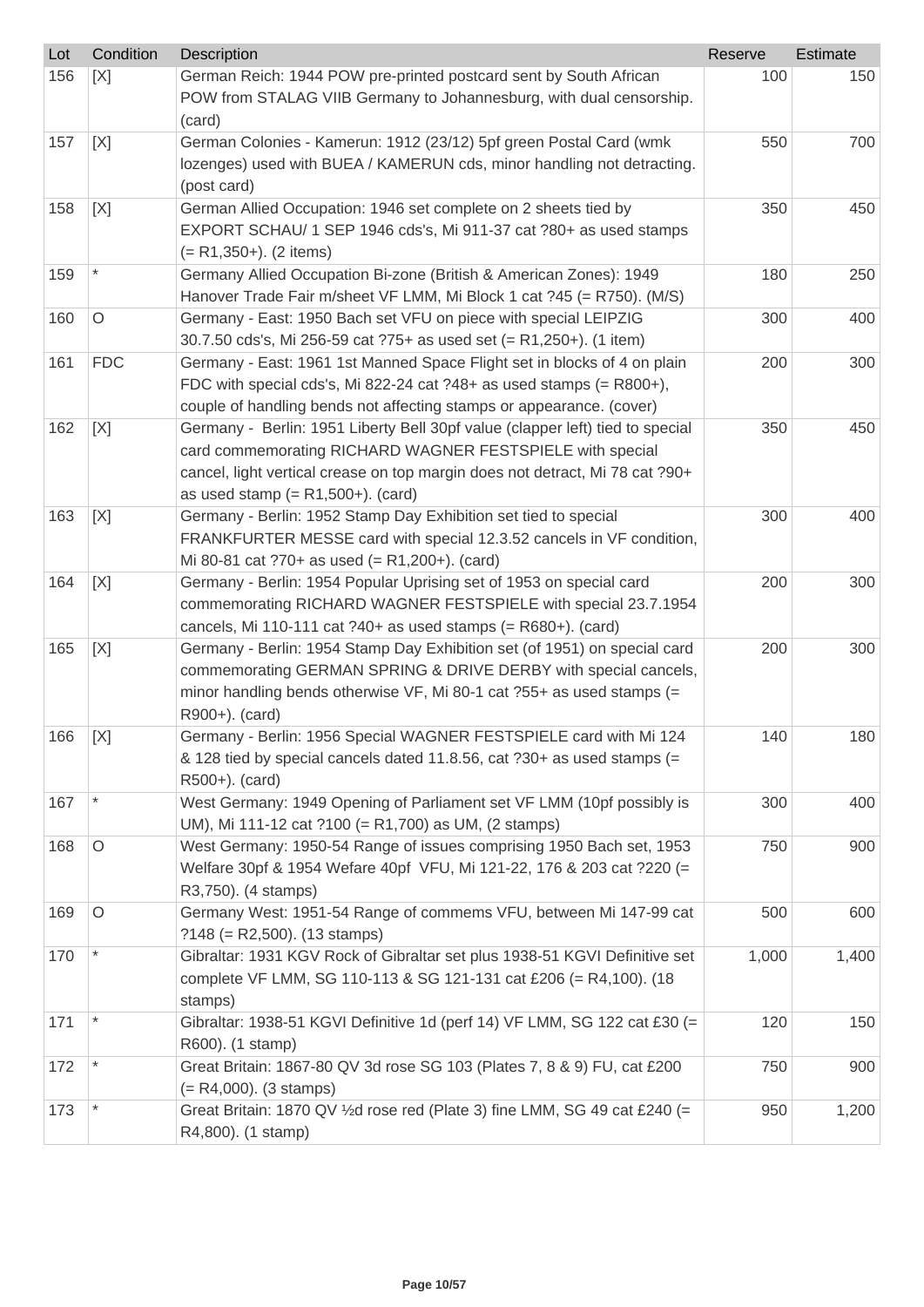| Lot | Condition | Description | Reserve | Estimate |
|---|---|---|---|---|
| 156 | [X] | German Reich: 1944 POW pre-printed postcard sent by South African POW from STALAG VIIB Germany to Johannesburg, with dual censorship. (card) | 100 | 150 |
| 157 | [X] | German Colonies - Kamerun: 1912 (23/12) 5pf green Postal Card (wmk lozenges) used with BUEA / KAMERUN cds, minor handling not detracting. (post card) | 550 | 700 |
| 158 | [X] | German Allied Occupation: 1946 set complete on 2 sheets tied by EXPORT SCHAU/ 1 SEP 1946 cds's, Mi 911-37 cat ?80+ as used stamps (= R1,350+). (2 items) | 350 | 450 |
| 159 | * | Germany Allied Occupation Bi-zone (British & American Zones): 1949 Hanover Trade Fair m/sheet VF LMM, Mi Block 1 cat ?45 (= R750). (M/S) | 180 | 250 |
| 160 | O | Germany - East: 1950 Bach set VFU on piece with special LEIPZIG 30.7.50 cds's, Mi 256-59 cat ?75+ as used set (= R1,250+). (1 item) | 300 | 400 |
| 161 | FDC | Germany - East: 1961 1st Manned Space Flight set in blocks of 4 on plain FDC with special cds's, Mi 822-24 cat ?48+ as used stamps (= R800+), couple of handling bends not affecting stamps or appearance. (cover) | 200 | 300 |
| 162 | [X] | Germany - Berlin: 1951 Liberty Bell 30pf value (clapper left) tied to special card commemorating RICHARD WAGNER FESTSPIELE with special cancel, light vertical crease on top margin does not detract, Mi 78 cat ?90+ as used stamp (= R1,500+). (card) | 350 | 450 |
| 163 | [X] | Germany - Berlin: 1952 Stamp Day Exhibition set tied to special FRANKFURTER MESSE card with special 12.3.52 cancels in VF condition, Mi 80-81 cat ?70+ as used (= R1,200+). (card) | 300 | 400 |
| 164 | [X] | Germany - Berlin: 1954 Popular Uprising set of 1953 on special card commemorating RICHARD WAGNER FESTSPIELE with special 23.7.1954 cancels, Mi 110-111 cat ?40+ as used stamps (= R680+). (card) | 200 | 300 |
| 165 | [X] | Germany - Berlin: 1954 Stamp Day Exhibition set (of 1951) on special card commemorating GERMAN SPRING & DRIVE DERBY with special cancels, minor handling bends otherwise VF, Mi 80-1 cat ?55+ as used stamps (= R900+). (card) | 200 | 300 |
| 166 | [X] | Germany - Berlin: 1956 Special WAGNER FESTSPIELE card with Mi 124 & 128 tied by special cancels dated 11.8.56, cat ?30+ as used stamps (= R500+). (card) | 140 | 180 |
| 167 | * | West Germany: 1949 Opening of Parliament set VF LMM (10pf possibly is UM), Mi 111-12 cat ?100 (= R1,700) as UM, (2 stamps) | 300 | 400 |
| 168 | O | West Germany: 1950-54 Range of issues comprising 1950 Bach set, 1953 Welfare 30pf & 1954 Wefare 40pf VFU, Mi 121-22, 176 & 203 cat ?220 (= R3,750). (4 stamps) | 750 | 900 |
| 169 | O | Germany West: 1951-54 Range of commems VFU, between Mi 147-99 cat ?148 (= R2,500). (13 stamps) | 500 | 600 |
| 170 | * | Gibraltar: 1931 KGV Rock of Gibraltar set plus 1938-51 KGVI Definitive set complete VF LMM, SG 110-113 & SG 121-131 cat £206 (= R4,100). (18 stamps) | 1,000 | 1,400 |
| 171 | * | Gibraltar: 1938-51 KGVI Definitive 1d (perf 14) VF LMM, SG 122 cat £30 (= R600). (1 stamp) | 120 | 150 |
| 172 | * | Great Britain: 1867-80 QV 3d rose SG 103 (Plates 7, 8 & 9) FU, cat £200 (= R4,000). (3 stamps) | 750 | 900 |
| 173 | * | Great Britain: 1870 QV ½d rose red (Plate 3) fine LMM, SG 49 cat £240 (= R4,800). (1 stamp) | 950 | 1,200 |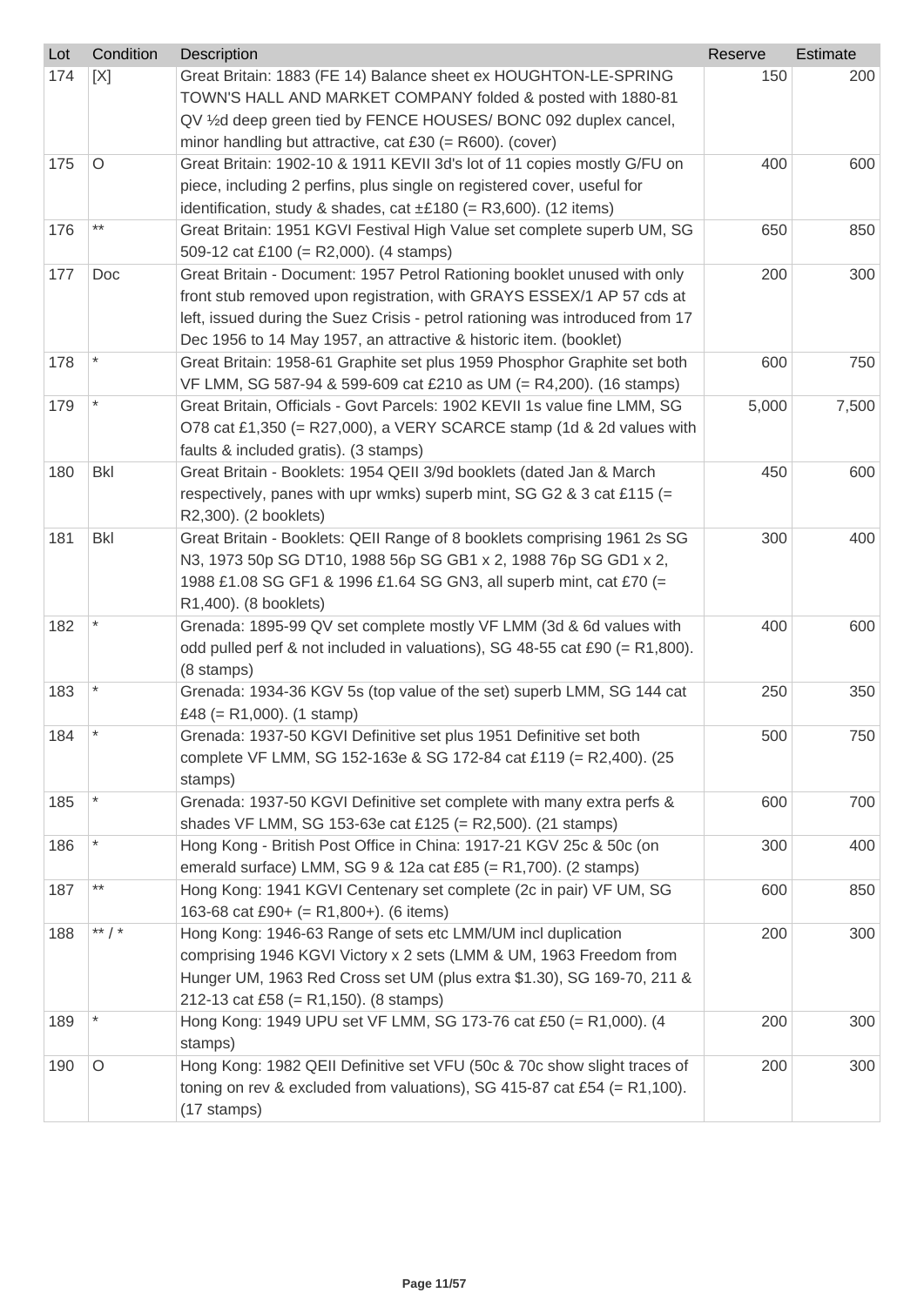| Lot | Condition | Description | Reserve | Estimate |
|---|---|---|---|---|
| 174 | [X] | Great Britain: 1883 (FE 14) Balance sheet ex HOUGHTON-LE-SPRING TOWN'S HALL AND MARKET COMPANY folded & posted with 1880-81 QV ½d deep green tied by FENCE HOUSES/ BONC 092 duplex cancel, minor handling but attractive, cat £30 (= R600). (cover) | 150 | 200 |
| 175 | O | Great Britain: 1902-10 & 1911 KEVII 3d's lot of 11 copies mostly G/FU on piece, including 2 perfins, plus single on registered cover, useful for identification, study & shades, cat ±£180 (= R3,600). (12 items) | 400 | 600 |
| 176 | ** | Great Britain: 1951 KGVI Festival High Value set complete superb UM, SG 509-12 cat £100 (= R2,000). (4 stamps) | 650 | 850 |
| 177 | Doc | Great Britain - Document: 1957 Petrol Rationing booklet unused with only front stub removed upon registration, with GRAYS ESSEX/1 AP 57 cds at left, issued during the Suez Crisis - petrol rationing was introduced from 17 Dec 1956 to 14 May 1957, an attractive & historic item. (booklet) | 200 | 300 |
| 178 | * | Great Britain: 1958-61 Graphite set plus 1959 Phosphor Graphite set both VF LMM, SG 587-94 & 599-609 cat £210 as UM (= R4,200). (16 stamps) | 600 | 750 |
| 179 | * | Great Britain, Officials - Govt Parcels: 1902 KEVII 1s value fine LMM, SG O78 cat £1,350 (= R27,000), a VERY SCARCE stamp (1d & 2d values with faults & included gratis). (3 stamps) | 5,000 | 7,500 |
| 180 | Bkl | Great Britain - Booklets: 1954 QEII 3/9d booklets (dated Jan & March respectively, panes with upr wmks) superb mint, SG G2 & 3 cat £115 (= R2,300). (2 booklets) | 450 | 600 |
| 181 | Bkl | Great Britain - Booklets: QEII Range of 8 booklets comprising 1961 2s SG N3, 1973 50p SG DT10, 1988 56p SG GB1 x 2, 1988 76p SG GD1 x 2, 1988 £1.08 SG GF1 & 1996 £1.64 SG GN3, all superb mint, cat £70 (= R1,400). (8 booklets) | 300 | 400 |
| 182 | * | Grenada: 1895-99 QV set complete mostly VF LMM (3d & 6d values with odd pulled perf & not included in valuations), SG 48-55 cat £90 (= R1,800). (8 stamps) | 400 | 600 |
| 183 | * | Grenada: 1934-36 KGV 5s (top value of the set) superb LMM, SG 144 cat £48 (= R1,000). (1 stamp) | 250 | 350 |
| 184 | * | Grenada: 1937-50 KGVI Definitive set plus 1951 Definitive set both complete VF LMM, SG 152-163e & SG 172-84 cat £119 (= R2,400). (25 stamps) | 500 | 750 |
| 185 | * | Grenada: 1937-50 KGVI Definitive set complete with many extra perfs & shades VF LMM, SG 153-63e cat £125 (= R2,500). (21 stamps) | 600 | 700 |
| 186 | * | Hong Kong - British Post Office in China: 1917-21 KGV 25c & 50c (on emerald surface) LMM, SG 9 & 12a cat £85 (= R1,700). (2 stamps) | 300 | 400 |
| 187 | ** | Hong Kong: 1941 KGVI Centenary set complete (2c in pair) VF UM, SG 163-68 cat £90+ (= R1,800+). (6 items) | 600 | 850 |
| 188 | ** / * | Hong Kong: 1946-63 Range of sets etc LMM/UM incl duplication comprising 1946 KGVI Victory x 2 sets (LMM & UM, 1963 Freedom from Hunger UM, 1963 Red Cross set UM (plus extra $1.30), SG 169-70, 211 & 212-13 cat £58 (= R1,150). (8 stamps) | 200 | 300 |
| 189 | * | Hong Kong: 1949 UPU set VF LMM, SG 173-76 cat £50 (= R1,000). (4 stamps) | 200 | 300 |
| 190 | O | Hong Kong: 1982 QEII Definitive set VFU (50c & 70c show slight traces of toning on rev & excluded from valuations), SG 415-87 cat £54 (= R1,100). (17 stamps) | 200 | 300 |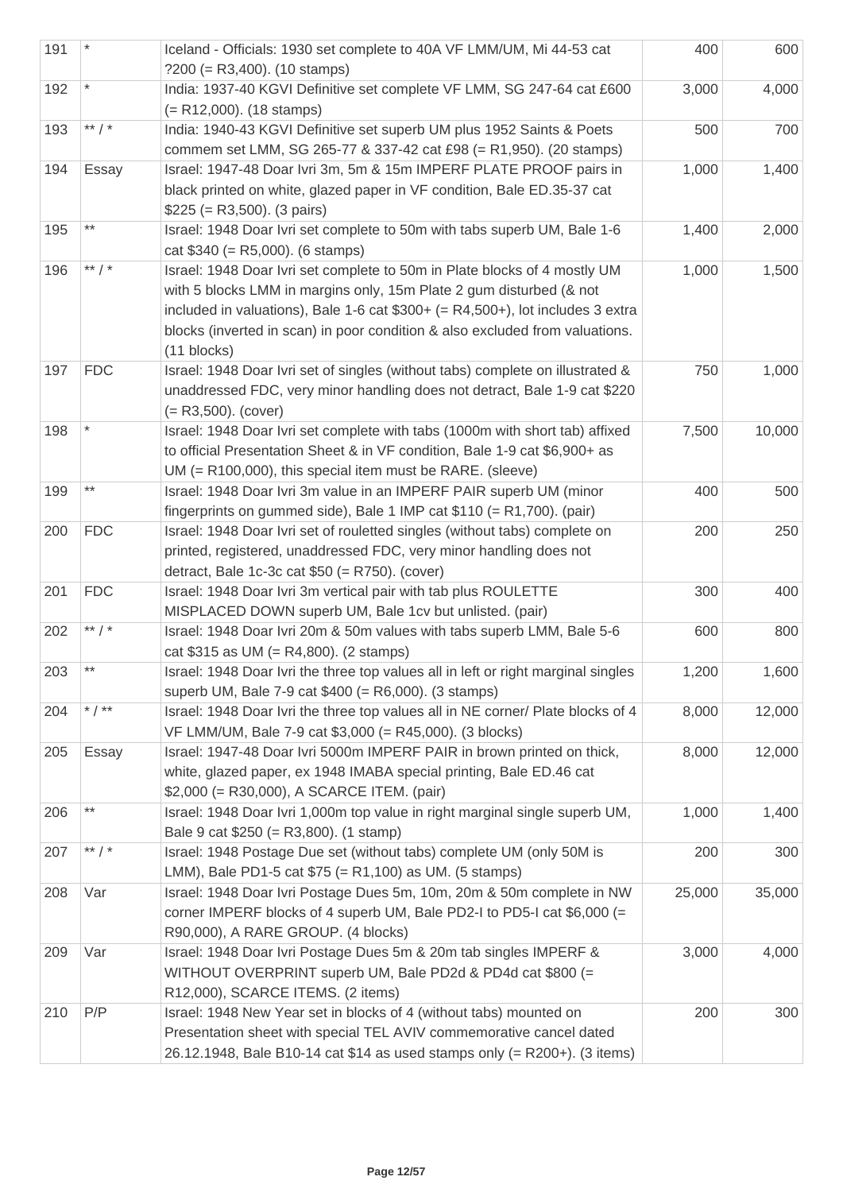| | | | | |
|---|---|---|---|---|
| 191 | * | Iceland - Officials: 1930 set complete to 40A VF LMM/UM, Mi 44-53 cat ?200 (= R3,400). (10 stamps) | 400 | 600 |
| 192 | * | India: 1937-40 KGVI Definitive set complete VF LMM, SG 247-64 cat £600 (= R12,000). (18 stamps) | 3,000 | 4,000 |
| 193 | ** / * | India: 1940-43 KGVI Definitive set superb UM plus 1952 Saints & Poets commem set LMM, SG 265-77 & 337-42 cat £98 (= R1,950). (20 stamps) | 500 | 700 |
| 194 | Essay | Israel: 1947-48 Doar Ivri 3m, 5m & 15m IMPERF PLATE PROOF pairs in black printed on white, glazed paper in VF condition, Bale ED.35-37 cat $225 (= R3,500). (3 pairs) | 1,000 | 1,400 |
| 195 | ** | Israel: 1948 Doar Ivri set complete to 50m with tabs superb UM, Bale 1-6 cat $340 (= R5,000). (6 stamps) | 1,400 | 2,000 |
| 196 | ** / * | Israel: 1948 Doar Ivri set complete to 50m in Plate blocks of 4 mostly UM with 5 blocks LMM in margins only, 15m Plate 2 gum disturbed (& not included in valuations), Bale 1-6 cat $300+ (= R4,500+), lot includes 3 extra blocks (inverted in scan) in poor condition & also excluded from valuations. (11 blocks) | 1,000 | 1,500 |
| 197 | FDC | Israel: 1948 Doar Ivri set of singles (without tabs) complete on illustrated & unaddressed FDC, very minor handling does not detract, Bale 1-9 cat $220 (= R3,500). (cover) | 750 | 1,000 |
| 198 | * | Israel: 1948 Doar Ivri set complete with tabs (1000m with short tab) affixed to official Presentation Sheet & in VF condition, Bale 1-9 cat $6,900+ as UM (= R100,000), this special item must be RARE. (sleeve) | 7,500 | 10,000 |
| 199 | ** | Israel: 1948 Doar Ivri 3m value in an IMPERF PAIR superb UM (minor fingerprints on gummed side), Bale 1 IMP cat $110 (= R1,700). (pair) | 400 | 500 |
| 200 | FDC | Israel: 1948 Doar Ivri set of rouletted singles (without tabs) complete on printed, registered, unaddressed FDC, very minor handling does not detract, Bale 1c-3c cat $50 (= R750). (cover) | 200 | 250 |
| 201 | FDC | Israel: 1948 Doar Ivri 3m vertical pair with tab plus ROULETTE MISPLACED DOWN superb UM, Bale 1cv but unlisted. (pair) | 300 | 400 |
| 202 | ** / * | Israel: 1948 Doar Ivri 20m & 50m values with tabs superb LMM, Bale 5-6 cat $315 as UM (= R4,800). (2 stamps) | 600 | 800 |
| 203 | ** | Israel: 1948 Doar Ivri the three top values all in left or right marginal singles superb UM, Bale 7-9 cat $400 (= R6,000). (3 stamps) | 1,200 | 1,600 |
| 204 | * / ** | Israel: 1948 Doar Ivri the three top values all in NE corner/ Plate blocks of 4 VF LMM/UM, Bale 7-9 cat $3,000 (= R45,000). (3 blocks) | 8,000 | 12,000 |
| 205 | Essay | Israel: 1947-48 Doar Ivri 5000m IMPERF PAIR in brown printed on thick, white, glazed paper, ex 1948 IMABA special printing, Bale ED.46 cat $2,000 (= R30,000), A SCARCE ITEM. (pair) | 8,000 | 12,000 |
| 206 | ** | Israel: 1948 Doar Ivri 1,000m top value in right marginal single superb UM, Bale 9 cat $250 (= R3,800). (1 stamp) | 1,000 | 1,400 |
| 207 | ** / * | Israel: 1948 Postage Due set (without tabs) complete UM (only 50M is LMM), Bale PD1-5 cat $75 (= R1,100) as UM. (5 stamps) | 200 | 300 |
| 208 | Var | Israel: 1948 Doar Ivri Postage Dues 5m, 10m, 20m & 50m complete in NW corner IMPERF blocks of 4 superb UM, Bale PD2-I to PD5-I cat $6,000 (= R90,000), A RARE GROUP. (4 blocks) | 25,000 | 35,000 |
| 209 | Var | Israel: 1948 Doar Ivri Postage Dues 5m & 20m tab singles IMPERF & WITHOUT OVERPRINT superb UM, Bale PD2d & PD4d cat $800 (= R12,000), SCARCE ITEMS. (2 items) | 3,000 | 4,000 |
| 210 | P/P | Israel: 1948 New Year set in blocks of 4 (without tabs) mounted on Presentation sheet with special TEL AVIV commemorative cancel dated 26.12.1948, Bale B10-14 cat $14 as used stamps only (= R200+). (3 items) | 200 | 300 |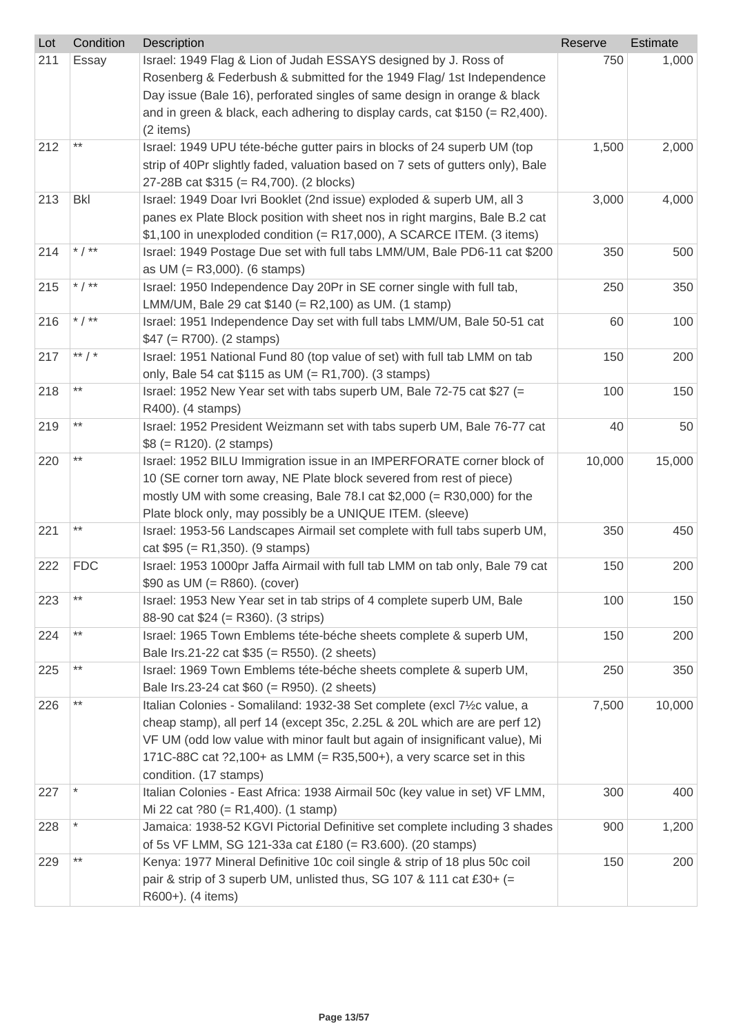| Lot | Condition | Description | Reserve | Estimate |
|---|---|---|---|---|
| 211 | Essay | Israel: 1949 Flag & Lion of Judah ESSAYS designed by J. Ross of Rosenberg & Federbush & submitted for the 1949 Flag/ 1st Independence Day issue (Bale 16), perforated singles of same design in orange & black and in green & black, each adhering to display cards, cat $150 (= R2,400). (2 items) | 750 | 1,000 |
| 212 | ** | Israel: 1949 UPU téte-béche gutter pairs in blocks of 24 superb UM (top strip of 40Pr slightly faded, valuation based on 7 sets of gutters only), Bale 27-28B cat $315 (= R4,700). (2 blocks) | 1,500 | 2,000 |
| 213 | Bkl | Israel: 1949 Doar Ivri Booklet (2nd issue) exploded & superb UM, all 3 panes ex Plate Block position with sheet nos in right margins, Bale B.2 cat $1,100 in unexploded condition (= R17,000), A SCARCE ITEM. (3 items) | 3,000 | 4,000 |
| 214 | * / ** | Israel: 1949 Postage Due set with full tabs LMM/UM, Bale PD6-11 cat $200 as UM (= R3,000). (6 stamps) | 350 | 500 |
| 215 | * / ** | Israel: 1950 Independence Day 20Pr in SE corner single with full tab, LMM/UM, Bale 29 cat $140 (= R2,100) as UM. (1 stamp) | 250 | 350 |
| 216 | * / ** | Israel: 1951 Independence Day set with full tabs LMM/UM, Bale 50-51 cat $47 (= R700). (2 stamps) | 60 | 100 |
| 217 | ** / * | Israel: 1951 National Fund 80 (top value of set) with full tab LMM on tab only, Bale 54 cat $115 as UM (= R1,700). (3 stamps) | 150 | 200 |
| 218 | ** | Israel: 1952 New Year set with tabs superb UM, Bale 72-75 cat $27 (= R400). (4 stamps) | 100 | 150 |
| 219 | ** | Israel: 1952 President Weizmann set with tabs superb UM, Bale 76-77 cat $8 (= R120). (2 stamps) | 40 | 50 |
| 220 | ** | Israel: 1952 BILU Immigration issue in an IMPERFORATE corner block of 10 (SE corner torn away, NE Plate block severed from rest of piece) mostly UM with some creasing, Bale 78.I cat $2,000 (= R30,000) for the Plate block only, may possibly be a UNIQUE ITEM. (sleeve) | 10,000 | 15,000 |
| 221 | ** | Israel: 1953-56 Landscapes Airmail set complete with full tabs superb UM, cat $95 (= R1,350). (9 stamps) | 350 | 450 |
| 222 | FDC | Israel: 1953 1000pr Jaffa Airmail with full tab LMM on tab only, Bale 79 cat $90 as UM (= R860). (cover) | 150 | 200 |
| 223 | ** | Israel: 1953 New Year set in tab strips of 4 complete superb UM, Bale 88-90 cat $24 (= R360). (3 strips) | 100 | 150 |
| 224 | ** | Israel: 1965 Town Emblems téte-béche sheets complete & superb UM, Bale Irs.21-22 cat $35 (= R550). (2 sheets) | 150 | 200 |
| 225 | ** | Israel: 1969 Town Emblems téte-béche sheets complete & superb UM, Bale Irs.23-24 cat $60 (= R950). (2 sheets) | 250 | 350 |
| 226 | ** | Italian Colonies - Somaliland: 1932-38 Set complete (excl 7½c value, a cheap stamp), all perf 14 (except 35c, 2.25L & 20L which are are perf 12) VF UM (odd low value with minor fault but again of insignificant value), Mi 171C-88C cat ?2,100+ as LMM (= R35,500+), a very scarce set in this condition. (17 stamps) | 7,500 | 10,000 |
| 227 | * | Italian Colonies - East Africa: 1938 Airmail 50c (key value in set) VF LMM, Mi 22 cat ?80 (= R1,400). (1 stamp) | 300 | 400 |
| 228 | * | Jamaica: 1938-52 KGVI Pictorial Definitive set complete including 3 shades of 5s VF LMM, SG 121-33a cat £180 (= R3.600). (20 stamps) | 900 | 1,200 |
| 229 | ** | Kenya: 1977 Mineral Definitive 10c coil single & strip of 18 plus 50c coil pair & strip of 3 superb UM, unlisted thus, SG 107 & 111 cat £30+ (= R600+). (4 items) | 150 | 200 |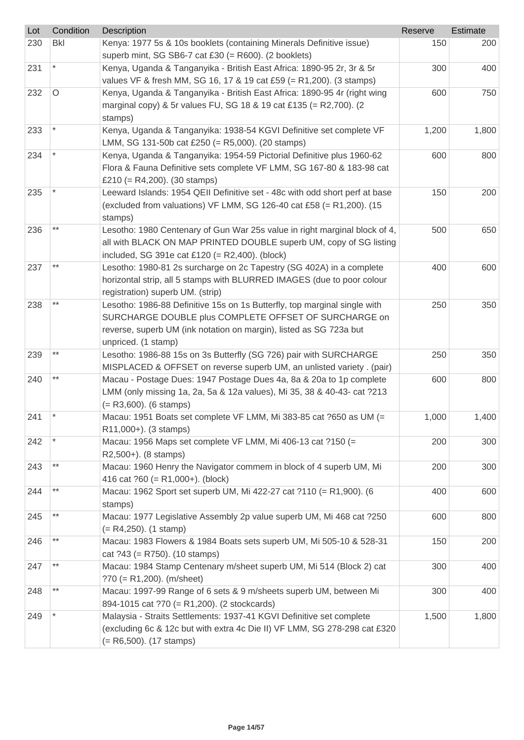| Lot | Condition | Description | Reserve | Estimate |
|---|---|---|---|---|
| 230 | Bkl | Kenya: 1977 5s & 10s booklets (containing Minerals Definitive issue) superb mint, SG SB6-7 cat £30 (= R600). (2 booklets) | 150 | 200 |
| 231 | * | Kenya, Uganda & Tanganyika - British East Africa: 1890-95 2r, 3r & 5r values VF & fresh MM, SG 16, 17 & 19 cat £59 (= R1,200). (3 stamps) | 300 | 400 |
| 232 | O | Kenya, Uganda & Tanganyika - British East Africa: 1890-95 4r (right wing marginal copy) & 5r values FU, SG 18 & 19 cat £135 (= R2,700). (2 stamps) | 600 | 750 |
| 233 | * | Kenya, Uganda & Tanganyika: 1938-54 KGVI Definitive set complete VF LMM, SG 131-50b cat £250 (= R5,000). (20 stamps) | 1,200 | 1,800 |
| 234 | * | Kenya, Uganda & Tanganyika: 1954-59 Pictorial Definitive plus 1960-62 Flora & Fauna Definitive sets complete VF LMM, SG 167-80 & 183-98 cat £210 (= R4,200). (30 stamps) | 600 | 800 |
| 235 | * | Leeward Islands: 1954 QEII Definitive set - 48c with odd short perf at base (excluded from valuations) VF LMM, SG 126-40 cat £58 (= R1,200). (15 stamps) | 150 | 200 |
| 236 | ** | Lesotho: 1980 Centenary of Gun War 25s value in right marginal block of 4, all with BLACK ON MAP PRINTED DOUBLE superb UM, copy of SG listing included, SG 391e cat £120 (= R2,400). (block) | 500 | 650 |
| 237 | ** | Lesotho: 1980-81 2s surcharge on 2c Tapestry (SG 402A) in a complete horizontal strip, all 5 stamps with BLURRED IMAGES (due to poor colour registration) superb UM. (strip) | 400 | 600 |
| 238 | ** | Lesotho: 1986-88 Definitive 15s on 1s Butterfly, top marginal single with SURCHARGE DOUBLE plus COMPLETE OFFSET OF SURCHARGE on reverse, superb UM (ink notation on margin), listed as SG 723a but unpriced. (1 stamp) | 250 | 350 |
| 239 | ** | Lesotho: 1986-88 15s on 3s Butterfly (SG 726) pair with SURCHARGE MISPLACED & OFFSET on reverse superb UM, an unlisted variety . (pair) | 250 | 350 |
| 240 | ** | Macau - Postage Dues: 1947 Postage Dues 4a, 8a & 20a to 1p complete LMM (only missing 1a, 2a, 5a & 12a values), Mi 35, 38 & 40-43- cat ?213 (= R3,600). (6 stamps) | 600 | 800 |
| 241 | * | Macau: 1951 Boats set complete VF LMM, Mi 383-85 cat ?650 as UM (= R11,000+). (3 stamps) | 1,000 | 1,400 |
| 242 | * | Macau: 1956 Maps set complete VF LMM, Mi 406-13 cat ?150 (= R2,500+). (8 stamps) | 200 | 300 |
| 243 | ** | Macau: 1960 Henry the Navigator commem in block of 4 superb UM, Mi 416 cat ?60 (= R1,000+). (block) | 200 | 300 |
| 244 | ** | Macau: 1962 Sport set superb UM, Mi 422-27 cat ?110 (= R1,900). (6 stamps) | 400 | 600 |
| 245 | ** | Macau: 1977 Legislative Assembly 2p value superb UM, Mi 468 cat ?250 (= R4,250). (1 stamp) | 600 | 800 |
| 246 | ** | Macau: 1983 Flowers & 1984 Boats sets superb UM, Mi 505-10 & 528-31 cat ?43 (= R750). (10 stamps) | 150 | 200 |
| 247 | ** | Macau: 1984 Stamp Centenary m/sheet superb UM, Mi 514 (Block 2) cat ?70 (= R1,200). (m/sheet) | 300 | 400 |
| 248 | ** | Macau: 1997-99 Range of 6 sets & 9 m/sheets superb UM, between Mi 894-1015 cat ?70 (= R1,200). (2 stockcards) | 300 | 400 |
| 249 | * | Malaysia - Straits Settlements: 1937-41 KGVI Definitive set complete (excluding 6c & 12c but with extra 4c Die II) VF LMM, SG 278-298 cat £320 (= R6,500). (17 stamps) | 1,500 | 1,800 |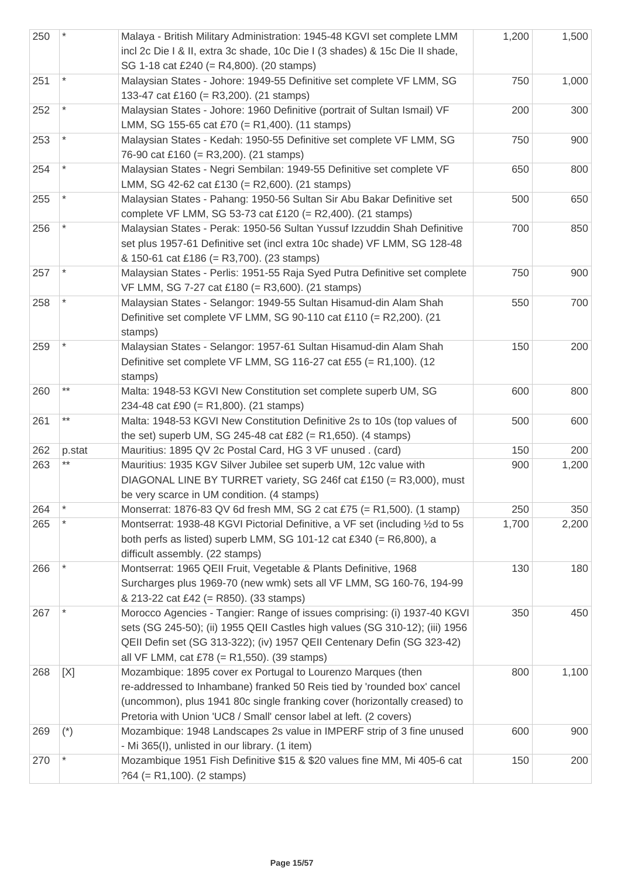| | | | | |
|---|---|---|---|---|
| 250 | * | Malaya - British Military Administration: 1945-48 KGVI set complete LMM incl 2c Die I & II, extra 3c shade, 10c Die I (3 shades) & 15c Die II shade, SG 1-18 cat £240 (= R4,800). (20 stamps) | 1,200 | 1,500 |
| 251 | * | Malaysian States - Johore: 1949-55 Definitive set complete VF LMM, SG 133-47 cat £160 (= R3,200). (21 stamps) | 750 | 1,000 |
| 252 | * | Malaysian States - Johore: 1960 Definitive (portrait of Sultan Ismail) VF LMM, SG 155-65 cat £70 (= R1,400). (11 stamps) | 200 | 300 |
| 253 | * | Malaysian States - Kedah: 1950-55 Definitive set complete VF LMM, SG 76-90 cat £160 (= R3,200). (21 stamps) | 750 | 900 |
| 254 | * | Malaysian States - Negri Sembilan: 1949-55 Definitive set complete VF LMM, SG 42-62 cat £130 (= R2,600). (21 stamps) | 650 | 800 |
| 255 | * | Malaysian States - Pahang: 1950-56 Sultan Sir Abu Bakar Definitive set complete VF LMM, SG 53-73 cat £120 (= R2,400). (21 stamps) | 500 | 650 |
| 256 | * | Malaysian States - Perak: 1950-56 Sultan Yussuf Izzuddin Shah Definitive set plus 1957-61 Definitive set (incl extra 10c shade) VF LMM, SG 128-48 & 150-61 cat £186 (= R3,700). (23 stamps) | 700 | 850 |
| 257 | * | Malaysian States - Perlis: 1951-55 Raja Syed Putra Definitive set complete VF LMM, SG 7-27 cat £180 (= R3,600). (21 stamps) | 750 | 900 |
| 258 | * | Malaysian States - Selangor: 1949-55 Sultan Hisamud-din Alam Shah Definitive set complete VF LMM, SG 90-110 cat £110 (= R2,200). (21 stamps) | 550 | 700 |
| 259 | * | Malaysian States - Selangor: 1957-61 Sultan Hisamud-din Alam Shah Definitive set complete VF LMM, SG 116-27 cat £55 (= R1,100). (12 stamps) | 150 | 200 |
| 260 | ** | Malta: 1948-53 KGVI New Constitution set complete superb UM, SG 234-48 cat £90 (= R1,800). (21 stamps) | 600 | 800 |
| 261 | ** | Malta: 1948-53 KGVI New Constitution Definitive 2s to 10s (top values of the set) superb UM, SG 245-48 cat £82 (= R1,650). (4 stamps) | 500 | 600 |
| 262 | p.stat | Mauritius: 1895 QV 2c Postal Card, HG 3 VF unused . (card) | 150 | 200 |
| 263 | ** | Mauritius: 1935 KGV Silver Jubilee set superb UM, 12c value with DIAGONAL LINE BY TURRET variety, SG 246f cat £150 (= R3,000), must be very scarce in UM condition. (4 stamps) | 900 | 1,200 |
| 264 | * | Monserrat: 1876-83 QV 6d fresh MM, SG 2 cat £75 (= R1,500). (1 stamp) | 250 | 350 |
| 265 | * | Montserrat: 1938-48 KGVI Pictorial Definitive, a VF set (including ½d to 5s both perfs as listed) superb LMM, SG 101-12 cat £340 (= R6,800), a difficult assembly. (22 stamps) | 1,700 | 2,200 |
| 266 | * | Montserrat: 1965 QEII Fruit, Vegetable & Plants Definitive, 1968 Surcharges plus 1969-70 (new wmk) sets all VF LMM, SG 160-76, 194-99 & 213-22 cat £42 (= R850). (33 stamps) | 130 | 180 |
| 267 | * | Morocco Agencies - Tangier: Range of issues comprising: (i) 1937-40 KGVI sets (SG 245-50); (ii) 1955 QEII Castles high values (SG 310-12); (iii) 1956 QEII Defin set (SG 313-322); (iv) 1957 QEII Centenary Defin (SG 323-42) all VF LMM, cat £78 (= R1,550). (39 stamps) | 350 | 450 |
| 268 | [X] | Mozambique: 1895 cover ex Portugal to Lourenzo Marques (then re-addressed to Inhambane) franked 50 Reis tied by 'rounded box' cancel (uncommon), plus 1941 80c single franking cover (horizontally creased) to Pretoria with Union 'UC8 / Small' censor label at left. (2 covers) | 800 | 1,100 |
| 269 | (*) | Mozambique: 1948 Landscapes 2s value in IMPERF strip of 3 fine unused - Mi 365(I), unlisted in our library. (1 item) | 600 | 900 |
| 270 | * | Mozambique 1951 Fish Definitive $15 & $20 values fine MM, Mi 405-6 cat ?64 (= R1,100). (2 stamps) | 150 | 200 |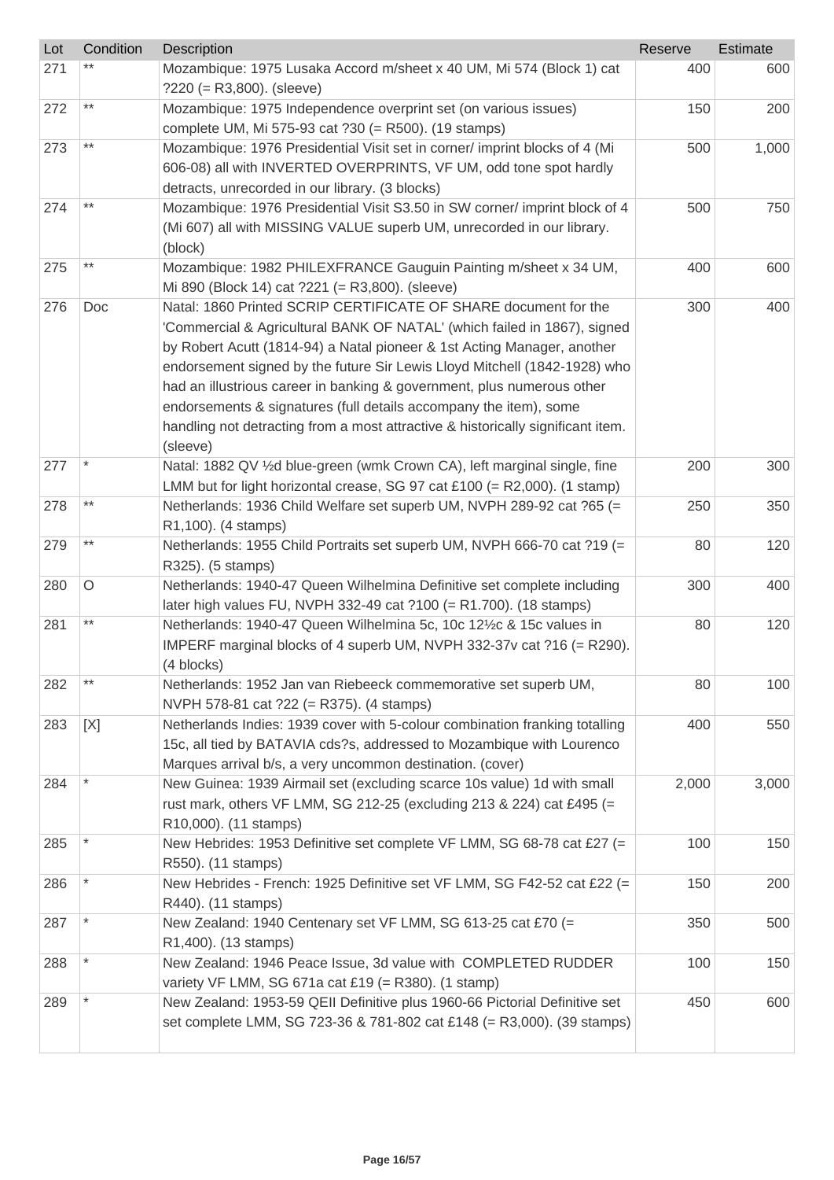| Lot | Condition | Description | Reserve | Estimate |
|---|---|---|---|---|
| 271 | ** | Mozambique: 1975 Lusaka Accord m/sheet x 40 UM, Mi 574 (Block 1) cat ?220 (= R3,800). (sleeve) | 400 | 600 |
| 272 | ** | Mozambique: 1975 Independence overprint set (on various issues) complete UM, Mi 575-93 cat ?30 (= R500). (19 stamps) | 150 | 200 |
| 273 | ** | Mozambique: 1976 Presidential Visit set in corner/ imprint blocks of 4 (Mi 606-08) all with INVERTED OVERPRINTS, VF UM, odd tone spot hardly detracts, unrecorded in our library. (3 blocks) | 500 | 1,000 |
| 274 | ** | Mozambique: 1976 Presidential Visit S3.50 in SW corner/ imprint block of 4 (Mi 607) all with MISSING VALUE superb UM, unrecorded in our library. (block) | 500 | 750 |
| 275 | ** | Mozambique: 1982 PHILEXFRANCE Gauguin Painting m/sheet x 34 UM, Mi 890 (Block 14) cat ?221 (= R3,800). (sleeve) | 400 | 600 |
| 276 | Doc | Natal: 1860 Printed SCRIP CERTIFICATE OF SHARE document for the 'Commercial & Agricultural BANK OF NATAL' (which failed in 1867), signed by Robert Acutt (1814-94) a Natal pioneer & 1st Acting Manager, another endorsement signed by the future Sir Lewis Lloyd Mitchell (1842-1928) who had an illustrious career in banking & government, plus numerous other endorsements & signatures (full details accompany the item), some handling not detracting from a most attractive & historically significant item. (sleeve) | 300 | 400 |
| 277 | * | Natal: 1882 QV ½d blue-green (wmk Crown CA), left marginal single, fine LMM but for light horizontal crease, SG 97 cat £100 (= R2,000). (1 stamp) | 200 | 300 |
| 278 | ** | Netherlands: 1936 Child Welfare set superb UM, NVPH 289-92 cat ?65 (= R1,100). (4 stamps) | 250 | 350 |
| 279 | ** | Netherlands: 1955 Child Portraits set superb UM, NVPH 666-70 cat ?19 (= R325). (5 stamps) | 80 | 120 |
| 280 | O | Netherlands: 1940-47 Queen Wilhelmina Definitive set complete including later high values FU, NVPH 332-49 cat ?100 (= R1.700). (18 stamps) | 300 | 400 |
| 281 | ** | Netherlands: 1940-47 Queen Wilhelmina 5c, 10c 12½c & 15c values in IMPERF marginal blocks of 4 superb UM, NVPH 332-37v cat ?16 (= R290). (4 blocks) | 80 | 120 |
| 282 | ** | Netherlands: 1952 Jan van Riebeeck commemorative set superb UM, NVPH 578-81 cat ?22 (= R375). (4 stamps) | 80 | 100 |
| 283 | [X] | Netherlands Indies: 1939 cover with 5-colour combination franking totalling 15c, all tied by BATAVIA cds?s, addressed to Mozambique with Lourenco Marques arrival b/s, a very uncommon destination. (cover) | 400 | 550 |
| 284 | * | New Guinea: 1939 Airmail set (excluding scarce 10s value) 1d with small rust mark, others VF LMM, SG 212-25 (excluding 213 & 224) cat £495 (= R10,000). (11 stamps) | 2,000 | 3,000 |
| 285 | * | New Hebrides: 1953 Definitive set complete VF LMM, SG 68-78 cat £27 (= R550). (11 stamps) | 100 | 150 |
| 286 | * | New Hebrides - French: 1925 Definitive set VF LMM, SG F42-52 cat £22 (= R440). (11 stamps) | 150 | 200 |
| 287 | * | New Zealand: 1940 Centenary set VF LMM, SG 613-25 cat £70 (= R1,400). (13 stamps) | 350 | 500 |
| 288 | * | New Zealand: 1946 Peace Issue, 3d value with COMPLETED RUDDER variety VF LMM, SG 671a cat £19 (= R380). (1 stamp) | 100 | 150 |
| 289 | * | New Zealand: 1953-59 QEII Definitive plus 1960-66 Pictorial Definitive set set complete LMM, SG 723-36 & 781-802 cat £148 (= R3,000). (39 stamps) | 450 | 600 |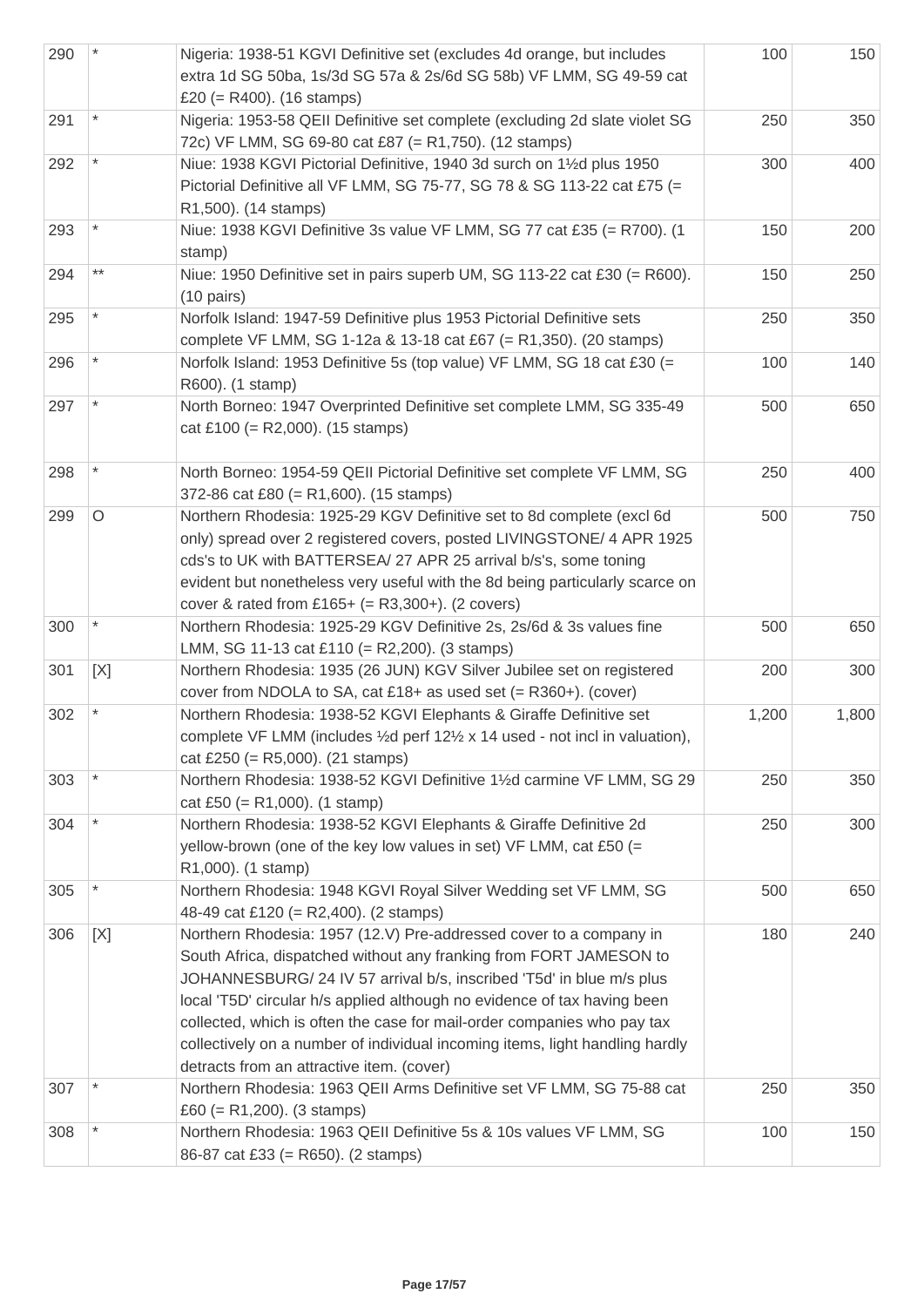| | | | | |
|---|---|---|---|---|
| 290 | * | Nigeria: 1938-51 KGVI Definitive set (excludes 4d orange, but includes extra 1d SG 50ba, 1s/3d SG 57a & 2s/6d SG 58b) VF LMM, SG 49-59 cat £20 (= R400). (16 stamps) | 100 | 150 |
| 291 | * | Nigeria: 1953-58 QEII Definitive set complete (excluding 2d slate violet SG 72c) VF LMM, SG 69-80 cat £87 (= R1,750). (12 stamps) | 250 | 350 |
| 292 | * | Niue: 1938 KGVI Pictorial Definitive, 1940 3d surch on 1½d plus 1950 Pictorial Definitive all VF LMM, SG 75-77, SG 78 & SG 113-22 cat £75 (= R1,500). (14 stamps) | 300 | 400 |
| 293 | * | Niue: 1938 KGVI Definitive 3s value VF LMM, SG 77 cat £35 (= R700). (1 stamp) | 150 | 200 |
| 294 | ** | Niue: 1950 Definitive set in pairs superb UM, SG 113-22 cat £30 (= R600). (10 pairs) | 150 | 250 |
| 295 | * | Norfolk Island: 1947-59 Definitive plus 1953 Pictorial Definitive sets complete VF LMM, SG 1-12a & 13-18 cat £67 (= R1,350). (20 stamps) | 250 | 350 |
| 296 | * | Norfolk Island: 1953 Definitive 5s (top value) VF LMM, SG 18 cat £30 (= R600). (1 stamp) | 100 | 140 |
| 297 | * | North Borneo: 1947 Overprinted Definitive set complete LMM, SG 335-49 cat £100 (= R2,000). (15 stamps) | 500 | 650 |
| 298 | * | North Borneo: 1954-59 QEII Pictorial Definitive set complete VF LMM, SG 372-86 cat £80 (= R1,600). (15 stamps) | 250 | 400 |
| 299 | O | Northern Rhodesia: 1925-29 KGV Definitive set to 8d complete (excl 6d only) spread over 2 registered covers, posted LIVINGSTONE/ 4 APR 1925 cds's to UK with BATTERSEA/ 27 APR 25 arrival b/s's, some toning evident but nonetheless very useful with the 8d being particularly scarce on cover & rated from £165+ (= R3,300+). (2 covers) | 500 | 750 |
| 300 | * | Northern Rhodesia: 1925-29 KGV Definitive 2s, 2s/6d & 3s values fine LMM, SG 11-13 cat £110 (= R2,200). (3 stamps) | 500 | 650 |
| 301 | [X] | Northern Rhodesia: 1935 (26 JUN) KGV Silver Jubilee set on registered cover from NDOLA to SA, cat £18+ as used set (= R360+). (cover) | 200 | 300 |
| 302 | * | Northern Rhodesia: 1938-52 KGVI Elephants & Giraffe Definitive set complete VF LMM (includes ½d perf 12½ x 14 used - not incl in valuation), cat £250 (= R5,000). (21 stamps) | 1,200 | 1,800 |
| 303 | * | Northern Rhodesia: 1938-52 KGVI Definitive 1½d carmine VF LMM, SG 29 cat £50 (= R1,000). (1 stamp) | 250 | 350 |
| 304 | * | Northern Rhodesia: 1938-52 KGVI Elephants & Giraffe Definitive 2d yellow-brown (one of the key low values in set) VF LMM, cat £50 (= R1,000). (1 stamp) | 250 | 300 |
| 305 | * | Northern Rhodesia: 1948 KGVI Royal Silver Wedding set VF LMM, SG 48-49 cat £120 (= R2,400). (2 stamps) | 500 | 650 |
| 306 | [X] | Northern Rhodesia: 1957 (12.V) Pre-addressed cover to a company in South Africa, dispatched without any franking from FORT JAMESON to JOHANNESBURG/ 24 IV 57 arrival b/s, inscribed 'T5d' in blue m/s plus local 'T5D' circular h/s applied although no evidence of tax having been collected, which is often the case for mail-order companies who pay tax collectively on a number of individual incoming items, light handling hardly detracts from an attractive item. (cover) | 180 | 240 |
| 307 | * | Northern Rhodesia: 1963 QEII Arms Definitive set VF LMM, SG 75-88 cat £60 (= R1,200). (3 stamps) | 250 | 350 |
| 308 | * | Northern Rhodesia: 1963 QEII Definitive 5s & 10s values VF LMM, SG 86-87 cat £33 (= R650). (2 stamps) | 100 | 150 |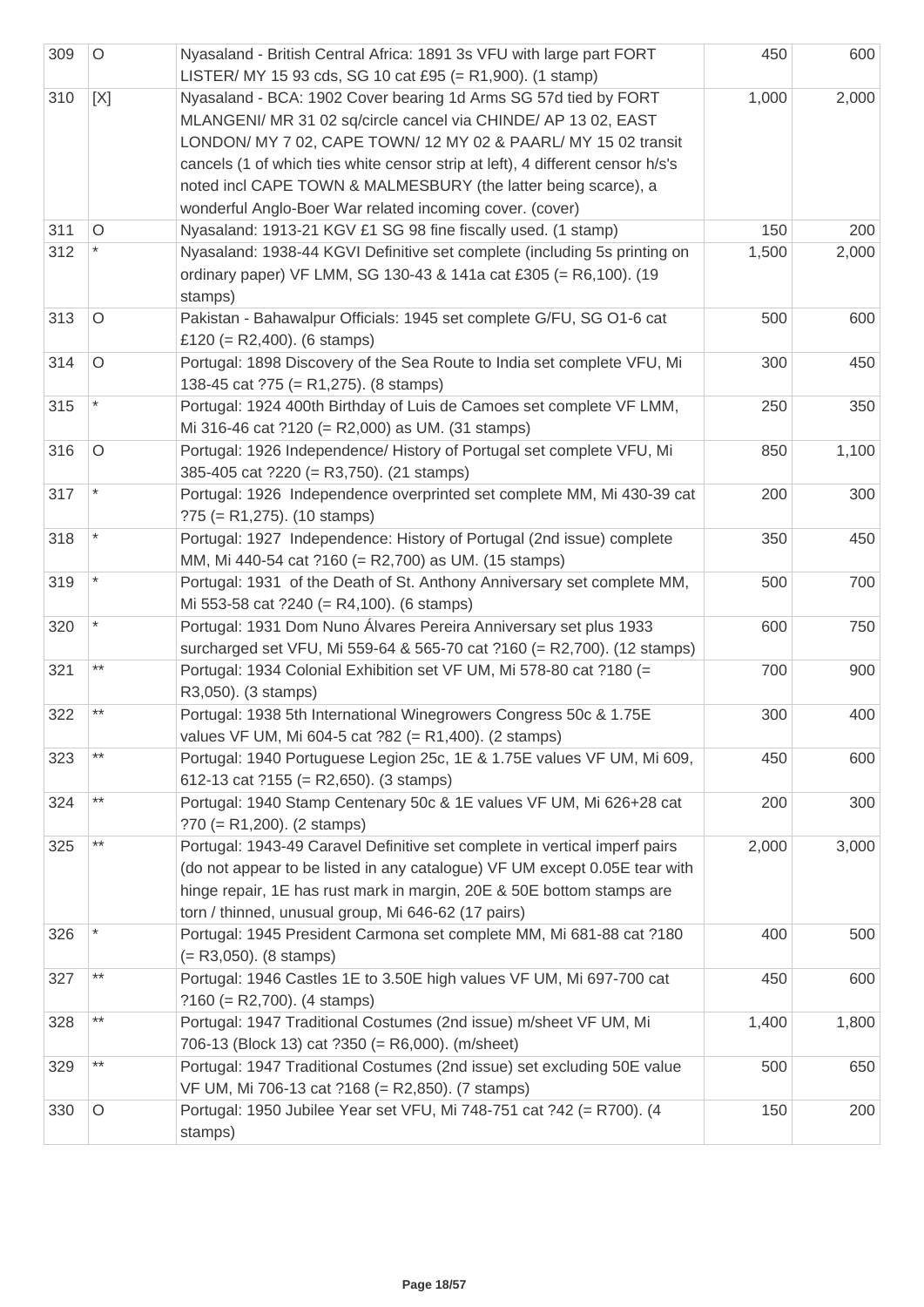| | | | | |
|---|---|---|---|---|
| 309 | O | Nyasaland - British Central Africa: 1891 3s VFU with large part FORT LISTER/ MY 15 93 cds, SG 10 cat £95 (= R1,900). (1 stamp) | 450 | 600 |
| 310 | [X] | Nyasaland - BCA: 1902 Cover bearing 1d Arms SG 57d tied by FORT MLANGENI/ MR 31 02 sq/circle cancel via CHINDE/ AP 13 02, EAST LONDON/ MY 7 02, CAPE TOWN/ 12 MY 02 & PAARL/ MY 15 02 transit cancels (1 of which ties white censor strip at left), 4 different censor h/s's noted incl CAPE TOWN & MALMESBURY (the latter being scarce), a wonderful Anglo-Boer War related incoming cover. (cover) | 1,000 | 2,000 |
| 311 | O | Nyasaland: 1913-21 KGV £1 SG 98 fine fiscally used. (1 stamp) | 150 | 200 |
| 312 | * | Nyasaland: 1938-44 KGVI Definitive set complete (including 5s printing on ordinary paper) VF LMM, SG 130-43 & 141a cat £305 (= R6,100). (19 stamps) | 1,500 | 2,000 |
| 313 | O | Pakistan - Bahawalpur Officials: 1945 set complete G/FU, SG O1-6 cat £120 (= R2,400). (6 stamps) | 500 | 600 |
| 314 | O | Portugal: 1898 Discovery of the Sea Route to India set complete VFU, Mi 138-45 cat ?75 (= R1,275). (8 stamps) | 300 | 450 |
| 315 | * | Portugal: 1924 400th Birthday of Luis de Camoes set complete VF LMM, Mi 316-46 cat ?120 (= R2,000) as UM. (31 stamps) | 250 | 350 |
| 316 | O | Portugal: 1926 Independence/ History of Portugal set complete VFU, Mi 385-405 cat ?220 (= R3,750). (21 stamps) | 850 | 1,100 |
| 317 | * | Portugal: 1926 Independence overprinted set complete MM, Mi 430-39 cat ?75 (= R1,275). (10 stamps) | 200 | 300 |
| 318 | * | Portugal: 1927 Independence: History of Portugal (2nd issue) complete MM, Mi 440-54 cat ?160 (= R2,700) as UM. (15 stamps) | 350 | 450 |
| 319 | * | Portugal: 1931 of the Death of St. Anthony Anniversary set complete MM, Mi 553-58 cat ?240 (= R4,100). (6 stamps) | 500 | 700 |
| 320 | * | Portugal: 1931 Dom Nuno Álvares Pereira Anniversary set plus 1933 surcharged set VFU, Mi 559-64 & 565-70 cat ?160 (= R2,700). (12 stamps) | 600 | 750 |
| 321 | ** | Portugal: 1934 Colonial Exhibition set VF UM, Mi 578-80 cat ?180 (= R3,050). (3 stamps) | 700 | 900 |
| 322 | ** | Portugal: 1938 5th International Winegrowers Congress 50c & 1.75E values VF UM, Mi 604-5 cat ?82 (= R1,400). (2 stamps) | 300 | 400 |
| 323 | ** | Portugal: 1940 Portuguese Legion 25c, 1E & 1.75E values VF UM, Mi 609, 612-13 cat ?155 (= R2,650). (3 stamps) | 450 | 600 |
| 324 | ** | Portugal: 1940 Stamp Centenary 50c & 1E values VF UM, Mi 626+28 cat ?70 (= R1,200). (2 stamps) | 200 | 300 |
| 325 | ** | Portugal: 1943-49 Caravel Definitive set complete in vertical imperf pairs (do not appear to be listed in any catalogue) VF UM except 0.05E tear with hinge repair, 1E has rust mark in margin, 20E & 50E bottom stamps are torn / thinned, unusual group, Mi 646-62 (17 pairs) | 2,000 | 3,000 |
| 326 | * | Portugal: 1945 President Carmona set complete MM, Mi 681-88 cat ?180 (= R3,050). (8 stamps) | 400 | 500 |
| 327 | ** | Portugal: 1946 Castles 1E to 3.50E high values VF UM, Mi 697-700 cat ?160 (= R2,700). (4 stamps) | 450 | 600 |
| 328 | ** | Portugal: 1947 Traditional Costumes (2nd issue) m/sheet VF UM, Mi 706-13 (Block 13) cat ?350 (= R6,000). (m/sheet) | 1,400 | 1,800 |
| 329 | ** | Portugal: 1947 Traditional Costumes (2nd issue) set excluding 50E value VF UM, Mi 706-13 cat ?168 (= R2,850). (7 stamps) | 500 | 650 |
| 330 | O | Portugal: 1950 Jubilee Year set VFU, Mi 748-751 cat ?42 (= R700). (4 stamps) | 150 | 200 |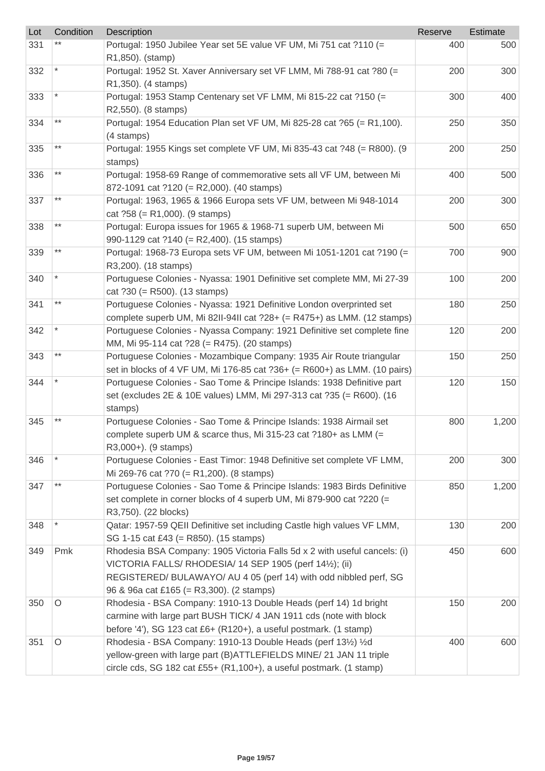| Lot | Condition | Description | Reserve | Estimate |
|---|---|---|---|---|
| 331 | ** | Portugal: 1950 Jubilee Year set 5E value VF UM, Mi 751 cat ?110 (= R1,850). (stamp) | 400 | 500 |
| 332 | * | Portugal: 1952 St. Xaver Anniversary set VF LMM, Mi 788-91 cat ?80 (= R1,350). (4 stamps) | 200 | 300 |
| 333 | * | Portugal: 1953 Stamp Centenary set VF LMM, Mi 815-22 cat ?150 (= R2,550). (8 stamps) | 300 | 400 |
| 334 | ** | Portugal: 1954 Education Plan set VF UM, Mi 825-28 cat ?65 (= R1,100). (4 stamps) | 250 | 350 |
| 335 | ** | Portugal: 1955 Kings set complete VF UM, Mi 835-43 cat ?48 (= R800). (9 stamps) | 200 | 250 |
| 336 | ** | Portugal: 1958-69 Range of commemorative sets all VF UM, between Mi 872-1091 cat ?120 (= R2,000). (40 stamps) | 400 | 500 |
| 337 | ** | Portugal: 1963, 1965 & 1966 Europa sets VF UM, between Mi 948-1014 cat ?58 (= R1,000). (9 stamps) | 200 | 300 |
| 338 | ** | Portugal: Europa issues for 1965 & 1968-71 superb UM, between Mi 990-1129 cat ?140 (= R2,400). (15 stamps) | 500 | 650 |
| 339 | ** | Portugal: 1968-73 Europa sets VF UM, between Mi 1051-1201 cat ?190 (= R3,200). (18 stamps) | 700 | 900 |
| 340 | * | Portuguese Colonies - Nyassa: 1901 Definitive set complete MM, Mi 27-39 cat ?30 (= R500). (13 stamps) | 100 | 200 |
| 341 | ** | Portuguese Colonies - Nyassa: 1921 Definitive London overprinted set complete superb UM, Mi 82II-94II cat ?28+ (= R475+) as LMM. (12 stamps) | 180 | 250 |
| 342 | * | Portuguese Colonies - Nyassa Company: 1921 Definitive set complete fine MM, Mi 95-114 cat ?28 (= R475). (20 stamps) | 120 | 200 |
| 343 | ** | Portuguese Colonies - Mozambique Company: 1935 Air Route triangular set in blocks of 4 VF UM, Mi 176-85 cat ?36+ (= R600+) as LMM. (10 pairs) | 150 | 250 |
| 344 | * | Portuguese Colonies - Sao Tome & Principe Islands: 1938 Definitive part set (excludes 2E & 10E values) LMM, Mi 297-313 cat ?35 (= R600). (16 stamps) | 120 | 150 |
| 345 | ** | Portuguese Colonies - Sao Tome & Principe Islands: 1938 Airmail set complete superb UM & scarce thus, Mi 315-23 cat ?180+ as LMM (= R3,000+). (9 stamps) | 800 | 1,200 |
| 346 | * | Portuguese Colonies - East Timor: 1948 Definitive set complete VF LMM, Mi 269-76 cat ?70 (= R1,200). (8 stamps) | 200 | 300 |
| 347 | ** | Portuguese Colonies - Sao Tome & Principe Islands: 1983 Birds Definitive set complete in corner blocks of 4 superb UM, Mi 879-900 cat ?220 (= R3,750). (22 blocks) | 850 | 1,200 |
| 348 | * | Qatar: 1957-59 QEII Definitive set including Castle high values VF LMM, SG 1-15 cat £43 (= R850). (15 stamps) | 130 | 200 |
| 349 | Pmk | Rhodesia BSA Company: 1905 Victoria Falls 5d x 2 with useful cancels: (i) VICTORIA FALLS/ RHODESIA/ 14 SEP 1905 (perf 14½); (ii) REGISTERED/ BULAWAYO/ AU 4 05 (perf 14) with odd nibbled perf, SG 96 & 96a cat £165 (= R3,300). (2 stamps) | 450 | 600 |
| 350 | O | Rhodesia - BSA Company: 1910-13 Double Heads (perf 14) 1d bright carmine with large part BUSH TICK/ 4 JAN 1911 cds (note with block before '4'), SG 123 cat £6+ (R120+), a useful postmark. (1 stamp) | 150 | 200 |
| 351 | O | Rhodesia - BSA Company: 1910-13 Double Heads (perf 13½) ½d yellow-green with large part (B)ATTLEFIELDS MINE/ 21 JAN 11 triple circle cds, SG 182 cat £55+ (R1,100+), a useful postmark. (1 stamp) | 400 | 600 |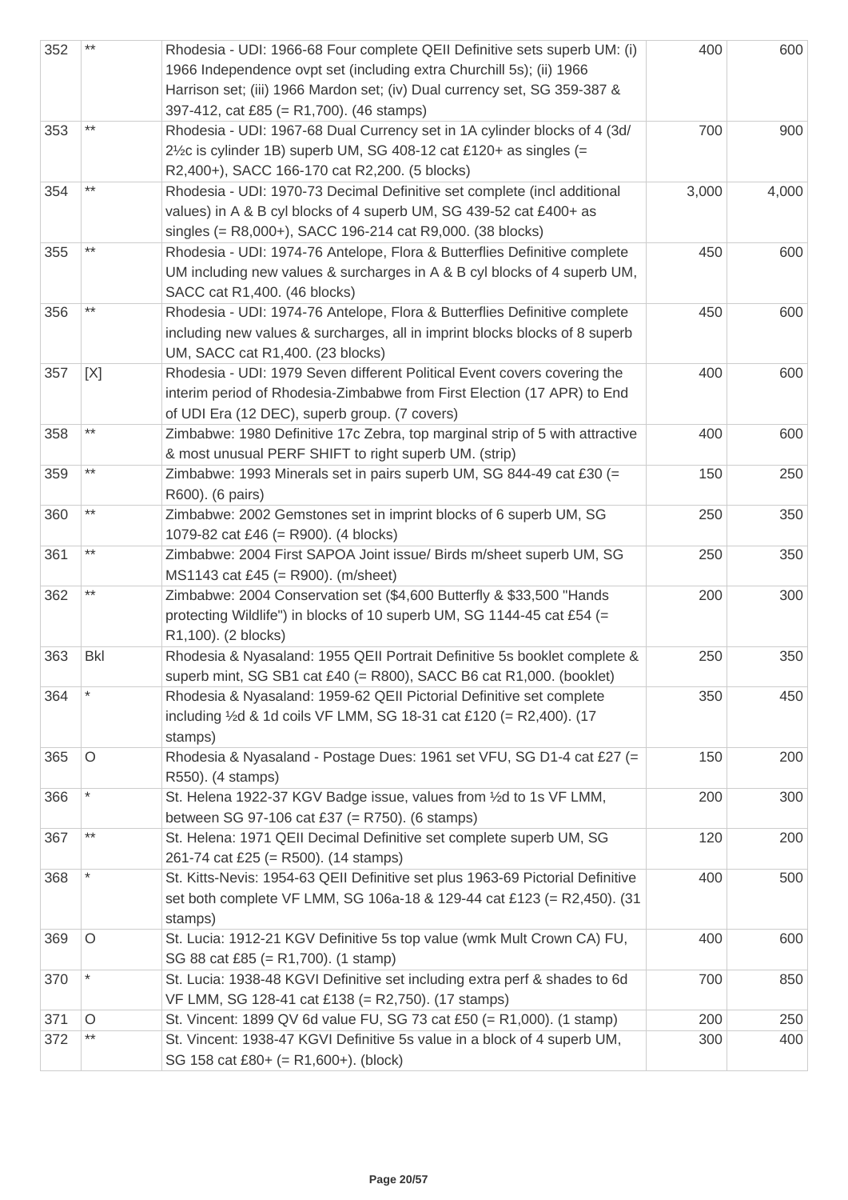| 352 | ** | Rhodesia - UDI: 1966-68 Four complete QEII Definitive sets superb UM: (i) 1966 Independence ovpt set (including extra Churchill 5s); (ii) 1966 Harrison set; (iii) 1966 Mardon set; (iv) Dual currency set, SG 359-387 & 397-412, cat £85 (= R1,700). (46 stamps) | 400 | 600 |
|---|---|---|---|---|
| 353 | ** | Rhodesia - UDI: 1967-68 Dual Currency set in 1A cylinder blocks of 4 (3d/ 2½c is cylinder 1B) superb UM, SG 408-12 cat £120+ as singles (= R2,400+), SACC 166-170 cat R2,200. (5 blocks) | 700 | 900 |
| 354 | ** | Rhodesia - UDI: 1970-73 Decimal Definitive set complete (incl additional values) in A & B cyl blocks of 4 superb UM, SG 439-52 cat £400+ as singles (= R8,000+), SACC 196-214 cat R9,000. (38 blocks) | 3,000 | 4,000 |
| 355 | ** | Rhodesia - UDI: 1974-76 Antelope, Flora & Butterflies Definitive complete UM including new values & surcharges in A & B cyl blocks of 4 superb UM, SACC cat R1,400. (46 blocks) | 450 | 600 |
| 356 | ** | Rhodesia - UDI: 1974-76 Antelope, Flora & Butterflies Definitive complete including new values & surcharges, all in imprint blocks blocks of 8 superb UM, SACC cat R1,400. (23 blocks) | 450 | 600 |
| 357 | [X] | Rhodesia - UDI: 1979 Seven different Political Event covers covering the interim period of Rhodesia-Zimbabwe from First Election (17 APR) to End of UDI Era (12 DEC), superb group. (7 covers) | 400 | 600 |
| 358 | ** | Zimbabwe: 1980 Definitive 17c Zebra, top marginal strip of 5 with attractive & most unusual PERF SHIFT to right superb UM. (strip) | 400 | 600 |
| 359 | ** | Zimbabwe: 1993 Minerals set in pairs superb UM, SG 844-49 cat £30 (= R600). (6 pairs) | 150 | 250 |
| 360 | ** | Zimbabwe: 2002 Gemstones set in imprint blocks of 6 superb UM, SG 1079-82 cat £46 (= R900). (4 blocks) | 250 | 350 |
| 361 | ** | Zimbabwe: 2004 First SAPOA Joint issue/ Birds m/sheet superb UM, SG MS1143 cat £45 (= R900). (m/sheet) | 250 | 350 |
| 362 | ** | Zimbabwe: 2004 Conservation set ($4,600 Butterfly & $33,500 "Hands protecting Wildlife") in blocks of 10 superb UM, SG 1144-45 cat £54 (= R1,100). (2 blocks) | 200 | 300 |
| 363 | Bkl | Rhodesia & Nyasaland: 1955 QEII Portrait Definitive 5s booklet complete & superb mint, SG SB1 cat £40 (= R800), SACC B6 cat R1,000. (booklet) | 250 | 350 |
| 364 | * | Rhodesia & Nyasaland: 1959-62 QEII Pictorial Definitive set complete including ½d & 1d coils VF LMM, SG 18-31 cat £120 (= R2,400). (17 stamps) | 350 | 450 |
| 365 | O | Rhodesia & Nyasaland - Postage Dues: 1961 set VFU, SG D1-4 cat £27 (= R550). (4 stamps) | 150 | 200 |
| 366 | * | St. Helena 1922-37 KGV Badge issue, values from ½d to 1s VF LMM, between SG 97-106 cat £37 (= R750). (6 stamps) | 200 | 300 |
| 367 | ** | St. Helena: 1971 QEII Decimal Definitive set complete superb UM, SG 261-74 cat £25 (= R500). (14 stamps) | 120 | 200 |
| 368 | * | St. Kitts-Nevis: 1954-63 QEII Definitive set plus 1963-69 Pictorial Definitive set both complete VF LMM, SG 106a-18 & 129-44 cat £123 (= R2,450). (31 stamps) | 400 | 500 |
| 369 | O | St. Lucia: 1912-21 KGV Definitive 5s top value (wmk Mult Crown CA) FU, SG 88 cat £85 (= R1,700). (1 stamp) | 400 | 600 |
| 370 | * | St. Lucia: 1938-48 KGVI Definitive set including extra perf & shades to 6d VF LMM, SG 128-41 cat £138 (= R2,750). (17 stamps) | 700 | 850 |
| 371 | O | St. Vincent: 1899 QV 6d value FU, SG 73 cat £50 (= R1,000). (1 stamp) | 200 | 250 |
| 372 | ** | St. Vincent: 1938-47 KGVI Definitive 5s value in a block of 4 superb UM, SG 158 cat £80+ (= R1,600+). (block) | 300 | 400 |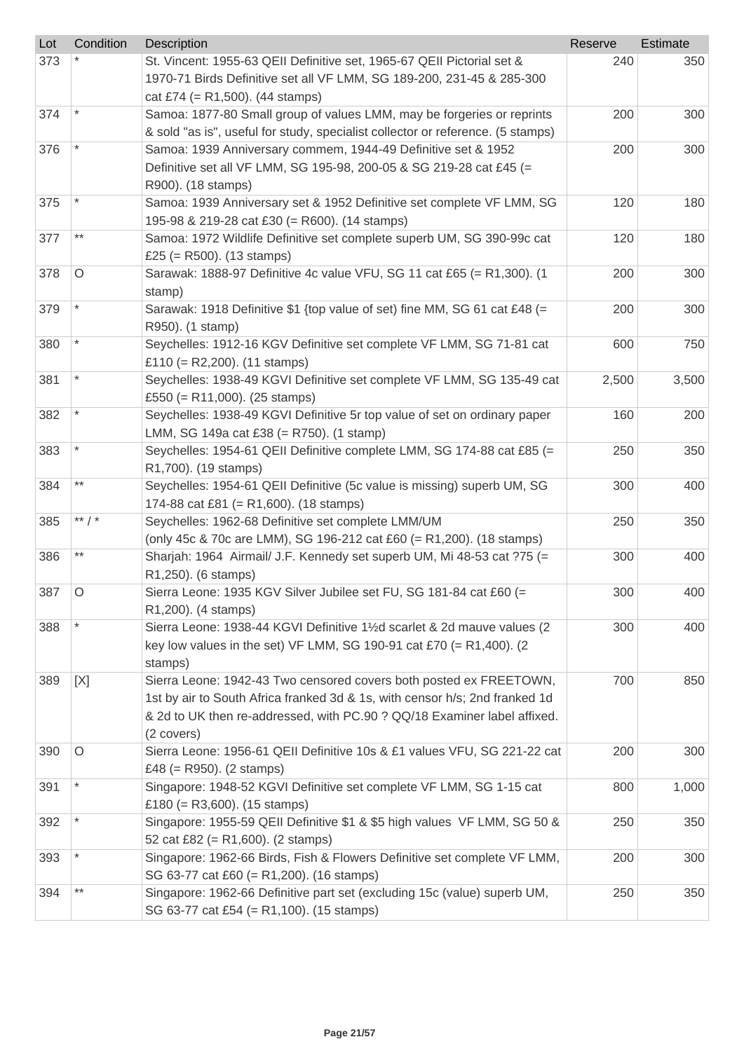| Lot | Condition | Description | Reserve | Estimate |
|---|---|---|---|---|
| 373 | * | St. Vincent: 1955-63 QEII Definitive set, 1965-67 QEII Pictorial set & 1970-71 Birds Definitive set all VF LMM, SG 189-200, 231-45 & 285-300 cat £74 (= R1,500). (44 stamps) | 240 | 350 |
| 374 | * | Samoa: 1877-80 Small group of values LMM, may be forgeries or reprints & sold "as is", useful for study, specialist collector or reference. (5 stamps) | 200 | 300 |
| 376 | * | Samoa: 1939 Anniversary commem, 1944-49 Definitive set & 1952 Definitive set all VF LMM, SG 195-98, 200-05 & SG 219-28 cat £45 (= R900). (18 stamps) | 200 | 300 |
| 375 | * | Samoa: 1939 Anniversary set & 1952 Definitive set complete VF LMM, SG 195-98 & 219-28 cat £30 (= R600). (14 stamps) | 120 | 180 |
| 377 | ** | Samoa: 1972 Wildlife Definitive set complete superb UM, SG 390-99c cat £25 (= R500). (13 stamps) | 120 | 180 |
| 378 | O | Sarawak: 1888-97 Definitive 4c value VFU, SG 11 cat £65 (= R1,300). (1 stamp) | 200 | 300 |
| 379 | * | Sarawak: 1918 Definitive $1 {top value of set) fine MM, SG 61 cat £48 (= R950). (1 stamp) | 200 | 300 |
| 380 | * | Seychelles: 1912-16 KGV Definitive set complete VF LMM, SG 71-81 cat £110 (= R2,200). (11 stamps) | 600 | 750 |
| 381 | * | Seychelles: 1938-49 KGVI Definitive set complete VF LMM, SG 135-49 cat £550 (= R11,000). (25 stamps) | 2,500 | 3,500 |
| 382 | * | Seychelles: 1938-49 KGVI Definitive 5r top value of set on ordinary paper LMM, SG 149a cat £38 (= R750). (1 stamp) | 160 | 200 |
| 383 | * | Seychelles: 1954-61 QEII Definitive complete LMM, SG 174-88 cat £85 (= R1,700). (19 stamps) | 250 | 350 |
| 384 | ** | Seychelles: 1954-61 QEII Definitive (5c value is missing) superb UM, SG 174-88 cat £81 (= R1,600). (18 stamps) | 300 | 400 |
| 385 | ** / * | Seychelles: 1962-68 Definitive set complete LMM/UM (only 45c & 70c are LMM), SG 196-212 cat £60 (= R1,200). (18 stamps) | 250 | 350 |
| 386 | ** | Sharjah: 1964 Airmail/ J.F. Kennedy set superb UM, Mi 48-53 cat ?75 (= R1,250). (6 stamps) | 300 | 400 |
| 387 | O | Sierra Leone: 1935 KGV Silver Jubilee set FU, SG 181-84 cat £60 (= R1,200). (4 stamps) | 300 | 400 |
| 388 | * | Sierra Leone: 1938-44 KGVI Definitive 1½d scarlet & 2d mauve values (2 key low values in the set) VF LMM, SG 190-91 cat £70 (= R1,400). (2 stamps) | 300 | 400 |
| 389 | [X] | Sierra Leone: 1942-43 Two censored covers both posted ex FREETOWN, 1st by air to South Africa franked 3d & 1s, with censor h/s; 2nd franked 1d & 2d to UK then re-addressed, with PC.90 ? QQ/18 Examiner label affixed. (2 covers) | 700 | 850 |
| 390 | O | Sierra Leone: 1956-61 QEII Definitive 10s & £1 values VFU, SG 221-22 cat £48 (= R950). (2 stamps) | 200 | 300 |
| 391 | * | Singapore: 1948-52 KGVI Definitive set complete VF LMM, SG 1-15 cat £180 (= R3,600). (15 stamps) | 800 | 1,000 |
| 392 | * | Singapore: 1955-59 QEII Definitive $1 & $5 high values VF LMM, SG 50 & 52 cat £82 (= R1,600). (2 stamps) | 250 | 350 |
| 393 | * | Singapore: 1962-66 Birds, Fish & Flowers Definitive set complete VF LMM, SG 63-77 cat £60 (= R1,200). (16 stamps) | 200 | 300 |
| 394 | ** | Singapore: 1962-66 Definitive part set (excluding 15c (value) superb UM, SG 63-77 cat £54 (= R1,100). (15 stamps) | 250 | 350 |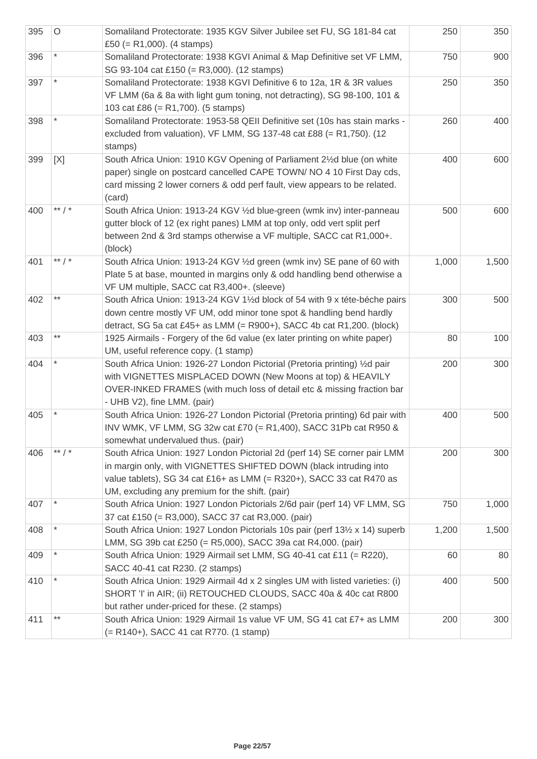| 395 | O | Somaliland Protectorate: 1935 KGV Silver Jubilee set FU, SG 181-84 cat £50 (= R1,000). (4 stamps) | 250 | 350 |
|---|---|---|---|---|
| 396 | * | Somaliland Protectorate: 1938 KGVI Animal & Map Definitive set VF LMM, SG 93-104 cat £150 (= R3,000). (12 stamps) | 750 | 900 |
| 397 | * | Somaliland Protectorate: 1938 KGVI Definitive 6 to 12a, 1R & 3R values VF LMM (6a & 8a with light gum toning, not detracting), SG 98-100, 101 & 103 cat £86 (= R1,700). (5 stamps) | 250 | 350 |
| 398 | * | Somaliland Protectorate: 1953-58 QEII Definitive set (10s has stain marks - excluded from valuation), VF LMM, SG 137-48 cat £88 (= R1,750). (12 stamps) | 260 | 400 |
| 399 | [X] | South Africa Union: 1910 KGV Opening of Parliament 2½d blue (on white paper) single on postcard cancelled CAPE TOWN/ NO 4 10 First Day cds, card missing 2 lower corners & odd perf fault, view appears to be related. (card) | 400 | 600 |
| 400 | ** / * | South Africa Union: 1913-24 KGV ½d blue-green (wmk inv) inter-panneau gutter block of 12 (ex right panes) LMM at top only, odd vert split perf between 2nd & 3rd stamps otherwise a VF multiple, SACC cat R1,000+. (block) | 500 | 600 |
| 401 | ** / * | South Africa Union: 1913-24 KGV ½d green (wmk inv) SE pane of 60 with Plate 5 at base, mounted in margins only & odd handling bend otherwise a VF UM multiple, SACC cat R3,400+. (sleeve) | 1,000 | 1,500 |
| 402 | ** | South Africa Union: 1913-24 KGV 1½d block of 54 with 9 x téte-béche pairs down centre mostly VF UM, odd minor tone spot & handling bend hardly detract, SG 5a cat £45+ as LMM (= R900+), SACC 4b cat R1,200. (block) | 300 | 500 |
| 403 | ** | 1925 Airmails - Forgery of the 6d value (ex later printing on white paper) UM, useful reference copy. (1 stamp) | 80 | 100 |
| 404 | * | South Africa Union: 1926-27 London Pictorial (Pretoria printing) ½d pair with VIGNETTES MISPLACED DOWN (New Moons at top) & HEAVILY OVER-INKED FRAMES (with much loss of detail etc & missing fraction bar - UHB V2), fine LMM. (pair) | 200 | 300 |
| 405 | * | South Africa Union: 1926-27 London Pictorial (Pretoria printing) 6d pair with INV WMK, VF LMM, SG 32w cat £70 (= R1,400), SACC 31Pb cat R950 & somewhat undervalued thus. (pair) | 400 | 500 |
| 406 | ** / * | South Africa Union: 1927 London Pictorial 2d (perf 14) SE corner pair LMM in margin only, with VIGNETTES SHIFTED DOWN (black intruding into value tablets), SG 34 cat £16+ as LMM (= R320+), SACC 33 cat R470 as UM, excluding any premium for the shift. (pair) | 200 | 300 |
| 407 | * | South Africa Union: 1927 London Pictorials 2/6d pair (perf 14) VF LMM, SG 37 cat £150 (= R3,000), SACC 37 cat R3,000. (pair) | 750 | 1,000 |
| 408 | * | South Africa Union: 1927 London Pictorials 10s pair (perf 13½ x 14) superb LMM, SG 39b cat £250 (= R5,000), SACC 39a cat R4,000. (pair) | 1,200 | 1,500 |
| 409 | * | South Africa Union: 1929 Airmail set LMM, SG 40-41 cat £11 (= R220), SACC 40-41 cat R230. (2 stamps) | 60 | 80 |
| 410 | * | South Africa Union: 1929 Airmail 4d x 2 singles UM with listed varieties: (i) SHORT 'I' in AIR; (ii) RETOUCHED CLOUDS, SACC 40a & 40c cat R800 but rather under-priced for these. (2 stamps) | 400 | 500 |
| 411 | ** | South Africa Union: 1929 Airmail 1s value VF UM, SG 41 cat £7+ as LMM (= R140+), SACC 41 cat R770. (1 stamp) | 200 | 300 |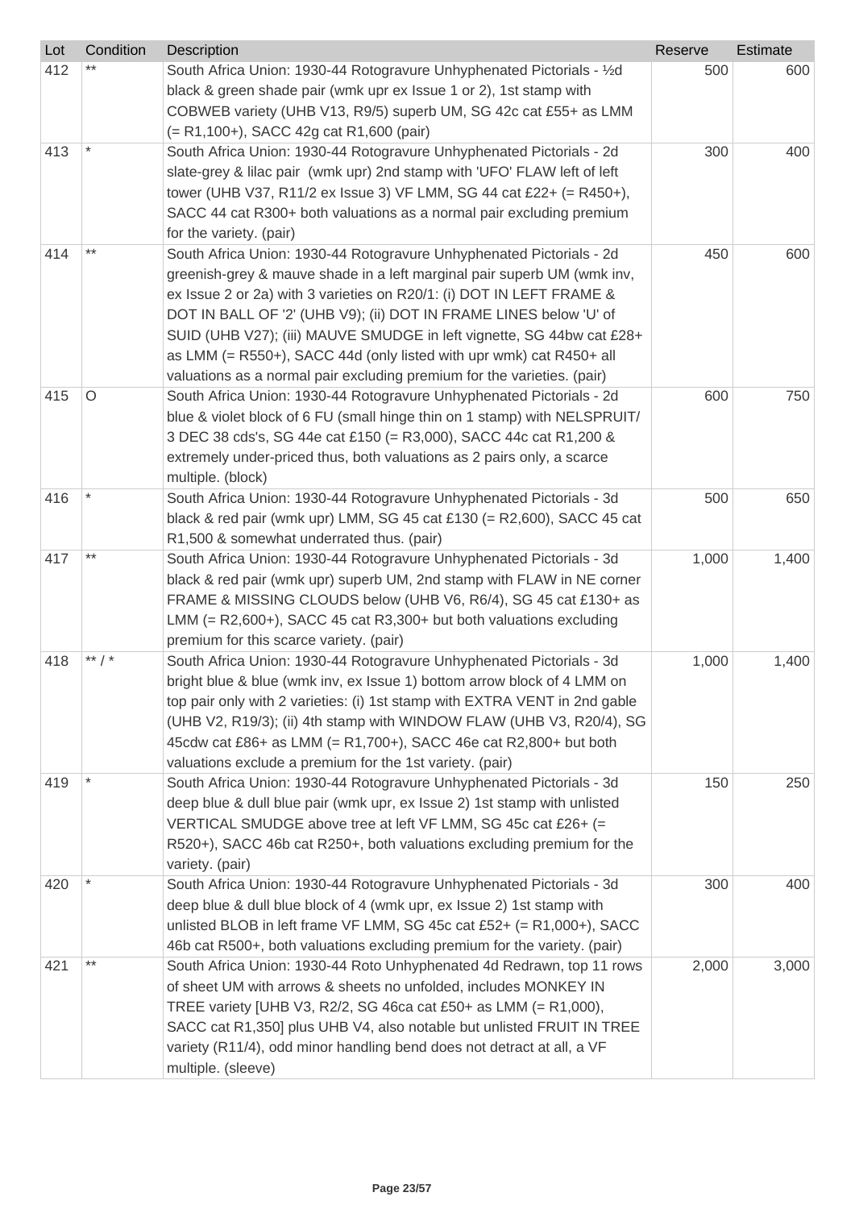| Lot | Condition | Description | Reserve | Estimate |
|---|---|---|---|---|
| 412 | ** | South Africa Union: 1930-44 Rotogravure Unhyphenated Pictorials - ½d black & green shade pair (wmk upr ex Issue 1 or 2), 1st stamp with COBWEB variety (UHB V13, R9/5) superb UM, SG 42c cat £55+ as LMM (= R1,100+), SACC 42g cat R1,600 (pair) | 500 | 600 |
| 413 | * | South Africa Union: 1930-44 Rotogravure Unhyphenated Pictorials - 2d slate-grey & lilac pair (wmk upr) 2nd stamp with 'UFO' FLAW left of left tower (UHB V37, R11/2 ex Issue 3) VF LMM, SG 44 cat £22+ (= R450+), SACC 44 cat R300+ both valuations as a normal pair excluding premium for the variety. (pair) | 300 | 400 |
| 414 | ** | South Africa Union: 1930-44 Rotogravure Unhyphenated Pictorials - 2d greenish-grey & mauve shade in a left marginal pair superb UM (wmk inv, ex Issue 2 or 2a) with 3 varieties on R20/1: (i) DOT IN LEFT FRAME & DOT IN BALL OF '2' (UHB V9); (ii) DOT IN FRAME LINES below 'U' of SUID (UHB V27); (iii) MAUVE SMUDGE in left vignette, SG 44bw cat £28+ as LMM (= R550+), SACC 44d (only listed with upr wmk) cat R450+ all valuations as a normal pair excluding premium for the varieties. (pair) | 450 | 600 |
| 415 | O | South Africa Union: 1930-44 Rotogravure Unhyphenated Pictorials - 2d blue & violet block of 6 FU (small hinge thin on 1 stamp) with NELSPRUIT/ 3 DEC 38 cds's, SG 44e cat £150 (= R3,000), SACC 44c cat R1,200 & extremely under-priced thus, both valuations as 2 pairs only, a scarce multiple. (block) | 600 | 750 |
| 416 | * | South Africa Union: 1930-44 Rotogravure Unhyphenated Pictorials - 3d black & red pair (wmk upr) LMM, SG 45 cat £130 (= R2,600), SACC 45 cat R1,500 & somewhat underrated thus. (pair) | 500 | 650 |
| 417 | ** | South Africa Union: 1930-44 Rotogravure Unhyphenated Pictorials - 3d black & red pair (wmk upr) superb UM, 2nd stamp with FLAW in NE corner FRAME & MISSING CLOUDS below (UHB V6, R6/4), SG 45 cat £130+ as LMM (= R2,600+), SACC 45 cat R3,300+ but both valuations excluding premium for this scarce variety. (pair) | 1,000 | 1,400 |
| 418 | ** / * | South Africa Union: 1930-44 Rotogravure Unhyphenated Pictorials - 3d bright blue & blue (wmk inv, ex Issue 1) bottom arrow block of 4 LMM on top pair only with 2 varieties: (i) 1st stamp with EXTRA VENT in 2nd gable (UHB V2, R19/3); (ii) 4th stamp with WINDOW FLAW (UHB V3, R20/4), SG 45cdw cat £86+ as LMM (= R1,700+), SACC 46e cat R2,800+ but both valuations exclude a premium for the 1st variety. (pair) | 1,000 | 1,400 |
| 419 | * | South Africa Union: 1930-44 Rotogravure Unhyphenated Pictorials - 3d deep blue & dull blue pair (wmk upr, ex Issue 2) 1st stamp with unlisted VERTICAL SMUDGE above tree at left VF LMM, SG 45c cat £26+ (= R520+), SACC 46b cat R250+, both valuations excluding premium for the variety. (pair) | 150 | 250 |
| 420 | * | South Africa Union: 1930-44 Rotogravure Unhyphenated Pictorials - 3d deep blue & dull blue block of 4 (wmk upr, ex Issue 2) 1st stamp with unlisted BLOB in left frame VF LMM, SG 45c cat £52+ (= R1,000+), SACC 46b cat R500+, both valuations excluding premium for the variety. (pair) | 300 | 400 |
| 421 | ** | South Africa Union: 1930-44 Roto Unhyphenated 4d Redrawn, top 11 rows of sheet UM with arrows & sheets no unfolded, includes MONKEY IN TREE variety [UHB V3, R2/2, SG 46ca cat £50+ as LMM (= R1,000), SACC cat R1,350] plus UHB V4, also notable but unlisted FRUIT IN TREE variety (R11/4), odd minor handling bend does not detract at all, a VF multiple. (sleeve) | 2,000 | 3,000 |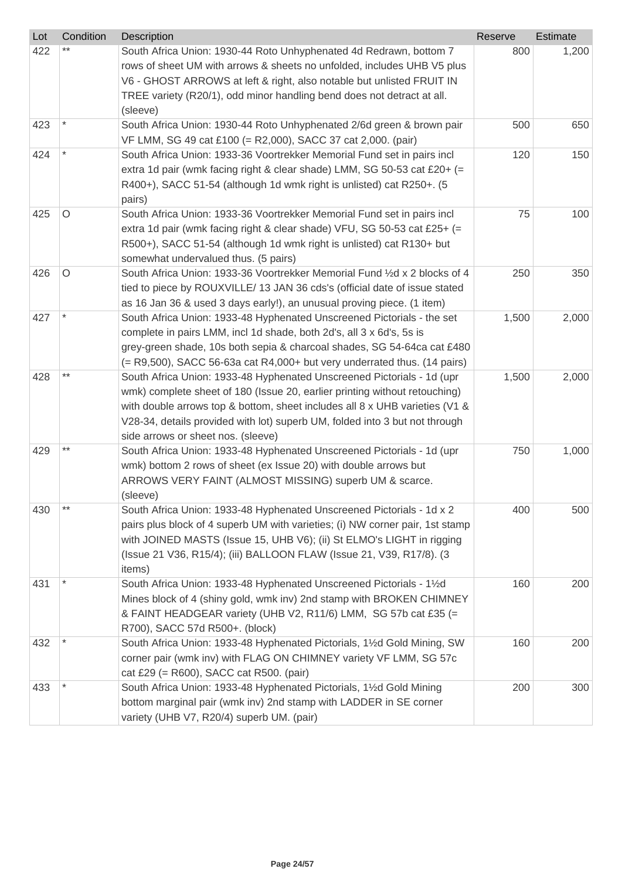| Lot | Condition | Description | Reserve | Estimate |
|---|---|---|---|---|
| 422 | ** | South Africa Union: 1930-44 Roto Unhyphenated 4d Redrawn, bottom 7 rows of sheet UM with arrows & sheets no unfolded, includes UHB V5 plus V6 - GHOST ARROWS at left & right, also notable but unlisted FRUIT IN TREE variety (R20/1), odd minor handling bend does not detract at all. (sleeve) | 800 | 1,200 |
| 423 | * | South Africa Union: 1930-44 Roto Unhyphenated 2/6d green & brown pair VF LMM, SG 49 cat £100 (= R2,000), SACC 37 cat 2,000. (pair) | 500 | 650 |
| 424 | * | South Africa Union: 1933-36 Voortrekker Memorial Fund set in pairs incl extra 1d pair (wmk facing right & clear shade) LMM, SG 50-53 cat £20+ (= R400+), SACC 51-54 (although 1d wmk right is unlisted) cat R250+. (5 pairs) | 120 | 150 |
| 425 | O | South Africa Union: 1933-36 Voortrekker Memorial Fund set in pairs incl extra 1d pair (wmk facing right & clear shade) VFU, SG 50-53 cat £25+ (= R500+), SACC 51-54 (although 1d wmk right is unlisted) cat R130+ but somewhat undervalued thus. (5 pairs) | 75 | 100 |
| 426 | O | South Africa Union: 1933-36 Voortrekker Memorial Fund ½d x 2 blocks of 4 tied to piece by ROUXVILLE/ 13 JAN 36 cds's (official date of issue stated as 16 Jan 36 & used 3 days early!), an unusual proving piece. (1 item) | 250 | 350 |
| 427 | * | South Africa Union: 1933-48 Hyphenated Unscreened Pictorials - the set complete in pairs LMM, incl 1d shade, both 2d's, all 3 x 6d's, 5s is grey-green shade, 10s both sepia & charcoal shades, SG 54-64ca cat £480 (= R9,500), SACC 56-63a cat R4,000+ but very underrated thus. (14 pairs) | 1,500 | 2,000 |
| 428 | ** | South Africa Union: 1933-48 Hyphenated Unscreened Pictorials - 1d (upr wmk) complete sheet of 180 (Issue 20, earlier printing without retouching) with double arrows top & bottom, sheet includes all 8 x UHB varieties (V1 & V28-34, details provided with lot) superb UM, folded into 3 but not through side arrows or sheet nos. (sleeve) | 1,500 | 2,000 |
| 429 | ** | South Africa Union: 1933-48 Hyphenated Unscreened Pictorials - 1d (upr wmk) bottom 2 rows of sheet (ex Issue 20) with double arrows but ARROWS VERY FAINT (ALMOST MISSING) superb UM & scarce. (sleeve) | 750 | 1,000 |
| 430 | ** | South Africa Union: 1933-48 Hyphenated Unscreened Pictorials - 1d x 2 pairs plus block of 4 superb UM with varieties; (i) NW corner pair, 1st stamp with JOINED MASTS (Issue 15, UHB V6); (ii) St ELMO's LIGHT in rigging (Issue 21 V36, R15/4); (iii) BALLOON FLAW (Issue 21, V39, R17/8). (3 items) | 400 | 500 |
| 431 | * | South Africa Union: 1933-48 Hyphenated Unscreened Pictorials - 1½d Mines block of 4 (shiny gold, wmk inv) 2nd stamp with BROKEN CHIMNEY & FAINT HEADGEAR variety (UHB V2, R11/6) LMM, SG 57b cat £35 (= R700), SACC 57d R500+. (block) | 160 | 200 |
| 432 | * | South Africa Union: 1933-48 Hyphenated Pictorials, 1½d Gold Mining, SW corner pair (wmk inv) with FLAG ON CHIMNEY variety VF LMM, SG 57c cat £29 (= R600), SACC cat R500. (pair) | 160 | 200 |
| 433 | * | South Africa Union: 1933-48 Hyphenated Pictorials, 1½d Gold Mining bottom marginal pair (wmk inv) 2nd stamp with LADDER in SE corner variety (UHB V7, R20/4) superb UM. (pair) | 200 | 300 |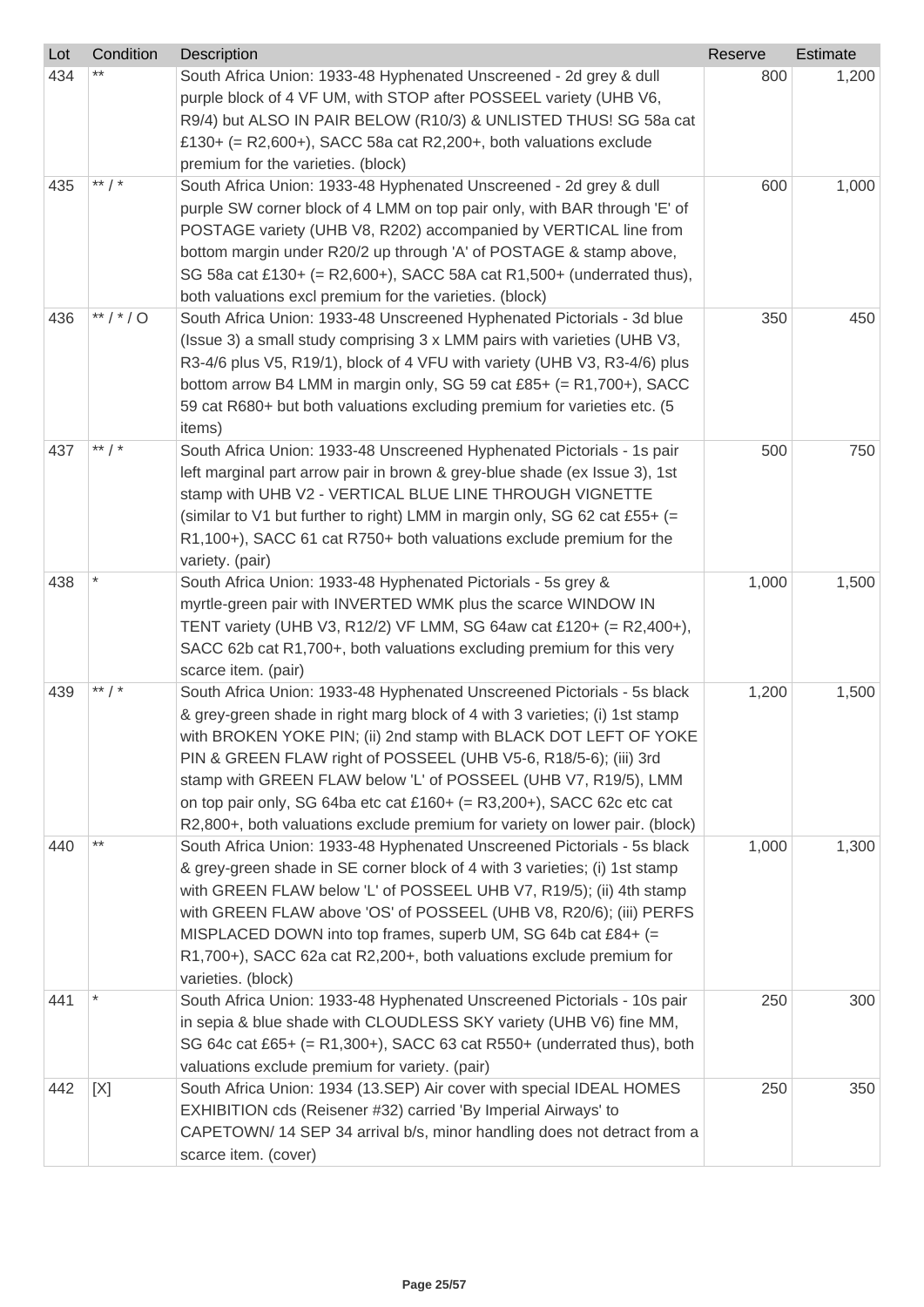| Lot | Condition | Description | Reserve | Estimate |
|---|---|---|---|---|
| 434 | ** | South Africa Union: 1933-48 Hyphenated Unscreened - 2d grey & dull purple block of 4 VF UM, with STOP after POSSEEL variety (UHB V6, R9/4) but ALSO IN PAIR BELOW (R10/3) & UNLISTED THUS! SG 58a cat £130+ (= R2,600+), SACC 58a cat R2,200+, both valuations exclude premium for the varieties. (block) | 800 | 1,200 |
| 435 | ** / * | South Africa Union: 1933-48 Hyphenated Unscreened - 2d grey & dull purple SW corner block of 4 LMM on top pair only, with BAR through 'E' of POSTAGE variety (UHB V8, R202) accompanied by VERTICAL line from bottom margin under R20/2 up through 'A' of POSTAGE & stamp above, SG 58a cat £130+ (= R2,600+), SACC 58A cat R1,500+ (underrated thus), both valuations excl premium for the varieties. (block) | 600 | 1,000 |
| 436 | ** / * / O | South Africa Union: 1933-48 Unscreened Hyphenated Pictorials - 3d blue (Issue 3) a small study comprising 3 x LMM pairs with varieties (UHB V3, R3-4/6 plus V5, R19/1), block of 4 VFU with variety (UHB V3, R3-4/6) plus bottom arrow B4 LMM in margin only, SG 59 cat £85+ (= R1,700+), SACC 59 cat R680+ but both valuations excluding premium for varieties etc. (5 items) | 350 | 450 |
| 437 | ** / * | South Africa Union: 1933-48 Unscreened Hyphenated Pictorials - 1s pair left marginal part arrow pair in brown & grey-blue shade (ex Issue 3), 1st stamp with UHB V2 - VERTICAL BLUE LINE THROUGH VIGNETTE (similar to V1 but further to right) LMM in margin only, SG 62 cat £55+ (= R1,100+), SACC 61 cat R750+ both valuations exclude premium for the variety. (pair) | 500 | 750 |
| 438 | * | South Africa Union: 1933-48 Hyphenated Pictorials - 5s grey & myrtle-green pair with INVERTED WMK plus the scarce WINDOW IN TENT variety (UHB V3, R12/2) VF LMM, SG 64aw cat £120+ (= R2,400+), SACC 62b cat R1,700+, both valuations excluding premium for this very scarce item. (pair) | 1,000 | 1,500 |
| 439 | ** / * | South Africa Union: 1933-48 Hyphenated Unscreened Pictorials - 5s black & grey-green shade in right marg block of 4 with 3 varieties; (i) 1st stamp with BROKEN YOKE PIN; (ii) 2nd stamp with BLACK DOT LEFT OF YOKE PIN & GREEN FLAW right of POSSEEL (UHB V5-6, R18/5-6); (iii) 3rd stamp with GREEN FLAW below 'L' of POSSEEL (UHB V7, R19/5), LMM on top pair only, SG 64ba etc cat £160+ (= R3,200+), SACC 62c etc cat R2,800+, both valuations exclude premium for variety on lower pair. (block) | 1,200 | 1,500 |
| 440 | ** | South Africa Union: 1933-48 Hyphenated Unscreened Pictorials - 5s black & grey-green shade in SE corner block of 4 with 3 varieties; (i) 1st stamp with GREEN FLAW below 'L' of POSSEEL UHB V7, R19/5); (ii) 4th stamp with GREEN FLAW above 'OS' of POSSEEL (UHB V8, R20/6); (iii) PERFS MISPLACED DOWN into top frames, superb UM, SG 64b cat £84+ (= R1,700+), SACC 62a cat R2,200+, both valuations exclude premium for varieties. (block) | 1,000 | 1,300 |
| 441 | * | South Africa Union: 1933-48 Hyphenated Unscreened Pictorials - 10s pair in sepia & blue shade with CLOUDLESS SKY variety (UHB V6) fine MM, SG 64c cat £65+ (= R1,300+), SACC 63 cat R550+ (underrated thus), both valuations exclude premium for variety. (pair) | 250 | 300 |
| 442 | [X] | South Africa Union: 1934 (13.SEP) Air cover with special IDEAL HOMES EXHIBITION cds (Reisener #32) carried 'By Imperial Airways' to CAPETOWN/ 14 SEP 34 arrival b/s, minor handling does not detract from a scarce item. (cover) | 250 | 350 |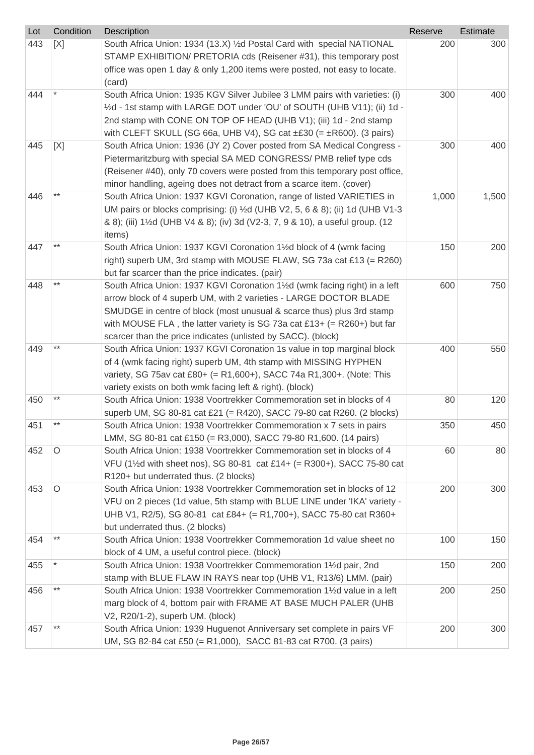| Lot | Condition | Description | Reserve | Estimate |
|---|---|---|---|---|
| 443 | [X] | South Africa Union: 1934 (13.X) ½d Postal Card with special NATIONAL STAMP EXHIBITION/ PRETORIA cds (Reisener #31), this temporary post office was open 1 day & only 1,200 items were posted, not easy to locate. (card) | 200 | 300 |
| 444 | * | South Africa Union: 1935 KGV Silver Jubilee 3 LMM pairs with varieties: (i) ½d - 1st stamp with LARGE DOT under 'OU' of SOUTH (UHB V11); (ii) 1d - 2nd stamp with CONE ON TOP OF HEAD (UHB V1); (iii) 1d - 2nd stamp with CLEFT SKULL (SG 66a, UHB V4), SG cat ±£30 (= ±R600). (3 pairs) | 300 | 400 |
| 445 | [X] | South Africa Union: 1936 (JY 2) Cover posted from SA Medical Congress - Pietermaritzburg with special SA MED CONGRESS/ PMB relief type cds (Reisener #40), only 70 covers were posted from this temporary post office, minor handling, ageing does not detract from a scarce item. (cover) | 300 | 400 |
| 446 | ** | South Africa Union: 1937 KGVI Coronation, range of listed VARIETIES in UM pairs or blocks comprising: (i) ½d (UHB V2, 5, 6 & 8); (ii) 1d (UHB V1-3 & 8); (iii) 1½d (UHB V4 & 8); (iv) 3d (V2-3, 7, 9 & 10), a useful group. (12 items) | 1,000 | 1,500 |
| 447 | ** | South Africa Union: 1937 KGVI Coronation 1½d block of 4 (wmk facing right) superb UM, 3rd stamp with MOUSE FLAW, SG 73a cat £13 (= R260) but far scarcer than the price indicates. (pair) | 150 | 200 |
| 448 | ** | South Africa Union: 1937 KGVI Coronation 1½d (wmk facing right) in a left arrow block of 4 superb UM, with 2 varieties - LARGE DOCTOR BLADE SMUDGE in centre of block (most unusual & scarce thus) plus 3rd stamp with MOUSE FLA , the latter variety is SG 73a cat £13+ (= R260+) but far scarcer than the price indicates (unlisted by SACC). (block) | 600 | 750 |
| 449 | ** | South Africa Union: 1937 KGVI Coronation 1s value in top marginal block of 4 (wmk facing right) superb UM, 4th stamp with MISSING HYPHEN variety, SG 75av cat £80+ (= R1,600+), SACC 74a R1,300+. (Note: This variety exists on both wmk facing left & right). (block) | 400 | 550 |
| 450 | ** | South Africa Union: 1938 Voortrekker Commemoration set in blocks of 4 superb UM, SG 80-81 cat £21 (= R420), SACC 79-80 cat R260. (2 blocks) | 80 | 120 |
| 451 | ** | South Africa Union: 1938 Voortrekker Commemoration x 7 sets in pairs LMM, SG 80-81 cat £150 (= R3,000), SACC 79-80 R1,600. (14 pairs) | 350 | 450 |
| 452 | O | South Africa Union: 1938 Voortrekker Commemoration set in blocks of 4 VFU (1½d with sheet nos), SG 80-81 cat £14+ (= R300+), SACC 75-80 cat R120+ but underrated thus. (2 blocks) | 60 | 80 |
| 453 | O | South Africa Union: 1938 Voortrekker Commemoration set in blocks of 12 VFU on 2 pieces (1d value, 5th stamp with BLUE LINE under 'IKA' variety - UHB V1, R2/5), SG 80-81 cat £84+ (= R1,700+), SACC 75-80 cat R360+ but underrated thus. (2 blocks) | 200 | 300 |
| 454 | ** | South Africa Union: 1938 Voortrekker Commemoration 1d value sheet no block of 4 UM, a useful control piece. (block) | 100 | 150 |
| 455 | * | South Africa Union: 1938 Voortrekker Commemoration 1½d pair, 2nd stamp with BLUE FLAW IN RAYS near top (UHB V1, R13/6) LMM. (pair) | 150 | 200 |
| 456 | ** | South Africa Union: 1938 Voortrekker Commemoration 1½d value in a left marg block of 4, bottom pair with FRAME AT BASE MUCH PALER (UHB V2, R20/1-2), superb UM. (block) | 200 | 250 |
| 457 | ** | South Africa Union: 1939 Huguenot Anniversary set complete in pairs VF UM, SG 82-84 cat £50 (= R1,000), SACC 81-83 cat R700. (3 pairs) | 200 | 300 |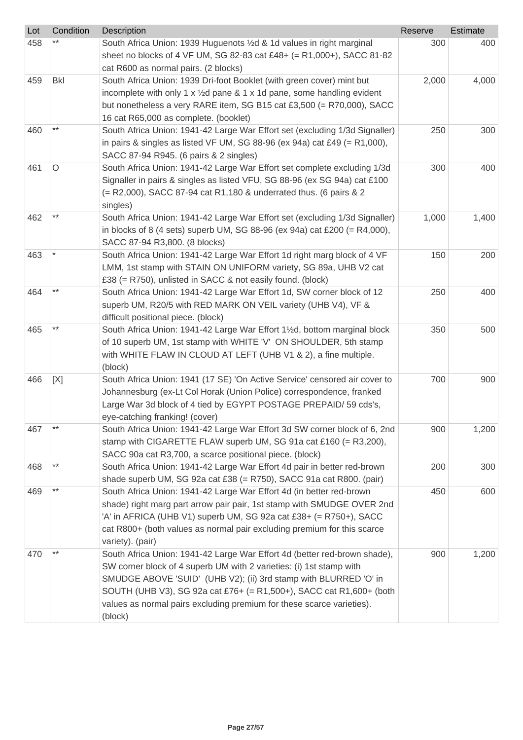| Lot | Condition | Description | Reserve | Estimate |
|---|---|---|---|---|
| 458 | ** | South Africa Union: 1939 Huguenots ½d & 1d values in right marginal sheet no blocks of 4 VF UM, SG 82-83 cat £48+ (= R1,000+), SACC 81-82 cat R600 as normal pairs. (2 blocks) | 300 | 400 |
| 459 | Bkl | South Africa Union: 1939 Dri-foot Booklet (with green cover) mint but incomplete with only 1 x ½d pane & 1 x 1d pane, some handling evident but nonetheless a very RARE item, SG B15 cat £3,500 (= R70,000), SACC 16 cat R65,000 as complete. (booklet) | 2,000 | 4,000 |
| 460 | ** | South Africa Union: 1941-42 Large War Effort set (excluding 1/3d Signaller) in pairs & singles as listed VF UM, SG 88-96 (ex 94a) cat £49 (= R1,000), SACC 87-94 R945. (6 pairs & 2 singles) | 250 | 300 |
| 461 | O | South Africa Union: 1941-42 Large War Effort set complete excluding 1/3d Signaller in pairs & singles as listed VFU, SG 88-96 (ex SG 94a) cat £100 (= R2,000), SACC 87-94 cat R1,180 & underrated thus. (6 pairs & 2 singles) | 300 | 400 |
| 462 | ** | South Africa Union: 1941-42 Large War Effort set (excluding 1/3d Signaller) in blocks of 8 (4 sets) superb UM, SG 88-96 (ex 94a) cat £200 (= R4,000), SACC 87-94 R3,800. (8 blocks) | 1,000 | 1,400 |
| 463 | * | South Africa Union: 1941-42 Large War Effort 1d right marg block of 4 VF LMM, 1st stamp with STAIN ON UNIFORM variety, SG 89a, UHB V2 cat £38 (= R750), unlisted in SACC & not easily found. (block) | 150 | 200 |
| 464 | ** | South Africa Union: 1941-42 Large War Effort 1d, SW corner block of 12 superb UM, R20/5 with RED MARK ON VEIL variety (UHB V4), VF & difficult positional piece. (block) | 250 | 400 |
| 465 | ** | South Africa Union: 1941-42 Large War Effort 1½d, bottom marginal block of 10 superb UM, 1st stamp with WHITE 'V' ON SHOULDER, 5th stamp with WHITE FLAW IN CLOUD AT LEFT (UHB V1 & 2), a fine multiple. (block) | 350 | 500 |
| 466 | [X] | South Africa Union: 1941 (17 SE) 'On Active Service' censored air cover to Johannesburg (ex-Lt Col Horak (Union Police) correspondence, franked Large War 3d block of 4 tied by EGYPT POSTAGE PREPAID/ 59 cds's, eye-catching franking! (cover) | 700 | 900 |
| 467 | ** | South Africa Union: 1941-42 Large War Effort 3d SW corner block of 6, 2nd stamp with CIGARETTE FLAW superb UM, SG 91a cat £160 (= R3,200), SACC 90a cat R3,700, a scarce positional piece. (block) | 900 | 1,200 |
| 468 | ** | South Africa Union: 1941-42 Large War Effort 4d pair in better red-brown shade superb UM, SG 92a cat £38 (= R750), SACC 91a cat R800. (pair) | 200 | 300 |
| 469 | ** | South Africa Union: 1941-42 Large War Effort 4d (in better red-brown shade) right marg part arrow pair pair, 1st stamp with SMUDGE OVER 2nd 'A' in AFRICA (UHB V1) superb UM, SG 92a cat £38+ (= R750+), SACC cat R800+ (both values as normal pair excluding premium for this scarce variety). (pair) | 450 | 600 |
| 470 | ** | South Africa Union: 1941-42 Large War Effort 4d (better red-brown shade), SW corner block of 4 superb UM with 2 varieties: (i) 1st stamp with SMUDGE ABOVE 'SUID' (UHB V2); (ii) 3rd stamp with BLURRED 'O' in SOUTH (UHB V3), SG 92a cat £76+ (= R1,500+), SACC cat R1,600+ (both values as normal pairs excluding premium for these scarce varieties). (block) | 900 | 1,200 |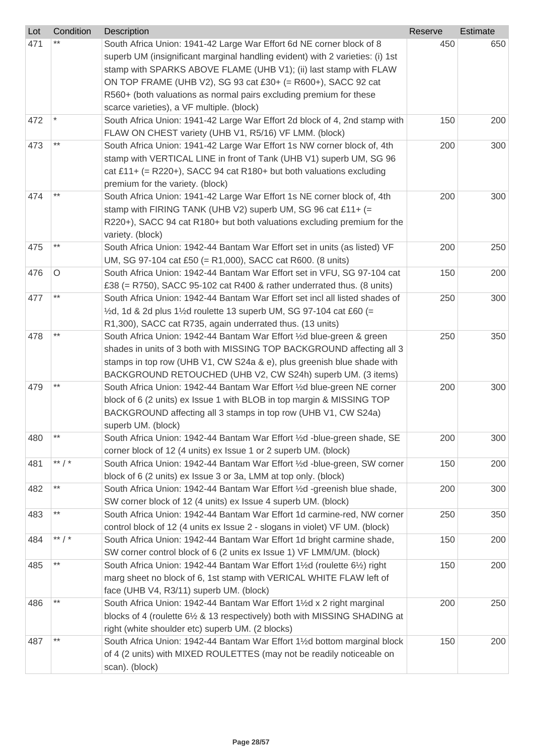| Lot | Condition | Description | Reserve | Estimate |
|---|---|---|---|---|
| 471 | ** | South Africa Union: 1941-42 Large War Effort 6d NE corner block of 8 superb UM (insignificant marginal handling evident) with 2 varieties: (i) 1st stamp with SPARKS ABOVE FLAME (UHB V1); (ii) last stamp with FLAW ON TOP FRAME (UHB V2), SG 93 cat £30+ (= R600+), SACC 92 cat R560+ (both valuations as normal pairs excluding premium for these scarce varieties), a VF multiple. (block) | 450 | 650 |
| 472 | * | South Africa Union: 1941-42 Large War Effort 2d block of 4, 2nd stamp with FLAW ON CHEST variety (UHB V1, R5/16) VF LMM. (block) | 150 | 200 |
| 473 | ** | South Africa Union: 1941-42 Large War Effort 1s NW corner block of, 4th stamp with VERTICAL LINE in front of Tank (UHB V1) superb UM, SG 96 cat £11+ (= R220+), SACC 94 cat R180+ but both valuations excluding premium for the variety. (block) | 200 | 300 |
| 474 | ** | South Africa Union: 1941-42 Large War Effort 1s NE corner block of, 4th stamp with FIRING TANK (UHB V2) superb UM, SG 96 cat £11+ (= R220+), SACC 94 cat R180+ but both valuations excluding premium for the variety. (block) | 200 | 300 |
| 475 | ** | South Africa Union: 1942-44 Bantam War Effort set in units (as listed) VF UM, SG 97-104 cat £50 (= R1,000), SACC cat R600. (8 units) | 200 | 250 |
| 476 | O | South Africa Union: 1942-44 Bantam War Effort set in VFU, SG 97-104 cat £38 (= R750), SACC 95-102 cat R400 & rather underrated thus. (8 units) | 150 | 200 |
| 477 | ** | South Africa Union: 1942-44 Bantam War Effort set incl all listed shades of ½d, 1d & 2d plus 1½d roulette 13 superb UM, SG 97-104 cat £60 (= R1,300), SACC cat R735, again underrated thus. (13 units) | 250 | 300 |
| 478 | ** | South Africa Union: 1942-44 Bantam War Effort ½d blue-green & green shades in units of 3 both with MISSING TOP BACKGROUND affecting all 3 stamps in top row (UHB V1, CW S24a & e), plus greenish blue shade with BACKGROUND RETOUCHED (UHB V2, CW S24h) superb UM. (3 items) | 250 | 350 |
| 479 | ** | South Africa Union: 1942-44 Bantam War Effort ½d blue-green NE corner block of 6 (2 units) ex Issue 1 with BLOB in top margin & MISSING TOP BACKGROUND affecting all 3 stamps in top row (UHB V1, CW S24a) superb UM. (block) | 200 | 300 |
| 480 | ** | South Africa Union: 1942-44 Bantam War Effort ½d -blue-green shade, SE corner block of 12 (4 units) ex Issue 1 or 2 superb UM. (block) | 200 | 300 |
| 481 | ** / * | South Africa Union: 1942-44 Bantam War Effort ½d -blue-green, SW corner block of 6 (2 units) ex Issue 3 or 3a, LMM at top only. (block) | 150 | 200 |
| 482 | ** | South Africa Union: 1942-44 Bantam War Effort ½d -greenish blue shade, SW corner block of 12 (4 units) ex Issue 4 superb UM. (block) | 200 | 300 |
| 483 | ** | South Africa Union: 1942-44 Bantam War Effort 1d carmine-red, NW corner control block of 12 (4 units ex Issue 2 - slogans in violet) VF UM. (block) | 250 | 350 |
| 484 | ** / * | South Africa Union: 1942-44 Bantam War Effort 1d bright carmine shade, SW corner control block of 6 (2 units ex Issue 1) VF LMM/UM. (block) | 150 | 200 |
| 485 | ** | South Africa Union: 1942-44 Bantam War Effort 1½d (roulette 6½) right marg sheet no block of 6, 1st stamp with VERICAL WHITE FLAW left of face (UHB V4, R3/11) superb UM. (block) | 150 | 200 |
| 486 | ** | South Africa Union: 1942-44 Bantam War Effort 1½d x 2 right marginal blocks of 4 (roulette 6½ & 13 respectively) both with MISSING SHADING at right (white shoulder etc) superb UM. (2 blocks) | 200 | 250 |
| 487 | ** | South Africa Union: 1942-44 Bantam War Effort 1½d bottom marginal block of 4 (2 units) with MIXED ROULETTES (may not be readily noticeable on scan). (block) | 150 | 200 |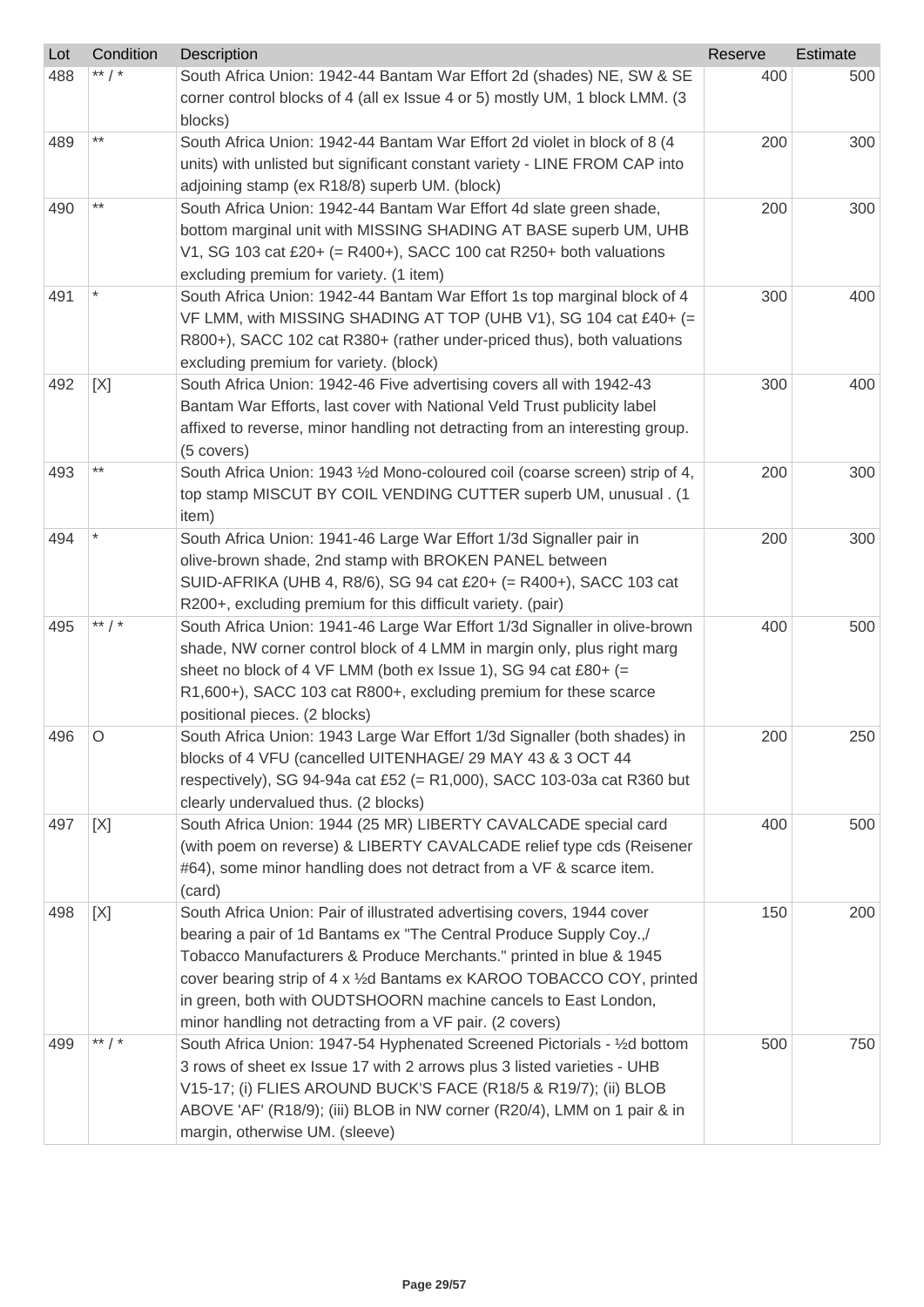| Lot | Condition | Description | Reserve | Estimate |
|---|---|---|---|---|
| 488 | ** / * | South Africa Union: 1942-44 Bantam War Effort 2d (shades) NE, SW & SE corner control blocks of 4 (all ex Issue 4 or 5) mostly UM, 1 block LMM. (3 blocks) | 400 | 500 |
| 489 | ** | South Africa Union: 1942-44 Bantam War Effort 2d violet in block of 8 (4 units) with unlisted but significant constant variety - LINE FROM CAP into adjoining stamp (ex R18/8) superb UM. (block) | 200 | 300 |
| 490 | ** | South Africa Union: 1942-44 Bantam War Effort 4d slate green shade, bottom marginal unit with MISSING SHADING AT BASE superb UM, UHB V1, SG 103 cat £20+ (= R400+), SACC 100 cat R250+ both valuations excluding premium for variety. (1 item) | 200 | 300 |
| 491 | * | South Africa Union: 1942-44 Bantam War Effort 1s top marginal block of 4 VF LMM, with MISSING SHADING AT TOP (UHB V1), SG 104 cat £40+ (= R800+), SACC 102 cat R380+ (rather under-priced thus), both valuations excluding premium for variety. (block) | 300 | 400 |
| 492 | [X] | South Africa Union: 1942-46 Five advertising covers all with 1942-43 Bantam War Efforts, last cover with National Veld Trust publicity label affixed to reverse, minor handling not detracting from an interesting group. (5 covers) | 300 | 400 |
| 493 | ** | South Africa Union: 1943 ½d Mono-coloured coil (coarse screen) strip of 4, top stamp MISCUT BY COIL VENDING CUTTER superb UM, unusual . (1 item) | 200 | 300 |
| 494 | * | South Africa Union: 1941-46 Large War Effort 1/3d Signaller pair in olive-brown shade, 2nd stamp with BROKEN PANEL between SUID-AFRIKA (UHB 4, R8/6), SG 94 cat £20+ (= R400+), SACC 103 cat R200+, excluding premium for this difficult variety. (pair) | 200 | 300 |
| 495 | ** / * | South Africa Union: 1941-46 Large War Effort 1/3d Signaller in olive-brown shade, NW corner control block of 4 LMM in margin only, plus right marg sheet no block of 4 VF LMM (both ex Issue 1), SG 94 cat £80+ (= R1,600+), SACC 103 cat R800+, excluding premium for these scarce positional pieces. (2 blocks) | 400 | 500 |
| 496 | O | South Africa Union: 1943 Large War Effort 1/3d Signaller (both shades) in blocks of 4 VFU (cancelled UITENHAGE/ 29 MAY 43 & 3 OCT 44 respectively), SG 94-94a cat £52 (= R1,000), SACC 103-03a cat R360 but clearly undervalued thus. (2 blocks) | 200 | 250 |
| 497 | [X] | South Africa Union: 1944 (25 MR) LIBERTY CAVALCADE special card (with poem on reverse) & LIBERTY CAVALCADE relief type cds (Reisener #64), some minor handling does not detract from a VF & scarce item. (card) | 400 | 500 |
| 498 | [X] | South Africa Union: Pair of illustrated advertising covers, 1944 cover bearing a pair of 1d Bantams ex "The Central Produce Supply Coy.,/ Tobacco Manufacturers & Produce Merchants." printed in blue & 1945 cover bearing strip of 4 x ½d Bantams ex KAROO TOBACCO COY, printed in green, both with OUDTSHOORN machine cancels to East London, minor handling not detracting from a VF pair. (2 covers) | 150 | 200 |
| 499 | ** / * | South Africa Union: 1947-54 Hyphenated Screened Pictorials - ½d bottom 3 rows of sheet ex Issue 17 with 2 arrows plus 3 listed varieties - UHB V15-17; (i) FLIES AROUND BUCK'S FACE (R18/5 & R19/7); (ii) BLOB ABOVE 'AF' (R18/9); (iii) BLOB in NW corner (R20/4), LMM on 1 pair & in margin, otherwise UM. (sleeve) | 500 | 750 |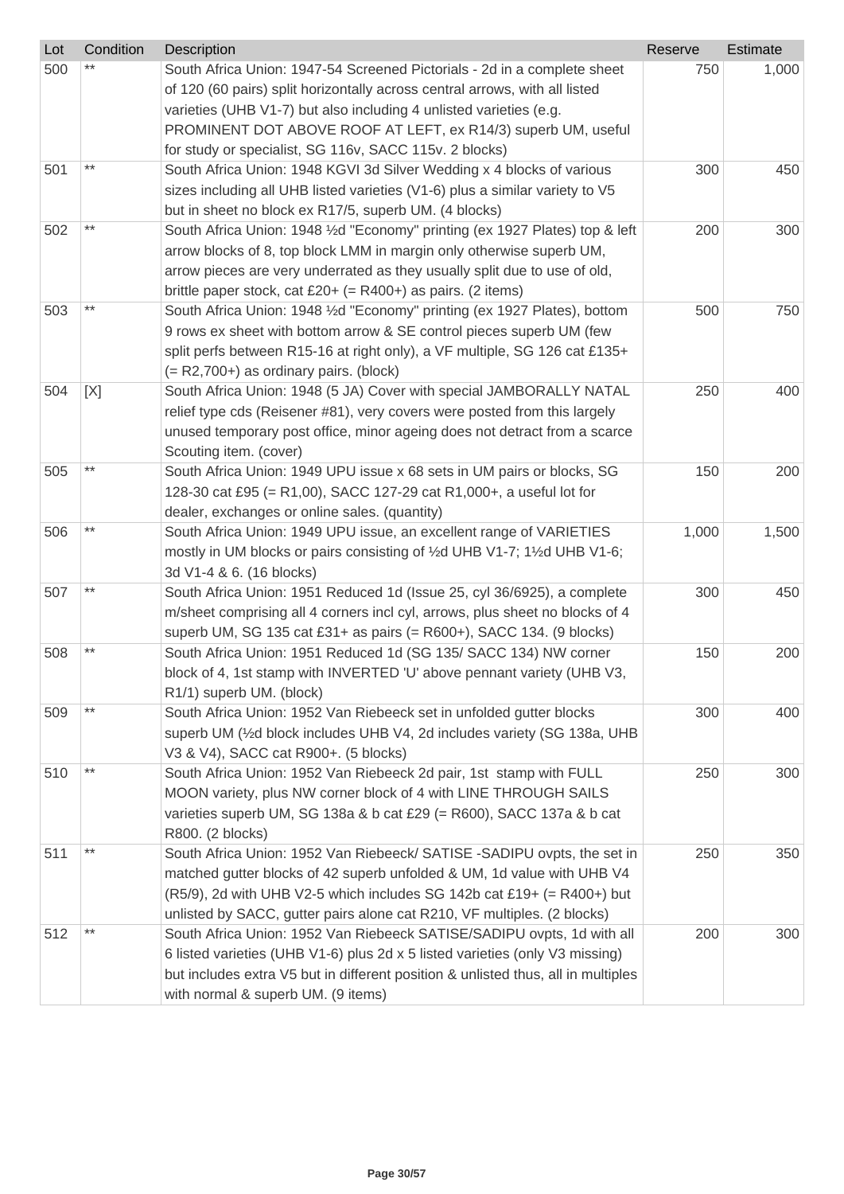| Lot | Condition | Description | Reserve | Estimate |
|---|---|---|---|---|
| 500 | ** | South Africa Union: 1947-54 Screened Pictorials - 2d in a complete sheet of 120 (60 pairs) split horizontally across central arrows, with all listed varieties (UHB V1-7) but also including 4 unlisted varieties (e.g. PROMINENT DOT ABOVE ROOF AT LEFT, ex R14/3) superb UM, useful for study or specialist, SG 116v, SACC 115v. 2 blocks) | 750 | 1,000 |
| 501 | ** | South Africa Union: 1948 KGVI 3d Silver Wedding x 4 blocks of various sizes including all UHB listed varieties (V1-6) plus a similar variety to V5 but in sheet no block ex R17/5, superb UM. (4 blocks) | 300 | 450 |
| 502 | ** | South Africa Union: 1948 ½d "Economy" printing (ex 1927 Plates) top & left arrow blocks of 8, top block LMM in margin only otherwise superb UM, arrow pieces are very underrated as they usually split due to use of old, brittle paper stock, cat £20+ (= R400+) as pairs. (2 items) | 200 | 300 |
| 503 | ** | South Africa Union: 1948 ½d "Economy" printing (ex 1927 Plates), bottom 9 rows ex sheet with bottom arrow & SE control pieces superb UM (few split perfs between R15-16 at right only), a VF multiple, SG 126 cat £135+ (= R2,700+) as ordinary pairs. (block) | 500 | 750 |
| 504 | [X] | South Africa Union: 1948 (5 JA) Cover with special JAMBORALLY NATAL relief type cds (Reisener #81), very covers were posted from this largely unused temporary post office, minor ageing does not detract from a scarce Scouting item. (cover) | 250 | 400 |
| 505 | ** | South Africa Union: 1949 UPU issue x 68 sets in UM pairs or blocks, SG 128-30 cat £95 (= R1,00), SACC 127-29 cat R1,000+, a useful lot for dealer, exchanges or online sales. (quantity) | 150 | 200 |
| 506 | ** | South Africa Union: 1949 UPU issue, an excellent range of VARIETIES mostly in UM blocks or pairs consisting of ½d UHB V1-7; 1½d UHB V1-6; 3d V1-4 & 6. (16 blocks) | 1,000 | 1,500 |
| 507 | ** | South Africa Union: 1951 Reduced 1d (Issue 25, cyl 36/6925), a complete m/sheet comprising all 4 corners incl cyl, arrows, plus sheet no blocks of 4 superb UM, SG 135 cat £31+ as pairs (= R600+), SACC 134. (9 blocks) | 300 | 450 |
| 508 | ** | South Africa Union: 1951 Reduced 1d (SG 135/ SACC 134) NW corner block of 4, 1st stamp with INVERTED 'U' above pennant variety (UHB V3, R1/1) superb UM. (block) | 150 | 200 |
| 509 | ** | South Africa Union: 1952 Van Riebeeck set in unfolded gutter blocks superb UM (½d block includes UHB V4, 2d includes variety (SG 138a, UHB V3 & V4), SACC cat R900+. (5 blocks) | 300 | 400 |
| 510 | ** | South Africa Union: 1952 Van Riebeeck 2d pair, 1st stamp with FULL MOON variety, plus NW corner block of 4 with LINE THROUGH SAILS varieties superb UM, SG 138a & b cat £29 (= R600), SACC 137a & b cat R800. (2 blocks) | 250 | 300 |
| 511 | ** | South Africa Union: 1952 Van Riebeeck/ SATISE -SADIPU ovpts, the set in matched gutter blocks of 42 superb unfolded & UM, 1d value with UHB V4 (R5/9), 2d with UHB V2-5 which includes SG 142b cat £19+ (= R400+) but unlisted by SACC, gutter pairs alone cat R210, VF multiples. (2 blocks) | 250 | 350 |
| 512 | ** | South Africa Union: 1952 Van Riebeeck SATISE/SADIPU ovpts, 1d with all 6 listed varieties (UHB V1-6) plus 2d x 5 listed varieties (only V3 missing) but includes extra V5 but in different position & unlisted thus, all in multiples with normal & superb UM. (9 items) | 200 | 300 |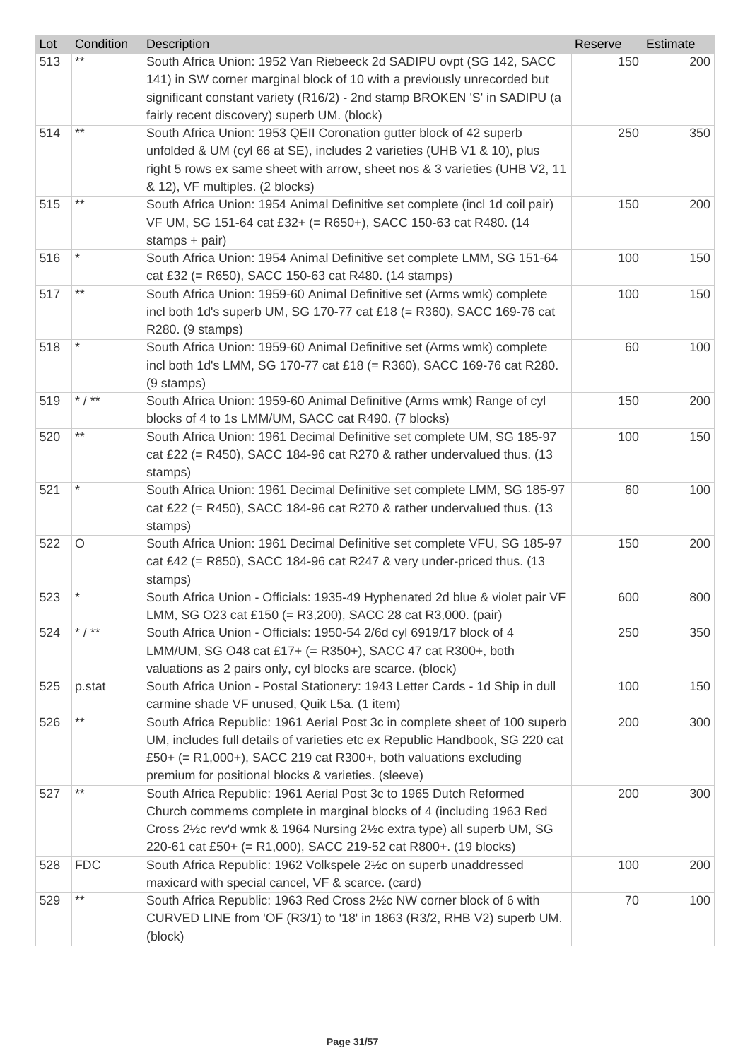| Lot | Condition | Description | Reserve | Estimate |
|---|---|---|---|---|
| 513 | ** | South Africa Union: 1952 Van Riebeeck 2d SADIPU ovpt (SG 142, SACC 141) in SW corner marginal block of 10 with a previously unrecorded but significant constant variety (R16/2) - 2nd stamp BROKEN 'S' in SADIPU (a fairly recent discovery) superb UM. (block) | 150 | 200 |
| 514 | ** | South Africa Union: 1953 QEII Coronation gutter block of 42 superb unfolded & UM (cyl 66 at SE), includes 2 varieties (UHB V1 & 10), plus right 5 rows ex same sheet with arrow, sheet nos & 3 varieties (UHB V2, 11 & 12), VF multiples. (2 blocks) | 250 | 350 |
| 515 | ** | South Africa Union: 1954 Animal Definitive set complete (incl 1d coil pair) VF UM, SG 151-64 cat £32+ (= R650+), SACC 150-63 cat R480. (14 stamps + pair) | 150 | 200 |
| 516 | * | South Africa Union: 1954 Animal Definitive set complete LMM, SG 151-64 cat £32 (= R650), SACC 150-63 cat R480. (14 stamps) | 100 | 150 |
| 517 | ** | South Africa Union: 1959-60 Animal Definitive set (Arms wmk) complete incl both 1d's superb UM, SG 170-77 cat £18 (= R360), SACC 169-76 cat R280. (9 stamps) | 100 | 150 |
| 518 | * | South Africa Union: 1959-60 Animal Definitive set (Arms wmk) complete incl both 1d's LMM, SG 170-77 cat £18 (= R360), SACC 169-76 cat R280. (9 stamps) | 60 | 100 |
| 519 | * / ** | South Africa Union: 1959-60 Animal Definitive (Arms wmk) Range of cyl blocks of 4 to 1s LMM/UM, SACC cat R490. (7 blocks) | 150 | 200 |
| 520 | ** | South Africa Union: 1961 Decimal Definitive set complete UM, SG 185-97 cat £22 (= R450), SACC 184-96 cat R270 & rather undervalued thus. (13 stamps) | 100 | 150 |
| 521 | * | South Africa Union: 1961 Decimal Definitive set complete LMM, SG 185-97 cat £22 (= R450), SACC 184-96 cat R270 & rather undervalued thus. (13 stamps) | 60 | 100 |
| 522 | O | South Africa Union: 1961 Decimal Definitive set complete VFU, SG 185-97 cat £42 (= R850), SACC 184-96 cat R247 & very under-priced thus. (13 stamps) | 150 | 200 |
| 523 | * | South Africa Union - Officials: 1935-49 Hyphenated 2d blue & violet pair VF LMM, SG O23 cat £150 (= R3,200), SACC 28 cat R3,000. (pair) | 600 | 800 |
| 524 | * / ** | South Africa Union - Officials: 1950-54 2/6d cyl 6919/17 block of 4 LMM/UM, SG O48 cat £17+ (= R350+), SACC 47 cat R300+, both valuations as 2 pairs only, cyl blocks are scarce. (block) | 250 | 350 |
| 525 | p.stat | South Africa Union - Postal Stationery: 1943 Letter Cards - 1d Ship in dull carmine shade VF unused, Quik L5a. (1 item) | 100 | 150 |
| 526 | ** | South Africa Republic: 1961 Aerial Post 3c in complete sheet of 100 superb UM, includes full details of varieties etc ex Republic Handbook, SG 220 cat £50+ (= R1,000+), SACC 219 cat R300+, both valuations excluding premium for positional blocks & varieties. (sleeve) | 200 | 300 |
| 527 | ** | South Africa Republic: 1961 Aerial Post 3c to 1965 Dutch Reformed Church commems complete in marginal blocks of 4 (including 1963 Red Cross 2½c rev'd wmk & 1964 Nursing 2½c extra type) all superb UM, SG 220-61 cat £50+ (= R1,000), SACC 219-52 cat R800+. (19 blocks) | 200 | 300 |
| 528 | FDC | South Africa Republic: 1962 Volkspele 2½c on superb unaddressed maxicard with special cancel, VF & scarce. (card) | 100 | 200 |
| 529 | ** | South Africa Republic: 1963 Red Cross 2½c NW corner block of 6 with CURVED LINE from 'OF (R3/1) to '18' in 1863 (R3/2, RHB V2) superb UM. (block) | 70 | 100 |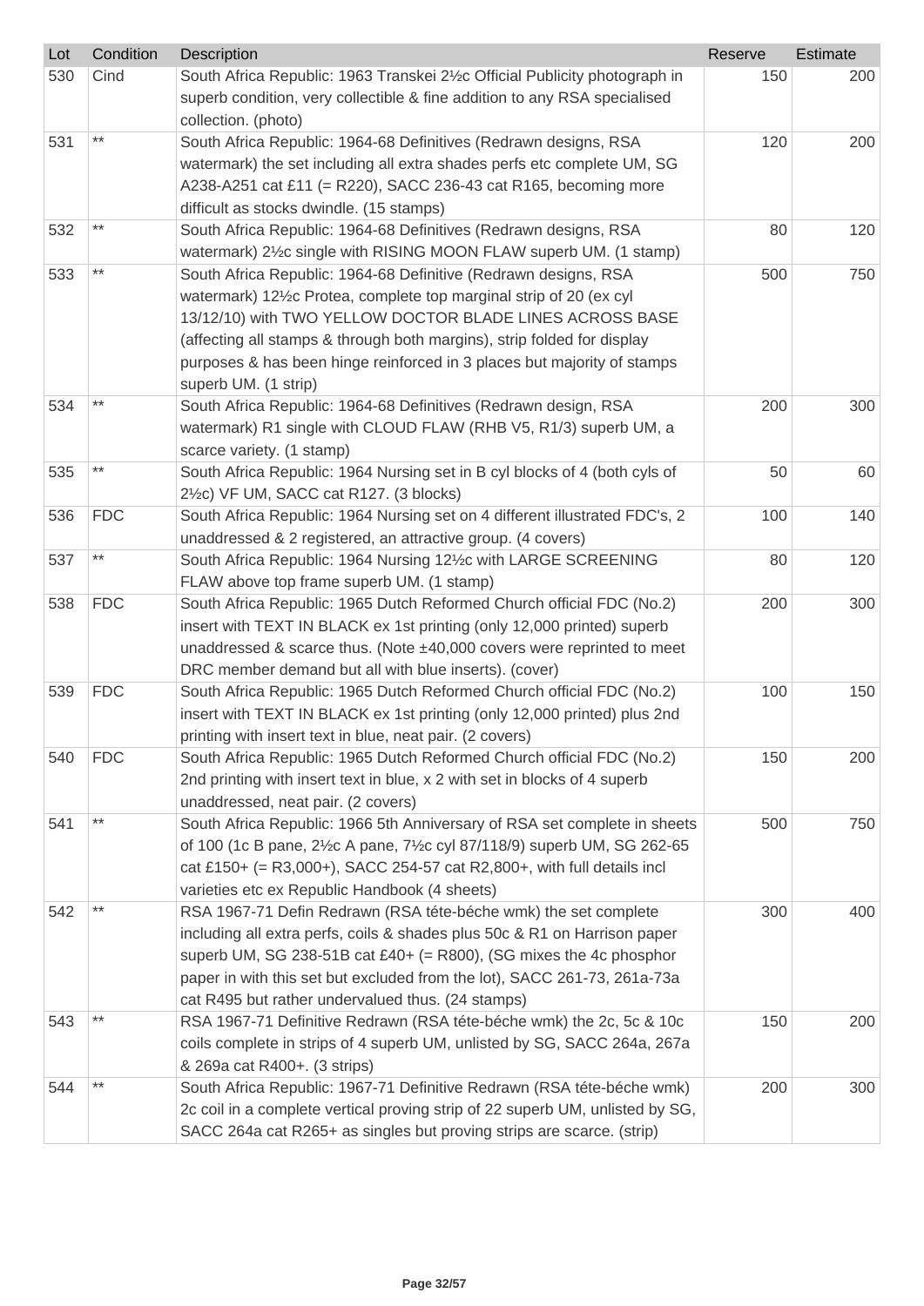| Lot | Condition | Description | Reserve | Estimate |
|---|---|---|---|---|
| 530 | Cind | South Africa Republic: 1963 Transkei 2½c Official Publicity photograph in superb condition, very collectible & fine addition to any RSA specialised collection. (photo) | 150 | 200 |
| 531 | ** | South Africa Republic: 1964-68 Definitives (Redrawn designs, RSA watermark) the set including all extra shades perfs etc complete UM, SG A238-A251 cat £11 (= R220), SACC 236-43 cat R165, becoming more difficult as stocks dwindle. (15 stamps) | 120 | 200 |
| 532 | ** | South Africa Republic: 1964-68 Definitives (Redrawn designs, RSA watermark) 2½c single with RISING MOON FLAW superb UM. (1 stamp) | 80 | 120 |
| 533 | ** | South Africa Republic: 1964-68 Definitive (Redrawn designs, RSA watermark) 12½c Protea, complete top marginal strip of 20 (ex cyl 13/12/10) with TWO YELLOW DOCTOR BLADE LINES ACROSS BASE (affecting all stamps & through both margins), strip folded for display purposes & has been hinge reinforced in 3 places but majority of stamps superb UM. (1 strip) | 500 | 750 |
| 534 | ** | South Africa Republic: 1964-68 Definitives (Redrawn design, RSA watermark) R1 single with CLOUD FLAW (RHB V5, R1/3) superb UM, a scarce variety. (1 stamp) | 200 | 300 |
| 535 | ** | South Africa Republic: 1964 Nursing set in B cyl blocks of 4 (both cyls of 2½c) VF UM, SACC cat R127. (3 blocks) | 50 | 60 |
| 536 | FDC | South Africa Republic: 1964 Nursing set on 4 different illustrated FDC's, 2 unaddressed & 2 registered, an attractive group. (4 covers) | 100 | 140 |
| 537 | ** | South Africa Republic: 1964 Nursing 12½c with LARGE SCREENING FLAW above top frame superb UM. (1 stamp) | 80 | 120 |
| 538 | FDC | South Africa Republic: 1965 Dutch Reformed Church official FDC (No.2) insert with TEXT IN BLACK ex 1st printing (only 12,000 printed) superb unaddressed & scarce thus. (Note ±40,000 covers were reprinted to meet DRC member demand but all with blue inserts). (cover) | 200 | 300 |
| 539 | FDC | South Africa Republic: 1965 Dutch Reformed Church official FDC (No.2) insert with TEXT IN BLACK ex 1st printing (only 12,000 printed) plus 2nd printing with insert text in blue, neat pair. (2 covers) | 100 | 150 |
| 540 | FDC | South Africa Republic: 1965 Dutch Reformed Church official FDC (No.2) 2nd printing with insert text in blue, x 2 with set in blocks of 4 superb unaddressed, neat pair. (2 covers) | 150 | 200 |
| 541 | ** | South Africa Republic: 1966 5th Anniversary of RSA set complete in sheets of 100 (1c B pane, 2½c A pane, 7½c cyl 87/118/9) superb UM, SG 262-65 cat £150+ (= R3,000+), SACC 254-57 cat R2,800+, with full details incl varieties etc ex Republic Handbook (4 sheets) | 500 | 750 |
| 542 | ** | RSA 1967-71 Defin Redrawn (RSA téte-béche wmk) the set complete including all extra perfs, coils & shades plus 50c & R1 on Harrison paper superb UM, SG 238-51B cat £40+ (= R800), (SG mixes the 4c phosphor paper in with this set but excluded from the lot), SACC 261-73, 261a-73a cat R495 but rather undervalued thus. (24 stamps) | 300 | 400 |
| 543 | ** | RSA 1967-71 Definitive Redrawn (RSA téte-béche wmk) the 2c, 5c & 10c coils complete in strips of 4 superb UM, unlisted by SG, SACC 264a, 267a & 269a cat R400+. (3 strips) | 150 | 200 |
| 544 | ** | South Africa Republic: 1967-71 Definitive Redrawn (RSA téte-béche wmk) 2c coil in a complete vertical proving strip of 22 superb UM, unlisted by SG, SACC 264a cat R265+ as singles but proving strips are scarce. (strip) | 200 | 300 |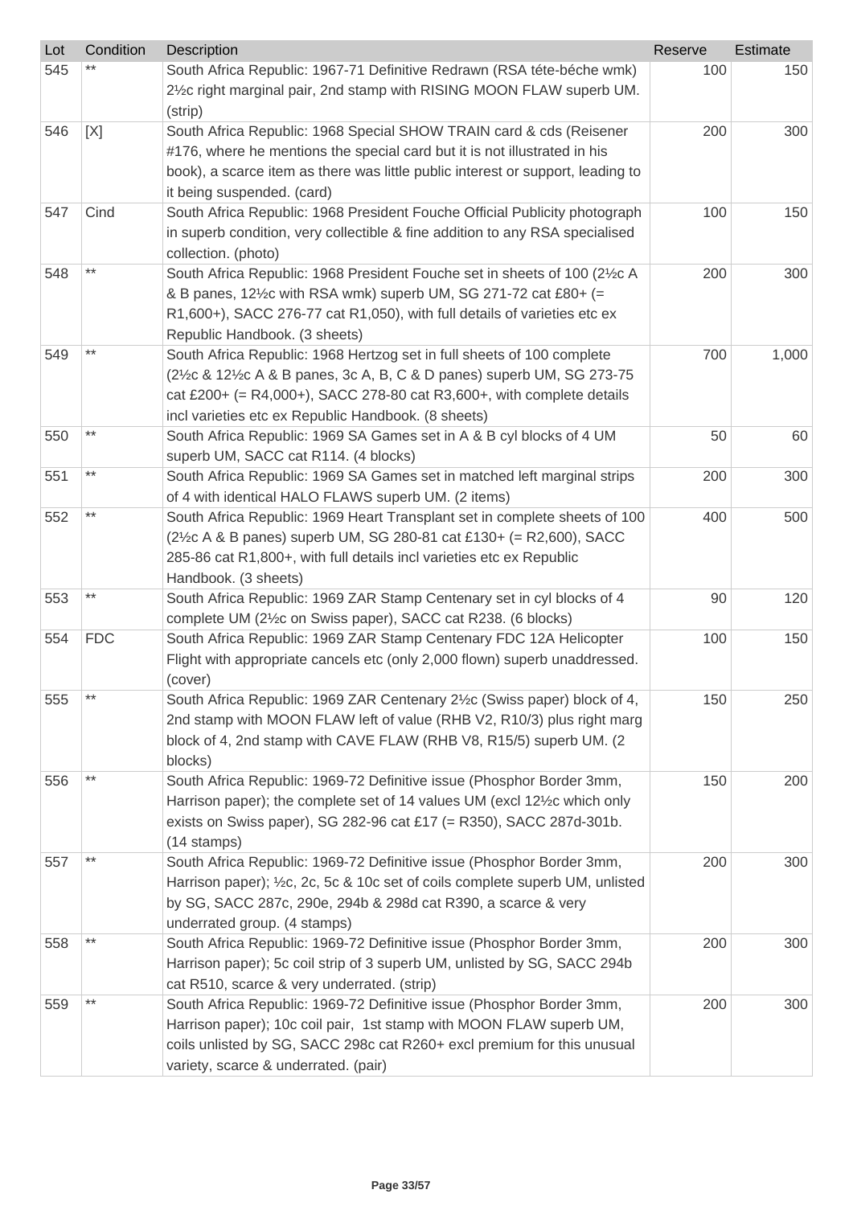| Lot | Condition | Description | Reserve | Estimate |
|---|---|---|---|---|
| 545 | ** | South Africa Republic: 1967-71 Definitive Redrawn (RSA téte-béche wmk) 2½c right marginal pair, 2nd stamp with RISING MOON FLAW superb UM. (strip) | 100 | 150 |
| 546 | [X] | South Africa Republic: 1968 Special SHOW TRAIN card & cds (Reisener #176, where he mentions the special card but it is not illustrated in his book), a scarce item as there was little public interest or support, leading to it being suspended. (card) | 200 | 300 |
| 547 | Cind | South Africa Republic: 1968 President Fouche Official Publicity photograph in superb condition, very collectible & fine addition to any RSA specialised collection. (photo) | 100 | 150 |
| 548 | ** | South Africa Republic: 1968 President Fouche set in sheets of 100 (2½c A & B panes, 12½c with RSA wmk) superb UM, SG 271-72 cat £80+ (= R1,600+), SACC 276-77 cat R1,050), with full details of varieties etc ex Republic Handbook. (3 sheets) | 200 | 300 |
| 549 | ** | South Africa Republic: 1968 Hertzog set in full sheets of 100 complete (2½c & 12½c A & B panes, 3c A, B, C & D panes) superb UM, SG 273-75 cat £200+ (= R4,000+), SACC 278-80 cat R3,600+, with complete details incl varieties etc ex Republic Handbook. (8 sheets) | 700 | 1,000 |
| 550 | ** | South Africa Republic: 1969 SA Games set in A & B cyl blocks of 4 UM superb UM, SACC cat R114. (4 blocks) | 50 | 60 |
| 551 | ** | South Africa Republic: 1969 SA Games set in matched left marginal strips of 4 with identical HALO FLAWS superb UM. (2 items) | 200 | 300 |
| 552 | ** | South Africa Republic: 1969 Heart Transplant set in complete sheets of 100 (2½c A & B panes) superb UM, SG 280-81 cat £130+ (= R2,600), SACC 285-86 cat R1,800+, with full details incl varieties etc ex Republic Handbook. (3 sheets) | 400 | 500 |
| 553 | ** | South Africa Republic: 1969 ZAR Stamp Centenary set in cyl blocks of 4 complete UM (2½c on Swiss paper), SACC cat R238. (6 blocks) | 90 | 120 |
| 554 | FDC | South Africa Republic: 1969 ZAR Stamp Centenary FDC 12A Helicopter Flight with appropriate cancels etc (only 2,000 flown) superb unaddressed. (cover) | 100 | 150 |
| 555 | ** | South Africa Republic: 1969 ZAR Centenary 2½c (Swiss paper) block of 4, 2nd stamp with MOON FLAW left of value (RHB V2, R10/3) plus right marg block of 4, 2nd stamp with CAVE FLAW (RHB V8, R15/5) superb UM. (2 blocks) | 150 | 250 |
| 556 | ** | South Africa Republic: 1969-72 Definitive issue (Phosphor Border 3mm, Harrison paper); the complete set of 14 values UM (excl 12½c which only exists on Swiss paper), SG 282-96 cat £17 (= R350), SACC 287d-301b. (14 stamps) | 150 | 200 |
| 557 | ** | South Africa Republic: 1969-72 Definitive issue (Phosphor Border 3mm, Harrison paper); ½c, 2c, 5c & 10c set of coils complete superb UM, unlisted by SG, SACC 287c, 290e, 294b & 298d cat R390, a scarce & very underrated group. (4 stamps) | 200 | 300 |
| 558 | ** | South Africa Republic: 1969-72 Definitive issue (Phosphor Border 3mm, Harrison paper); 5c coil strip of 3 superb UM, unlisted by SG, SACC 294b cat R510, scarce & very underrated. (strip) | 200 | 300 |
| 559 | ** | South Africa Republic: 1969-72 Definitive issue (Phosphor Border 3mm, Harrison paper); 10c coil pair, 1st stamp with MOON FLAW superb UM, coils unlisted by SG, SACC 298c cat R260+ excl premium for this unusual variety, scarce & underrated. (pair) | 200 | 300 |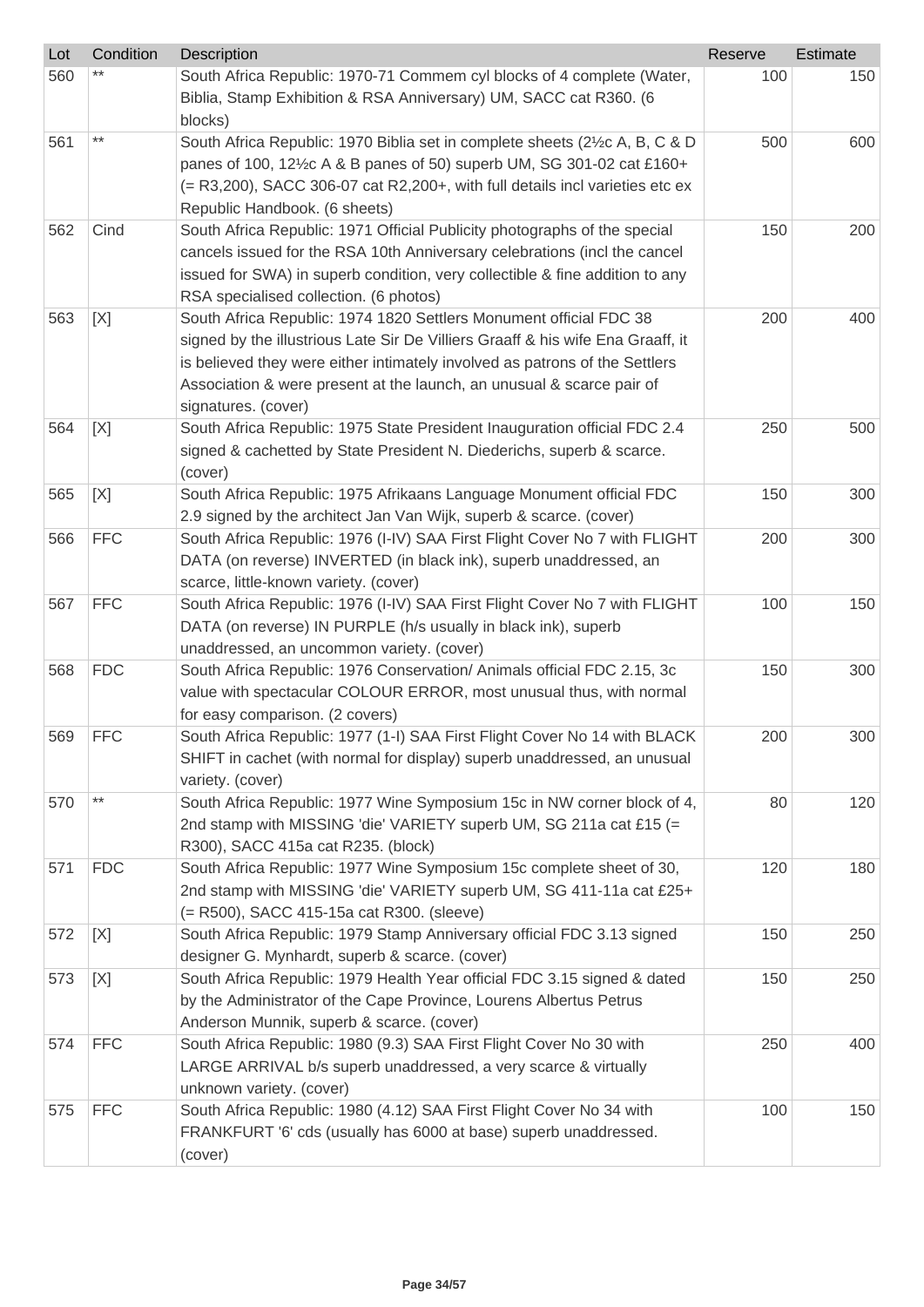| Lot | Condition | Description | Reserve | Estimate |
|---|---|---|---|---|
| 560 | ** | South Africa Republic: 1970-71 Commem cyl blocks of 4 complete (Water, Biblia, Stamp Exhibition & RSA Anniversary) UM, SACC cat R360. (6 blocks) | 100 | 150 |
| 561 | ** | South Africa Republic: 1970 Biblia set in complete sheets (2½c A, B, C & D panes of 100, 12½c A & B panes of 50) superb UM, SG 301-02 cat £160+ (= R3,200), SACC 306-07 cat R2,200+, with full details incl varieties etc ex Republic Handbook. (6 sheets) | 500 | 600 |
| 562 | Cind | South Africa Republic: 1971 Official Publicity photographs of the special cancels issued for the RSA 10th Anniversary celebrations (incl the cancel issued for SWA) in superb condition, very collectible & fine addition to any RSA specialised collection. (6 photos) | 150 | 200 |
| 563 | [X] | South Africa Republic: 1974 1820 Settlers Monument official FDC 38 signed by the illustrious Late Sir De Villiers Graaff & his wife Ena Graaff, it is believed they were either intimately involved as patrons of the Settlers Association & were present at the launch, an unusual & scarce pair of signatures. (cover) | 200 | 400 |
| 564 | [X] | South Africa Republic: 1975 State President Inauguration official FDC 2.4 signed & cachetted by State President N. Diederichs, superb & scarce. (cover) | 250 | 500 |
| 565 | [X] | South Africa Republic: 1975 Afrikaans Language Monument official FDC 2.9 signed by the architect Jan Van Wijk, superb & scarce. (cover) | 150 | 300 |
| 566 | FFC | South Africa Republic: 1976 (I-IV) SAA First Flight Cover No 7 with FLIGHT DATA (on reverse) INVERTED (in black ink), superb unaddressed, an scarce, little-known variety. (cover) | 200 | 300 |
| 567 | FFC | South Africa Republic: 1976 (I-IV) SAA First Flight Cover No 7 with FLIGHT DATA (on reverse) IN PURPLE (h/s usually in black ink), superb unaddressed, an uncommon variety. (cover) | 100 | 150 |
| 568 | FDC | South Africa Republic: 1976 Conservation/ Animals official FDC 2.15, 3c value with spectacular COLOUR ERROR, most unusual thus, with normal for easy comparison. (2 covers) | 150 | 300 |
| 569 | FFC | South Africa Republic: 1977 (1-I) SAA First Flight Cover No 14 with BLACK SHIFT in cachet (with normal for display) superb unaddressed, an unusual variety. (cover) | 200 | 300 |
| 570 | ** | South Africa Republic: 1977 Wine Symposium 15c in NW corner block of 4, 2nd stamp with MISSING 'die' VARIETY superb UM, SG 211a cat £15 (= R300), SACC 415a cat R235. (block) | 80 | 120 |
| 571 | FDC | South Africa Republic: 1977 Wine Symposium 15c complete sheet of 30, 2nd stamp with MISSING 'die' VARIETY superb UM, SG 411-11a cat £25+ (= R500), SACC 415-15a cat R300. (sleeve) | 120 | 180 |
| 572 | [X] | South Africa Republic: 1979 Stamp Anniversary official FDC 3.13 signed designer G. Mynhardt, superb & scarce. (cover) | 150 | 250 |
| 573 | [X] | South Africa Republic: 1979 Health Year official FDC 3.15 signed & dated by the Administrator of the Cape Province, Lourens Albertus Petrus Anderson Munnik, superb & scarce. (cover) | 150 | 250 |
| 574 | FFC | South Africa Republic: 1980 (9.3) SAA First Flight Cover No 30 with LARGE ARRIVAL b/s superb unaddressed, a very scarce & virtually unknown variety. (cover) | 250 | 400 |
| 575 | FFC | South Africa Republic: 1980 (4.12) SAA First Flight Cover No 34 with FRANKFURT '6' cds (usually has 6000 at base) superb unaddressed. (cover) | 100 | 150 |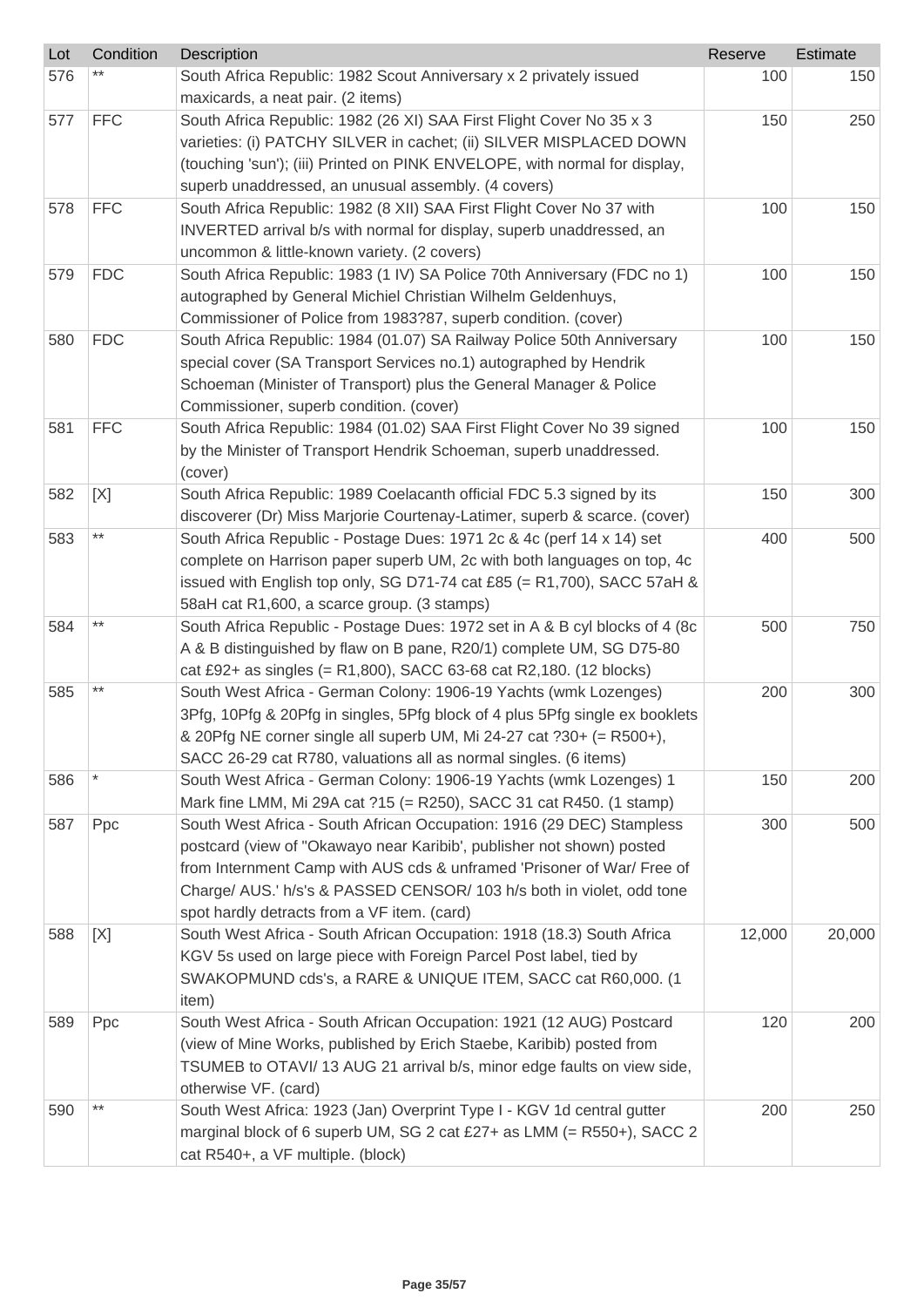| Lot | Condition | Description | Reserve | Estimate |
|---|---|---|---|---|
| 576 | ** | South Africa Republic: 1982 Scout Anniversary x 2 privately issued maxicards, a neat pair. (2 items) | 100 | 150 |
| 577 | FFC | South Africa Republic: 1982 (26 XI) SAA First Flight Cover No 35 x 3 varieties: (i) PATCHY SILVER in cachet; (ii) SILVER MISPLACED DOWN (touching 'sun'); (iii) Printed on PINK ENVELOPE, with normal for display, superb unaddressed, an unusual assembly. (4 covers) | 150 | 250 |
| 578 | FFC | South Africa Republic: 1982 (8 XII) SAA First Flight Cover No 37 with INVERTED arrival b/s with normal for display, superb unaddressed, an uncommon & little-known variety. (2 covers) | 100 | 150 |
| 579 | FDC | South Africa Republic: 1983 (1 IV) SA Police 70th Anniversary (FDC no 1) autographed by General Michiel Christian Wilhelm Geldenhuys, Commissioner of Police from 1983?87, superb condition. (cover) | 100 | 150 |
| 580 | FDC | South Africa Republic: 1984 (01.07) SA Railway Police 50th Anniversary special cover (SA Transport Services no.1) autographed by Hendrik Schoeman (Minister of Transport) plus the General Manager & Police Commissioner, superb condition. (cover) | 100 | 150 |
| 581 | FFC | South Africa Republic: 1984 (01.02) SAA First Flight Cover No 39 signed by the Minister of Transport Hendrik Schoeman, superb unaddressed. (cover) | 100 | 150 |
| 582 | [X] | South Africa Republic: 1989 Coelacanth official FDC 5.3 signed by its discoverer (Dr) Miss Marjorie Courtenay-Latimer, superb & scarce. (cover) | 150 | 300 |
| 583 | ** | South Africa Republic - Postage Dues: 1971 2c & 4c (perf 14 x 14) set complete on Harrison paper superb UM, 2c with both languages on top, 4c issued with English top only, SG D71-74 cat £85 (= R1,700), SACC 57aH & 58aH cat R1,600, a scarce group. (3 stamps) | 400 | 500 |
| 584 | ** | South Africa Republic - Postage Dues: 1972 set in A & B cyl blocks of 4 (8c A & B distinguished by flaw on B pane, R20/1) complete UM, SG D75-80 cat £92+ as singles (= R1,800), SACC 63-68 cat R2,180. (12 blocks) | 500 | 750 |
| 585 | ** | South West Africa - German Colony: 1906-19 Yachts (wmk Lozenges) 3Pfg, 10Pfg & 20Pfg in singles, 5Pfg block of 4 plus 5Pfg single ex booklets & 20Pfg NE corner single all superb UM, Mi 24-27 cat ?30+ (= R500+), SACC 26-29 cat R780, valuations all as normal singles. (6 items) | 200 | 300 |
| 586 | * | South West Africa - German Colony: 1906-19 Yachts (wmk Lozenges) 1 Mark fine LMM, Mi 29A cat ?15 (= R250), SACC 31 cat R450. (1 stamp) | 150 | 200 |
| 587 | Ppc | South West Africa - South African Occupation: 1916 (29 DEC) Stampless postcard (view of "Okawayo near Karibib', publisher not shown) posted from Internment Camp with AUS cds & unframed 'Prisoner of War/ Free of Charge/ AUS.' h/s's & PASSED CENSOR/ 103 h/s both in violet, odd tone spot hardly detracts from a VF item. (card) | 300 | 500 |
| 588 | [X] | South West Africa - South African Occupation: 1918 (18.3) South Africa KGV 5s used on large piece with Foreign Parcel Post label, tied by SWAKOPMUND cds's, a RARE & UNIQUE ITEM, SACC cat R60,000. (1 item) | 12,000 | 20,000 |
| 589 | Ppc | South West Africa - South African Occupation: 1921 (12 AUG) Postcard (view of Mine Works, published by Erich Staebe, Karibib) posted from TSUMEB to OTAVI/ 13 AUG 21 arrival b/s, minor edge faults on view side, otherwise VF. (card) | 120 | 200 |
| 590 | ** | South West Africa: 1923 (Jan) Overprint Type I - KGV 1d central gutter marginal block of 6 superb UM, SG 2 cat £27+ as LMM (= R550+), SACC 2 cat R540+, a VF multiple. (block) | 200 | 250 |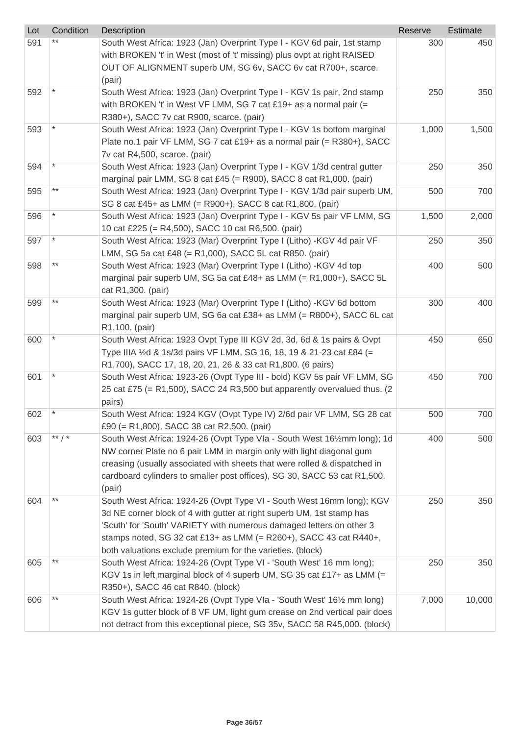| Lot | Condition | Description | Reserve | Estimate |
|---|---|---|---|---|
| 591 | ** | South West Africa: 1923 (Jan) Overprint Type I - KGV 6d pair, 1st stamp with BROKEN 't' in West (most of 't' missing) plus ovpt at right RAISED OUT OF ALIGNMENT superb UM, SG 6v, SACC 6v cat R700+, scarce. (pair) | 300 | 450 |
| 592 | * | South West Africa: 1923 (Jan) Overprint Type I - KGV 1s pair, 2nd stamp with BROKEN 't' in West VF LMM, SG 7 cat £19+ as a normal pair (= R380+), SACC 7v cat R900, scarce. (pair) | 250 | 350 |
| 593 | * | South West Africa: 1923 (Jan) Overprint Type I - KGV 1s bottom marginal Plate no.1 pair VF LMM, SG 7 cat £19+ as a normal pair (= R380+), SACC 7v cat R4,500, scarce. (pair) | 1,000 | 1,500 |
| 594 | * | South West Africa: 1923 (Jan) Overprint Type I - KGV 1/3d central gutter marginal pair LMM, SG 8 cat £45 (= R900), SACC 8 cat R1,000. (pair) | 250 | 350 |
| 595 | ** | South West Africa: 1923 (Jan) Overprint Type I - KGV 1/3d pair superb UM, SG 8 cat £45+ as LMM (= R900+), SACC 8 cat R1,800. (pair) | 500 | 700 |
| 596 | * | South West Africa: 1923 (Jan) Overprint Type I - KGV 5s pair VF LMM, SG 10 cat £225 (= R4,500), SACC 10 cat R6,500. (pair) | 1,500 | 2,000 |
| 597 | * | South West Africa: 1923 (Mar) Overprint Type I (Litho) -KGV 4d pair VF LMM, SG 5a cat £48 (= R1,000), SACC 5L cat R850. (pair) | 250 | 350 |
| 598 | ** | South West Africa: 1923 (Mar) Overprint Type I (Litho) -KGV 4d top marginal pair superb UM, SG 5a cat £48+ as LMM (= R1,000+), SACC 5L cat R1,300. (pair) | 400 | 500 |
| 599 | ** | South West Africa: 1923 (Mar) Overprint Type I (Litho) -KGV 6d bottom marginal pair superb UM, SG 6a cat £38+ as LMM (= R800+), SACC 6L cat R1,100. (pair) | 300 | 400 |
| 600 | * | South West Africa: 1923 Ovpt Type III KGV 2d, 3d, 6d & 1s pairs & Ovpt Type IIIA ½d & 1s/3d pairs VF LMM, SG 16, 18, 19 & 21-23 cat £84 (= R1,700), SACC 17, 18, 20, 21, 26 & 33 cat R1,800. (6 pairs) | 450 | 650 |
| 601 | * | South West Africa: 1923-26 (Ovpt Type III - bold) KGV 5s pair VF LMM, SG 25 cat £75 (= R1,500), SACC 24 R3,500 but apparently overvalued thus. (2 pairs) | 450 | 700 |
| 602 | * | South West Africa: 1924 KGV (Ovpt Type IV) 2/6d pair VF LMM, SG 28 cat £90 (= R1,800), SACC 38 cat R2,500. (pair) | 500 | 700 |
| 603 | ** / * | South West Africa: 1924-26 (Ovpt Type VIa - South West 16½mm long); 1d NW corner Plate no 6 pair LMM in margin only with light diagonal gum creasing (usually associated with sheets that were rolled & dispatched in cardboard cylinders to smaller post offices), SG 30, SACC 53 cat R1,500. (pair) | 400 | 500 |
| 604 | ** | South West Africa: 1924-26 (Ovpt Type VI - South West 16mm long); KGV 3d NE corner block of 4 with gutter at right superb UM, 1st stamp has 'Scuth' for 'South' VARIETY with numerous damaged letters on other 3 stamps noted, SG 32 cat £13+ as LMM (= R260+), SACC 43 cat R440+, both valuations exclude premium for the varieties. (block) | 250 | 350 |
| 605 | ** | South West Africa: 1924-26 (Ovpt Type VI - 'South West' 16 mm long); KGV 1s in left marginal block of 4 superb UM, SG 35 cat £17+ as LMM (= R350+), SACC 46 cat R840. (block) | 250 | 350 |
| 606 | ** | South West Africa: 1924-26 (Ovpt Type VIa - 'South West' 16½ mm long) KGV 1s gutter block of 8 VF UM, light gum crease on 2nd vertical pair does not detract from this exceptional piece, SG 35v, SACC 58 R45,000. (block) | 7,000 | 10,000 |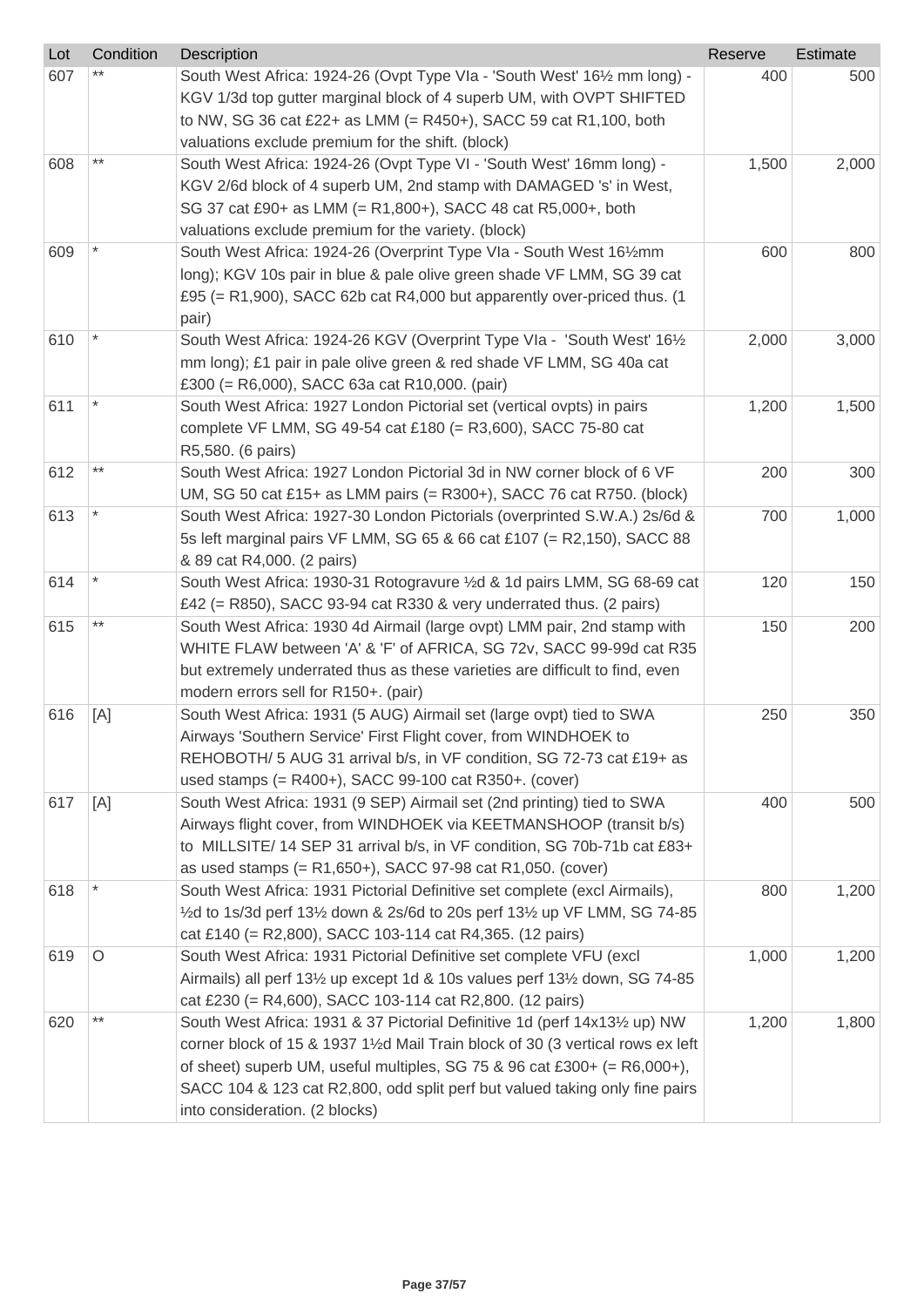| Lot | Condition | Description | Reserve | Estimate |
|---|---|---|---|---|
| 607 | ** | South West Africa: 1924-26 (Ovpt Type VIa - 'South West' 16½ mm long) - KGV 1/3d top gutter marginal block of 4 superb UM, with OVPT SHIFTED to NW, SG 36 cat £22+ as LMM (= R450+), SACC 59 cat R1,100, both valuations exclude premium for the shift. (block) | 400 | 500 |
| 608 | ** | South West Africa: 1924-26 (Ovpt Type VI - 'South West' 16mm long) - KGV 2/6d block of 4 superb UM, 2nd stamp with DAMAGED 's' in West, SG 37 cat £90+ as LMM (= R1,800+), SACC 48 cat R5,000+, both valuations exclude premium for the variety. (block) | 1,500 | 2,000 |
| 609 | * | South West Africa: 1924-26 (Overprint Type VIa - South West 16½mm long); KGV 10s pair in blue & pale olive green shade VF LMM, SG 39 cat £95 (= R1,900), SACC 62b cat R4,000 but apparently over-priced thus. (1 pair) | 600 | 800 |
| 610 | * | South West Africa: 1924-26 KGV (Overprint Type VIa - 'South West' 16½ mm long); £1 pair in pale olive green & red shade VF LMM, SG 40a cat £300 (= R6,000), SACC 63a cat R10,000. (pair) | 2,000 | 3,000 |
| 611 | * | South West Africa: 1927 London Pictorial set (vertical ovpts) in pairs complete VF LMM, SG 49-54 cat £180 (= R3,600), SACC 75-80 cat R5,580. (6 pairs) | 1,200 | 1,500 |
| 612 | ** | South West Africa: 1927 London Pictorial 3d in NW corner block of 6 VF UM, SG 50 cat £15+ as LMM pairs (= R300+), SACC 76 cat R750. (block) | 200 | 300 |
| 613 | * | South West Africa: 1927-30 London Pictorials (overprinted S.W.A.) 2s/6d & 5s left marginal pairs VF LMM, SG 65 & 66 cat £107 (= R2,150), SACC 88 & 89 cat R4,000. (2 pairs) | 700 | 1,000 |
| 614 | * | South West Africa: 1930-31 Rotogravure ½d & 1d pairs LMM, SG 68-69 cat £42 (= R850), SACC 93-94 cat R330 & very underrated thus. (2 pairs) | 120 | 150 |
| 615 | ** | South West Africa: 1930 4d Airmail (large ovpt) LMM pair, 2nd stamp with WHITE FLAW between 'A' & 'F' of AFRICA, SG 72v, SACC 99-99d cat R35 but extremely underrated thus as these varieties are difficult to find, even modern errors sell for R150+. (pair) | 150 | 200 |
| 616 | [A] | South West Africa: 1931 (5 AUG) Airmail set (large ovpt) tied to SWA Airways 'Southern Service' First Flight cover, from WINDHOEK to REHOBOTH/ 5 AUG 31 arrival b/s, in VF condition, SG 72-73 cat £19+ as used stamps (= R400+), SACC 99-100 cat R350+. (cover) | 250 | 350 |
| 617 | [A] | South West Africa: 1931 (9 SEP) Airmail set (2nd printing) tied to SWA Airways flight cover, from WINDHOEK via KEETMANSHOOP (transit b/s) to MILLSITE/ 14 SEP 31 arrival b/s, in VF condition, SG 70b-71b cat £83+ as used stamps (= R1,650+), SACC 97-98 cat R1,050. (cover) | 400 | 500 |
| 618 | * | South West Africa: 1931 Pictorial Definitive set complete (excl Airmails), ½d to 1s/3d perf 13½ down & 2s/6d to 20s perf 13½ up VF LMM, SG 74-85 cat £140 (= R2,800), SACC 103-114 cat R4,365. (12 pairs) | 800 | 1,200 |
| 619 | O | South West Africa: 1931 Pictorial Definitive set complete VFU (excl Airmails) all perf 13½ up except 1d & 10s values perf 13½ down, SG 74-85 cat £230 (= R4,600), SACC 103-114 cat R2,800. (12 pairs) | 1,000 | 1,200 |
| 620 | ** | South West Africa: 1931 & 37 Pictorial Definitive 1d (perf 14x13½ up) NW corner block of 15 & 1937 1½d Mail Train block of 30 (3 vertical rows ex left of sheet) superb UM, useful multiples, SG 75 & 96 cat £300+ (= R6,000+), SACC 104 & 123 cat R2,800, odd split perf but valued taking only fine pairs into consideration. (2 blocks) | 1,200 | 1,800 |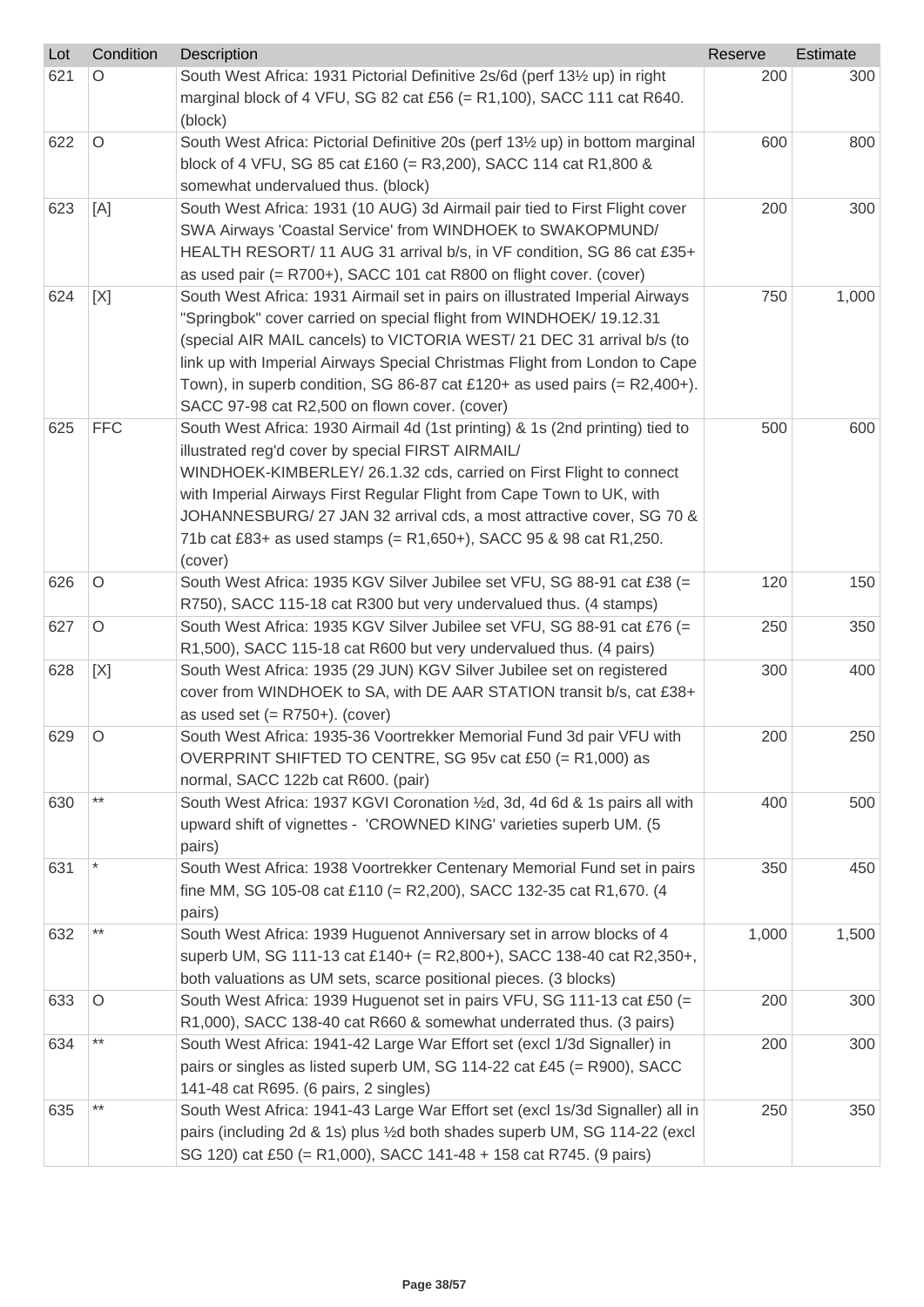| Lot | Condition | Description | Reserve | Estimate |
|---|---|---|---|---|
| 621 | O | South West Africa: 1931 Pictorial Definitive 2s/6d (perf 13½ up) in right marginal block of 4 VFU, SG 82 cat £56 (= R1,100), SACC 111 cat R640. (block) | 200 | 300 |
| 622 | O | South West Africa: Pictorial Definitive 20s (perf 13½ up) in bottom marginal block of 4 VFU, SG 85 cat £160 (= R3,200), SACC 114 cat R1,800 & somewhat undervalued thus. (block) | 600 | 800 |
| 623 | [A] | South West Africa: 1931 (10 AUG) 3d Airmail pair tied to First Flight cover SWA Airways 'Coastal Service' from WINDHOEK to SWAKOPMUND/ HEALTH RESORT/ 11 AUG 31 arrival b/s, in VF condition, SG 86 cat £35+ as used pair (= R700+), SACC 101 cat R800 on flight cover. (cover) | 200 | 300 |
| 624 | [X] | South West Africa: 1931 Airmail set in pairs on illustrated Imperial Airways "Springbok" cover carried on special flight from WINDHOEK/ 19.12.31 (special AIR MAIL cancels) to VICTORIA WEST/ 21 DEC 31 arrival b/s (to link up with Imperial Airways Special Christmas Flight from London to Cape Town), in superb condition, SG 86-87 cat £120+ as used pairs (= R2,400+). SACC 97-98 cat R2,500 on flown cover. (cover) | 750 | 1,000 |
| 625 | FFC | South West Africa: 1930 Airmail 4d (1st printing) & 1s (2nd printing) tied to illustrated reg'd cover by special FIRST AIRMAIL/ WINDHOEK-KIMBERLEY/ 26.1.32 cds, carried on First Flight to connect with Imperial Airways First Regular Flight from Cape Town to UK, with JOHANNESBURG/ 27 JAN 32 arrival cds, a most attractive cover, SG 70 & 71b cat £83+ as used stamps (= R1,650+), SACC 95 & 98 cat R1,250. (cover) | 500 | 600 |
| 626 | O | South West Africa: 1935 KGV Silver Jubilee set VFU, SG 88-91 cat £38 (= R750), SACC 115-18 cat R300 but very undervalued thus. (4 stamps) | 120 | 150 |
| 627 | O | South West Africa: 1935 KGV Silver Jubilee set VFU, SG 88-91 cat £76 (= R1,500), SACC 115-18 cat R600 but very undervalued thus. (4 pairs) | 250 | 350 |
| 628 | [X] | South West Africa: 1935 (29 JUN) KGV Silver Jubilee set on registered cover from WINDHOEK to SA, with DE AAR STATION transit b/s, cat £38+ as used set (= R750+). (cover) | 300 | 400 |
| 629 | O | South West Africa: 1935-36 Voortrekker Memorial Fund 3d pair VFU with OVERPRINT SHIFTED TO CENTRE, SG 95v cat £50 (= R1,000) as normal, SACC 122b cat R600. (pair) | 200 | 250 |
| 630 | ** | South West Africa: 1937 KGVI Coronation ½d, 3d, 4d 6d & 1s pairs all with upward shift of vignettes - 'CROWNED KING' varieties superb UM. (5 pairs) | 400 | 500 |
| 631 | * | South West Africa: 1938 Voortrekker Centenary Memorial Fund set in pairs fine MM, SG 105-08 cat £110 (= R2,200), SACC 132-35 cat R1,670. (4 pairs) | 350 | 450 |
| 632 | ** | South West Africa: 1939 Huguenot Anniversary set in arrow blocks of 4 superb UM, SG 111-13 cat £140+ (= R2,800+), SACC 138-40 cat R2,350+, both valuations as UM sets, scarce positional pieces. (3 blocks) | 1,000 | 1,500 |
| 633 | O | South West Africa: 1939 Huguenot set in pairs VFU, SG 111-13 cat £50 (= R1,000), SACC 138-40 cat R660 & somewhat underrated thus. (3 pairs) | 200 | 300 |
| 634 | ** | South West Africa: 1941-42 Large War Effort set (excl 1/3d Signaller) in pairs or singles as listed superb UM, SG 114-22 cat £45 (= R900), SACC 141-48 cat R695. (6 pairs, 2 singles) | 200 | 300 |
| 635 | ** | South West Africa: 1941-43 Large War Effort set (excl 1s/3d Signaller) all in pairs (including 2d & 1s) plus ½d both shades superb UM, SG 114-22 (excl SG 120) cat £50 (= R1,000), SACC 141-48 + 158 cat R745. (9 pairs) | 250 | 350 |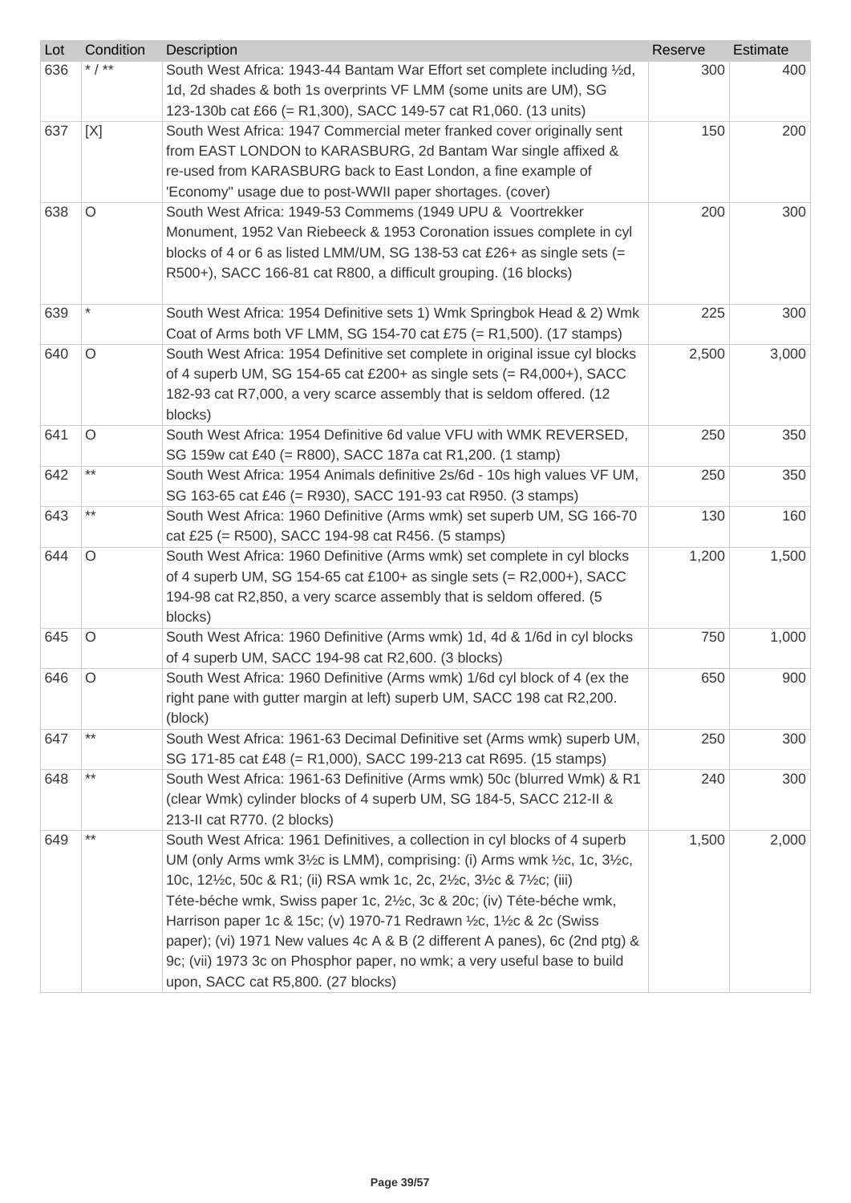| Lot | Condition | Description | Reserve | Estimate |
|---|---|---|---|---|
| 636 | * / ** | South West Africa: 1943-44 Bantam War Effort set complete including ½d, 1d, 2d shades & both 1s overprints VF LMM (some units are UM), SG 123-130b cat £66 (= R1,300), SACC 149-57 cat R1,060. (13 units) | 300 | 400 |
| 637 | [X] | South West Africa: 1947 Commercial meter franked cover originally sent from EAST LONDON to KARASBURG, 2d Bantam War single affixed & re-used from KARASBURG back to East London, a fine example of 'Economy" usage due to post-WWII paper shortages. (cover) | 150 | 200 |
| 638 | O | South West Africa: 1949-53 Commems (1949 UPU & Voortrekker Monument, 1952 Van Riebeeck & 1953 Coronation issues complete in cyl blocks of 4 or 6 as listed LMM/UM, SG 138-53 cat £26+ as single sets (= R500+), SACC 166-81 cat R800, a difficult grouping. (16 blocks) | 200 | 300 |
| 639 | * | South West Africa: 1954 Definitive sets 1) Wmk Springbok Head & 2) Wmk Coat of Arms both VF LMM, SG 154-70 cat £75 (= R1,500). (17 stamps) | 225 | 300 |
| 640 | O | South West Africa: 1954 Definitive set complete in original issue cyl blocks of 4 superb UM, SG 154-65 cat £200+ as single sets (= R4,000+), SACC 182-93 cat R7,000, a very scarce assembly that is seldom offered. (12 blocks) | 2,500 | 3,000 |
| 641 | O | South West Africa: 1954 Definitive 6d value VFU with WMK REVERSED, SG 159w cat £40 (= R800), SACC 187a cat R1,200. (1 stamp) | 250 | 350 |
| 642 | ** | South West Africa: 1954 Animals definitive 2s/6d - 10s high values VF UM, SG 163-65 cat £46 (= R930), SACC 191-93 cat R950. (3 stamps) | 250 | 350 |
| 643 | ** | South West Africa: 1960 Definitive (Arms wmk) set superb UM, SG 166-70 cat £25 (= R500), SACC 194-98 cat R456. (5 stamps) | 130 | 160 |
| 644 | O | South West Africa: 1960 Definitive (Arms wmk) set complete in cyl blocks of 4 superb UM, SG 154-65 cat £100+ as single sets (= R2,000+), SACC 194-98 cat R2,850, a very scarce assembly that is seldom offered. (5 blocks) | 1,200 | 1,500 |
| 645 | O | South West Africa: 1960 Definitive (Arms wmk) 1d, 4d & 1/6d in cyl blocks of 4 superb UM, SACC 194-98 cat R2,600. (3 blocks) | 750 | 1,000 |
| 646 | O | South West Africa: 1960 Definitive (Arms wmk) 1/6d cyl block of 4 (ex the right pane with gutter margin at left) superb UM, SACC 198 cat R2,200. (block) | 650 | 900 |
| 647 | ** | South West Africa: 1961-63 Decimal Definitive set (Arms wmk) superb UM, SG 171-85 cat £48 (= R1,000), SACC 199-213 cat R695. (15 stamps) | 250 | 300 |
| 648 | ** | South West Africa: 1961-63 Definitive (Arms wmk) 50c (blurred Wmk) & R1 (clear Wmk) cylinder blocks of 4 superb UM, SG 184-5, SACC 212-II & 213-II cat R770. (2 blocks) | 240 | 300 |
| 649 | ** | South West Africa: 1961 Definitives, a collection in cyl blocks of 4 superb UM (only Arms wmk 3½c is LMM), comprising: (i) Arms wmk ½c, 1c, 3½c, 10c, 12½c, 50c & R1; (ii) RSA wmk 1c, 2c, 2½c, 3½c & 7½c; (iii) Téte-béche wmk, Swiss paper 1c, 2½c, 3c & 20c; (iv) Téte-béche wmk, Harrison paper 1c & 15c; (v) 1970-71 Redrawn ½c, 1½c & 2c (Swiss paper); (vi) 1971 New values 4c A & B (2 different A panes), 6c (2nd ptg) & 9c; (vii) 1973 3c on Phosphor paper, no wmk; a very useful base to build upon, SACC cat R5,800. (27 blocks) | 1,500 | 2,000 |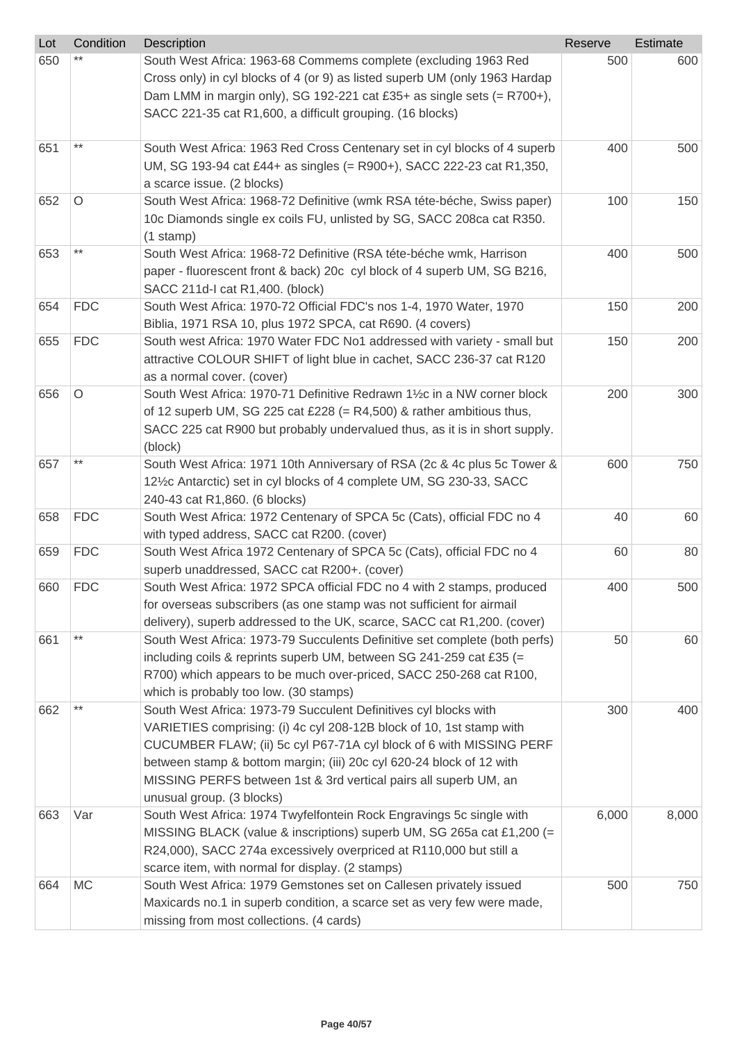| Lot | Condition | Description | Reserve | Estimate |
|---|---|---|---|---|
| 650 | ** | South West Africa: 1963-68 Commems complete (excluding 1963 Red Cross only) in cyl blocks of 4 (or 9) as listed superb UM (only 1963 Hardap Dam LMM in margin only), SG 192-221 cat £35+ as single sets (= R700+), SACC 221-35 cat R1,600, a difficult grouping. (16 blocks) | 500 | 600 |
| 651 | ** | South West Africa: 1963 Red Cross Centenary set in cyl blocks of 4 superb UM, SG 193-94 cat £44+ as singles (= R900+), SACC 222-23 cat R1,350, a scarce issue. (2 blocks) | 400 | 500 |
| 652 | O | South West Africa: 1968-72 Definitive (wmk RSA téte-béche, Swiss paper) 10c Diamonds single ex coils FU, unlisted by SG, SACC 208ca cat R350. (1 stamp) | 100 | 150 |
| 653 | ** | South West Africa: 1968-72 Definitive (RSA téte-béche wmk, Harrison paper - fluorescent front & back) 20c cyl block of 4 superb UM, SG B216, SACC 211d-I cat R1,400. (block) | 400 | 500 |
| 654 | FDC | South West Africa: 1970-72 Official FDC's nos 1-4, 1970 Water, 1970 Biblia, 1971 RSA 10, plus 1972 SPCA, cat R690. (4 covers) | 150 | 200 |
| 655 | FDC | South west Africa: 1970 Water FDC No1 addressed with variety - small but attractive COLOUR SHIFT of light blue in cachet, SACC 236-37 cat R120 as a normal cover. (cover) | 150 | 200 |
| 656 | O | South West Africa: 1970-71 Definitive Redrawn 1½c in a NW corner block of 12 superb UM, SG 225 cat £228 (= R4,500) & rather ambitious thus, SACC 225 cat R900 but probably undervalued thus, as it is in short supply. (block) | 200 | 300 |
| 657 | ** | South West Africa: 1971 10th Anniversary of RSA (2c & 4c plus 5c Tower & 12½c Antarctic) set in cyl blocks of 4 complete UM, SG 230-33, SACC 240-43 cat R1,860. (6 blocks) | 600 | 750 |
| 658 | FDC | South West Africa: 1972 Centenary of SPCA 5c (Cats), official FDC no 4 with typed address, SACC cat R200. (cover) | 40 | 60 |
| 659 | FDC | South West Africa 1972 Centenary of SPCA 5c (Cats), official FDC no 4 superb unaddressed, SACC cat R200+. (cover) | 60 | 80 |
| 660 | FDC | South West Africa: 1972 SPCA official FDC no 4 with 2 stamps, produced for overseas subscribers (as one stamp was not sufficient for airmail delivery), superb addressed to the UK, scarce, SACC cat R1,200. (cover) | 400 | 500 |
| 661 | ** | South West Africa: 1973-79 Succulents Definitive set complete (both perfs) including coils & reprints superb UM, between SG 241-259 cat £35 (= R700) which appears to be much over-priced, SACC 250-268 cat R100, which is probably too low. (30 stamps) | 50 | 60 |
| 662 | ** | South West Africa: 1973-79 Succulent Definitives cyl blocks with VARIETIES comprising: (i) 4c cyl 208-12B block of 10, 1st stamp with CUCUMBER FLAW; (ii) 5c cyl P67-71A cyl block of 6 with MISSING PERF between stamp & bottom margin; (iii) 20c cyl 620-24 block of 12 with MISSING PERFS between 1st & 3rd vertical pairs all superb UM, an unusual group. (3 blocks) | 300 | 400 |
| 663 | Var | South West Africa: 1974 Twyfelfontein Rock Engravings 5c single with MISSING BLACK (value & inscriptions) superb UM, SG 265a cat £1,200 (= R24,000), SACC 274a excessively overpriced at R110,000 but still a scarce item, with normal for display. (2 stamps) | 6,000 | 8,000 |
| 664 | MC | South West Africa: 1979 Gemstones set on Callesen privately issued Maxicards no.1 in superb condition, a scarce set as very few were made, missing from most collections. (4 cards) | 500 | 750 |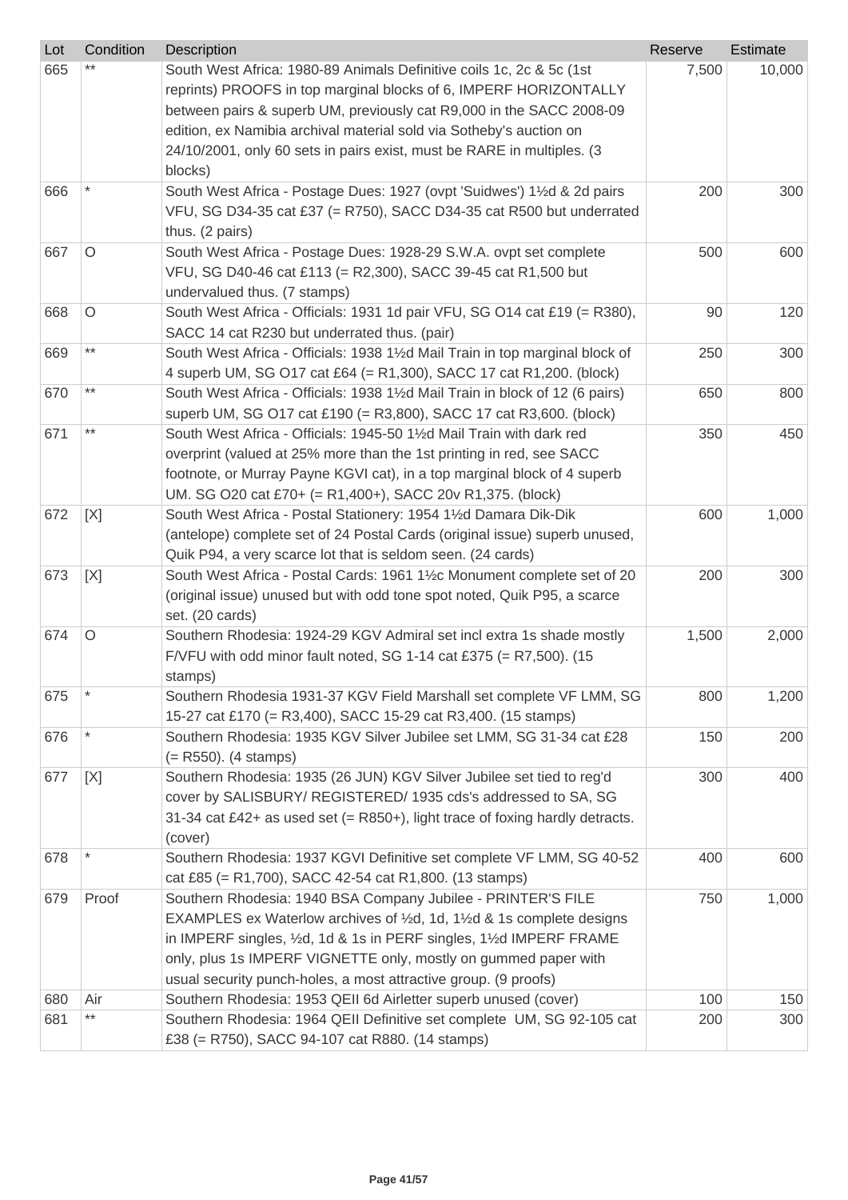| Lot | Condition | Description | Reserve | Estimate |
| --- | --- | --- | --- | --- |
| 665 | ** | South West Africa: 1980-89 Animals Definitive coils 1c, 2c & 5c (1st reprints) PROOFS in top marginal blocks of 6, IMPERF HORIZONTALLY between pairs & superb UM, previously cat R9,000 in the SACC 2008-09 edition, ex Namibia archival material sold via Sotheby's auction on 24/10/2001, only 60 sets in pairs exist, must be RARE in multiples. (3 blocks) | 7,500 | 10,000 |
| 666 | * | South West Africa - Postage Dues: 1927 (ovpt 'Suidwes') 1½d & 2d pairs VFU, SG D34-35 cat £37 (= R750), SACC D34-35 cat R500 but underrated thus. (2 pairs) | 200 | 300 |
| 667 | O | South West Africa - Postage Dues: 1928-29 S.W.A. ovpt set complete VFU, SG D40-46 cat £113 (= R2,300), SACC 39-45 cat R1,500 but undervalued thus. (7 stamps) | 500 | 600 |
| 668 | O | South West Africa - Officials: 1931 1d pair VFU, SG O14 cat £19 (= R380), SACC 14 cat R230 but underrated thus. (pair) | 90 | 120 |
| 669 | ** | South West Africa - Officials: 1938 1½d Mail Train in top marginal block of 4 superb UM, SG O17 cat £64 (= R1,300), SACC 17 cat R1,200. (block) | 250 | 300 |
| 670 | ** | South West Africa - Officials: 1938 1½d Mail Train in block of 12 (6 pairs) superb UM, SG O17 cat £190 (= R3,800), SACC 17 cat R3,600. (block) | 650 | 800 |
| 671 | ** | South West Africa - Officials: 1945-50 1½d Mail Train with dark red overprint (valued at 25% more than the 1st printing in red, see SACC footnote, or Murray Payne KGVI cat), in a top marginal block of 4 superb UM. SG O20 cat £70+ (= R1,400+), SACC 20v R1,375. (block) | 350 | 450 |
| 672 | [X] | South West Africa - Postal Stationery: 1954 1½d Damara Dik-Dik (antelope) complete set of 24 Postal Cards (original issue) superb unused, Quik P94, a very scarce lot that is seldom seen. (24 cards) | 600 | 1,000 |
| 673 | [X] | South West Africa - Postal Cards: 1961 1½c Monument complete set of 20 (original issue) unused but with odd tone spot noted, Quik P95, a scarce set. (20 cards) | 200 | 300 |
| 674 | O | Southern Rhodesia: 1924-29 KGV Admiral set incl extra 1s shade mostly F/VFU with odd minor fault noted, SG 1-14 cat £375 (= R7,500). (15 stamps) | 1,500 | 2,000 |
| 675 | * | Southern Rhodesia 1931-37 KGV Field Marshall set complete VF LMM, SG 15-27 cat £170 (= R3,400), SACC 15-29 cat R3,400. (15 stamps) | 800 | 1,200 |
| 676 | * | Southern Rhodesia: 1935 KGV Silver Jubilee set LMM, SG 31-34 cat £28 (= R550). (4 stamps) | 150 | 200 |
| 677 | [X] | Southern Rhodesia: 1935 (26 JUN) KGV Silver Jubilee set tied to reg'd cover by SALISBURY/ REGISTERED/ 1935 cds's addressed to SA, SG 31-34 cat £42+ as used set (= R850+), light trace of foxing hardly detracts. (cover) | 300 | 400 |
| 678 | * | Southern Rhodesia: 1937 KGVI Definitive set complete VF LMM, SG 40-52 cat £85 (= R1,700), SACC 42-54 cat R1,800. (13 stamps) | 400 | 600 |
| 679 | Proof | Southern Rhodesia: 1940 BSA Company Jubilee - PRINTER'S FILE EXAMPLES ex Waterlow archives of ½d, 1d, 1½d & 1s complete designs in IMPERF singles, ½d, 1d & 1s in PERF singles, 1½d IMPERF FRAME only, plus 1s IMPERF VIGNETTE only, mostly on gummed paper with usual security punch-holes, a most attractive group. (9 proofs) | 750 | 1,000 |
| 680 | Air | Southern Rhodesia: 1953 QEII 6d Airletter superb unused (cover) | 100 | 150 |
| 681 | ** | Southern Rhodesia: 1964 QEII Definitive set complete UM, SG 92-105 cat £38 (= R750), SACC 94-107 cat R880. (14 stamps) | 200 | 300 |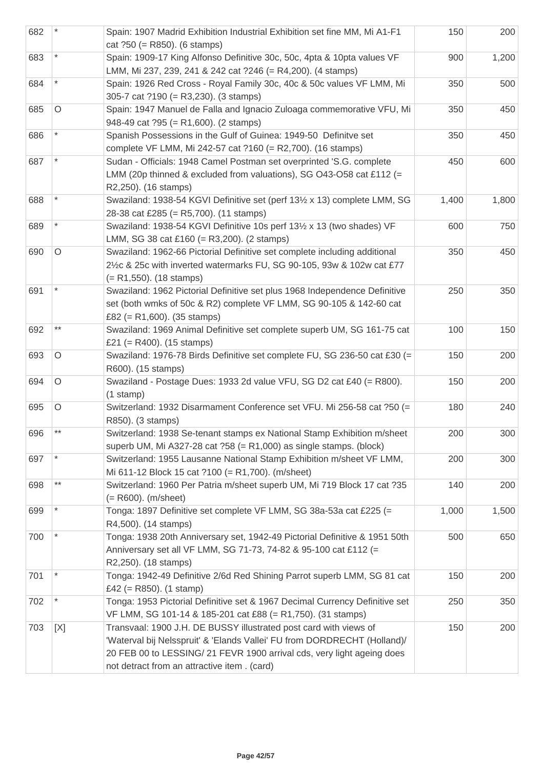| | | | | |
|---|---|---|---|---|
| 682 | * | Spain: 1907 Madrid Exhibition Industrial Exhibition set fine MM, Mi A1-F1 cat ?50 (= R850). (6 stamps) | 150 | 200 |
| 683 | * | Spain: 1909-17 King Alfonso Definitive 30c, 50c, 4pta & 10pta values VF LMM, Mi 237, 239, 241 & 242 cat ?246 (= R4,200). (4 stamps) | 900 | 1,200 |
| 684 | * | Spain: 1926 Red Cross - Royal Family 30c, 40c & 50c values VF LMM, Mi 305-7 cat ?190 (= R3,230). (3 stamps) | 350 | 500 |
| 685 | O | Spain: 1947 Manuel de Falla and Ignacio Zuloaga commemorative VFU, Mi 948-49 cat ?95 (= R1,600). (2 stamps) | 350 | 450 |
| 686 | * | Spanish Possessions in the Gulf of Guinea: 1949-50 Definitve set complete VF LMM, Mi 242-57 cat ?160 (= R2,700). (16 stamps) | 350 | 450 |
| 687 | * | Sudan - Officials: 1948 Camel Postman set overprinted 'S.G. complete LMM (20p thinned & excluded from valuations), SG O43-O58 cat £112 (= R2,250). (16 stamps) | 450 | 600 |
| 688 | * | Swaziland: 1938-54 KGVI Definitive set (perf 13½ x 13) complete LMM, SG 28-38 cat £285 (= R5,700). (11 stamps) | 1,400 | 1,800 |
| 689 | * | Swaziland: 1938-54 KGVI Definitive 10s perf 13½ x 13 (two shades) VF LMM, SG 38 cat £160 (= R3,200). (2 stamps) | 600 | 750 |
| 690 | O | Swaziland: 1962-66 Pictorial Definitive set complete including additional 2½c & 25c with inverted watermarks FU, SG 90-105, 93w & 102w cat £77 (= R1,550). (18 stamps) | 350 | 450 |
| 691 | * | Swaziland: 1962 Pictorial Definitive set plus 1968 Independence Definitive set (both wmks of 50c & R2) complete VF LMM, SG 90-105 & 142-60 cat £82 (= R1,600). (35 stamps) | 250 | 350 |
| 692 | ** | Swaziland: 1969 Animal Definitive set complete superb UM, SG 161-75 cat £21 (= R400). (15 stamps) | 100 | 150 |
| 693 | O | Swaziland: 1976-78 Birds Definitive set complete FU, SG 236-50 cat £30 (= R600). (15 stamps) | 150 | 200 |
| 694 | O | Swaziland - Postage Dues: 1933 2d value VFU, SG D2 cat £40 (= R800). (1 stamp) | 150 | 200 |
| 695 | O | Switzerland: 1932 Disarmament Conference set VFU. Mi 256-58 cat ?50 (= R850). (3 stamps) | 180 | 240 |
| 696 | ** | Switzerland: 1938 Se-tenant stamps ex National Stamp Exhibition m/sheet superb UM, Mi A327-28 cat ?58 (= R1,000) as single stamps. (block) | 200 | 300 |
| 697 | * | Switzerland: 1955 Lausanne National Stamp Exhibition m/sheet VF LMM, Mi 611-12 Block 15 cat ?100 (= R1,700). (m/sheet) | 200 | 300 |
| 698 | ** | Switzerland: 1960 Per Patria m/sheet superb UM, Mi 719 Block 17 cat ?35 (= R600). (m/sheet) | 140 | 200 |
| 699 | * | Tonga: 1897 Definitive set complete VF LMM, SG 38a-53a cat £225 (= R4,500). (14 stamps) | 1,000 | 1,500 |
| 700 | * | Tonga: 1938 20th Anniversary set, 1942-49 Pictorial Definitive & 1951 50th Anniversary set all VF LMM, SG 71-73, 74-82 & 95-100 cat £112 (= R2,250). (18 stamps) | 500 | 650 |
| 701 | * | Tonga: 1942-49 Definitive 2/6d Red Shining Parrot superb LMM, SG 81 cat £42 (= R850). (1 stamp) | 150 | 200 |
| 702 | * | Tonga: 1953 Pictorial Definitive set & 1967 Decimal Currency Definitive set VF LMM, SG 101-14 & 185-201 cat £88 (= R1,750). (31 stamps) | 250 | 350 |
| 703 | [X] | Transvaal: 1900 J.H. DE BUSSY illustrated post card with views of 'Waterval bij Nelsspruit' & 'Elands Vallei' FU from DORDRECHT (Holland)/ 20 FEB 00 to LESSING/ 21 FEVR 1900 arrival cds, very light ageing does not detract from an attractive item . (card) | 150 | 200 |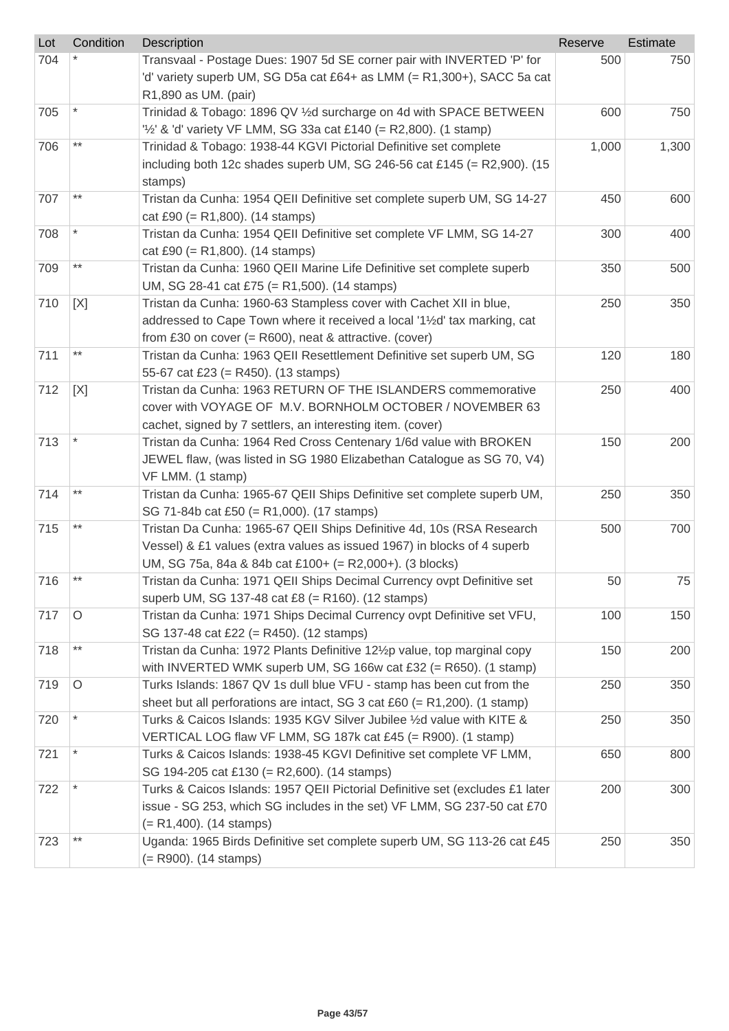| Lot | Condition | Description | Reserve | Estimate |
|---|---|---|---|---|
| 704 | * | Transvaal - Postage Dues: 1907 5d SE corner pair with INVERTED 'P' for 'd' variety superb UM, SG D5a cat £64+ as LMM (= R1,300+), SACC 5a cat R1,890 as UM. (pair) | 500 | 750 |
| 705 | * | Trinidad & Tobago: 1896 QV ½d surcharge on 4d with SPACE BETWEEN '½' & 'd' variety VF LMM, SG 33a cat £140 (= R2,800). (1 stamp) | 600 | 750 |
| 706 | ** | Trinidad & Tobago: 1938-44 KGVI Pictorial Definitive set complete including both 12c shades superb UM, SG 246-56 cat £145 (= R2,900). (15 stamps) | 1,000 | 1,300 |
| 707 | ** | Tristan da Cunha: 1954 QEII Definitive set complete superb UM, SG 14-27 cat £90 (= R1,800). (14 stamps) | 450 | 600 |
| 708 | * | Tristan da Cunha: 1954 QEII Definitive set complete VF LMM, SG 14-27 cat £90 (= R1,800). (14 stamps) | 300 | 400 |
| 709 | ** | Tristan da Cunha: 1960 QEII Marine Life Definitive set complete superb UM, SG 28-41 cat £75 (= R1,500). (14 stamps) | 350 | 500 |
| 710 | [X] | Tristan da Cunha: 1960-63 Stampless cover with Cachet XII in blue, addressed to Cape Town where it received a local '1½d' tax marking, cat from £30 on cover (= R600), neat & attractive. (cover) | 250 | 350 |
| 711 | ** | Tristan da Cunha: 1963 QEII Resettlement Definitive set superb UM, SG 55-67 cat £23 (= R450). (13 stamps) | 120 | 180 |
| 712 | [X] | Tristan da Cunha: 1963 RETURN OF THE ISLANDERS commemorative cover with VOYAGE OF M.V. BORNHOLM OCTOBER / NOVEMBER 63 cachet, signed by 7 settlers, an interesting item. (cover) | 250 | 400 |
| 713 | * | Tristan da Cunha: 1964 Red Cross Centenary 1/6d value with BROKEN JEWEL flaw, (was listed in SG 1980 Elizabethan Catalogue as SG 70, V4) VF LMM. (1 stamp) | 150 | 200 |
| 714 | ** | Tristan da Cunha: 1965-67 QEII Ships Definitive set complete superb UM, SG 71-84b cat £50 (= R1,000). (17 stamps) | 250 | 350 |
| 715 | ** | Tristan Da Cunha: 1965-67 QEII Ships Definitive 4d, 10s (RSA Research Vessel) & £1 values (extra values as issued 1967) in blocks of 4 superb UM, SG 75a, 84a & 84b cat £100+ (= R2,000+). (3 blocks) | 500 | 700 |
| 716 | ** | Tristan da Cunha: 1971 QEII Ships Decimal Currency ovpt Definitive set superb UM, SG 137-48 cat £8 (= R160). (12 stamps) | 50 | 75 |
| 717 | O | Tristan da Cunha: 1971 Ships Decimal Currency ovpt Definitive set VFU, SG 137-48 cat £22 (= R450). (12 stamps) | 100 | 150 |
| 718 | ** | Tristan da Cunha: 1972 Plants Definitive 12½p value, top marginal copy with INVERTED WMK superb UM, SG 166w cat £32 (= R650). (1 stamp) | 150 | 200 |
| 719 | O | Turks Islands: 1867 QV 1s dull blue VFU - stamp has been cut from the sheet but all perforations are intact, SG 3 cat £60 (= R1,200). (1 stamp) | 250 | 350 |
| 720 | * | Turks & Caicos Islands: 1935 KGV Silver Jubilee ½d value with KITE & VERTICAL LOG flaw VF LMM, SG 187k cat £45 (= R900). (1 stamp) | 250 | 350 |
| 721 | * | Turks & Caicos Islands: 1938-45 KGVI Definitive set complete VF LMM, SG 194-205 cat £130 (= R2,600). (14 stamps) | 650 | 800 |
| 722 | * | Turks & Caicos Islands: 1957 QEII Pictorial Definitive set (excludes £1 later issue - SG 253, which SG includes in the set) VF LMM, SG 237-50 cat £70 (= R1,400). (14 stamps) | 200 | 300 |
| 723 | ** | Uganda: 1965 Birds Definitive set complete superb UM, SG 113-26 cat £45 (= R900). (14 stamps) | 250 | 350 |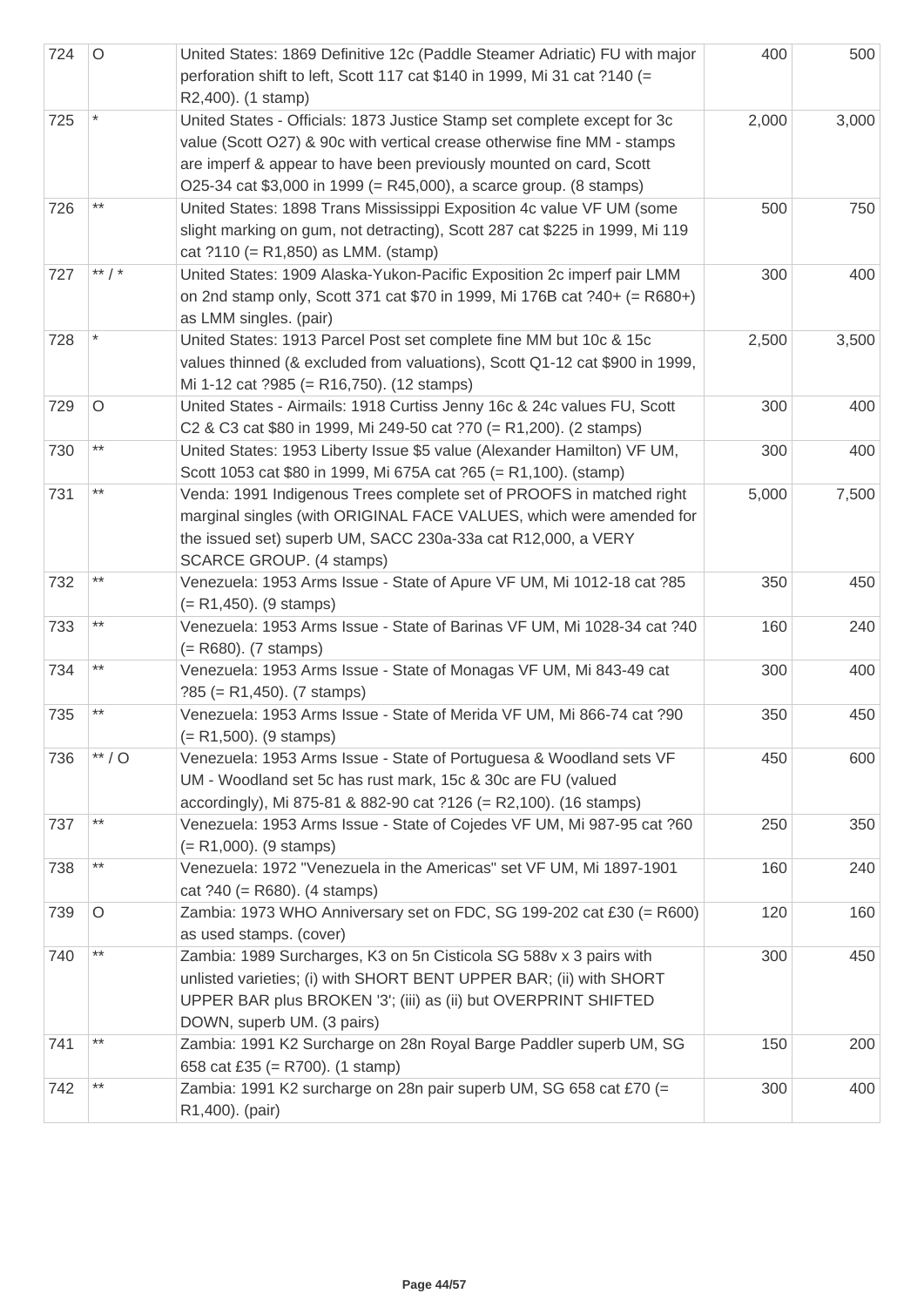| 724 | O | United States: 1869 Definitive 12c (Paddle Steamer Adriatic) FU with major perforation shift to left, Scott 117 cat $140 in 1999, Mi 31 cat ?140 (= R2,400). (1 stamp) | 400 | 500 |
|---|---|---|---|---|
| 725 | * | United States - Officials: 1873 Justice Stamp set complete except for 3c value (Scott O27) & 90c with vertical crease otherwise fine MM - stamps are imperf & appear to have been previously mounted on card, Scott O25-34 cat $3,000 in 1999 (= R45,000), a scarce group. (8 stamps) | 2,000 | 3,000 |
| 726 | ** | United States: 1898 Trans Mississippi Exposition 4c value VF UM (some slight marking on gum, not detracting), Scott 287 cat $225 in 1999, Mi 119 cat ?110 (= R1,850) as LMM. (stamp) | 500 | 750 |
| 727 | ** / * | United States: 1909 Alaska-Yukon-Pacific Exposition 2c imperf pair LMM on 2nd stamp only, Scott 371 cat $70 in 1999, Mi 176B cat ?40+ (= R680+) as LMM singles. (pair) | 300 | 400 |
| 728 | * | United States: 1913 Parcel Post set complete fine MM but 10c & 15c values thinned (& excluded from valuations), Scott Q1-12 cat $900 in 1999, Mi 1-12 cat ?985 (= R16,750). (12 stamps) | 2,500 | 3,500 |
| 729 | O | United States - Airmails: 1918 Curtiss Jenny 16c & 24c values FU, Scott C2 & C3 cat $80 in 1999, Mi 249-50 cat ?70 (= R1,200). (2 stamps) | 300 | 400 |
| 730 | ** | United States: 1953 Liberty Issue $5 value (Alexander Hamilton) VF UM, Scott 1053 cat $80 in 1999, Mi 675A cat ?65 (= R1,100). (stamp) | 300 | 400 |
| 731 | ** | Venda: 1991 Indigenous Trees complete set of PROOFS in matched right marginal singles (with ORIGINAL FACE VALUES, which were amended for the issued set) superb UM, SACC 230a-33a cat R12,000, a VERY SCARCE GROUP. (4 stamps) | 5,000 | 7,500 |
| 732 | ** | Venezuela: 1953 Arms Issue - State of Apure VF UM, Mi 1012-18 cat ?85 (= R1,450). (9 stamps) | 350 | 450 |
| 733 | ** | Venezuela: 1953 Arms Issue - State of Barinas VF UM, Mi 1028-34 cat ?40 (= R680). (7 stamps) | 160 | 240 |
| 734 | ** | Venezuela: 1953 Arms Issue - State of Monagas VF UM, Mi 843-49 cat ?85 (= R1,450). (7 stamps) | 300 | 400 |
| 735 | ** | Venezuela: 1953 Arms Issue - State of Merida VF UM, Mi 866-74 cat ?90 (= R1,500). (9 stamps) | 350 | 450 |
| 736 | ** / O | Venezuela: 1953 Arms Issue - State of Portuguesa & Woodland sets VF UM - Woodland set 5c has rust mark, 15c & 30c are FU (valued accordingly), Mi 875-81 & 882-90 cat ?126 (= R2,100). (16 stamps) | 450 | 600 |
| 737 | ** | Venezuela: 1953 Arms Issue - State of Cojedes VF UM, Mi 987-95 cat ?60 (= R1,000). (9 stamps) | 250 | 350 |
| 738 | ** | Venezuela: 1972 "Venezuela in the Americas" set VF UM, Mi 1897-1901 cat ?40 (= R680). (4 stamps) | 160 | 240 |
| 739 | O | Zambia: 1973 WHO Anniversary set on FDC, SG 199-202 cat £30 (= R600) as used stamps. (cover) | 120 | 160 |
| 740 | ** | Zambia: 1989 Surcharges, K3 on 5n Cisticola SG 588v x 3 pairs with unlisted varieties; (i) with SHORT BENT UPPER BAR; (ii) with SHORT UPPER BAR plus BROKEN '3'; (iii) as (ii) but OVERPRINT SHIFTED DOWN, superb UM. (3 pairs) | 300 | 450 |
| 741 | ** | Zambia: 1991 K2 Surcharge on 28n Royal Barge Paddler superb UM, SG 658 cat £35 (= R700). (1 stamp) | 150 | 200 |
| 742 | ** | Zambia: 1991 K2 surcharge on 28n pair superb UM, SG 658 cat £70 (= R1,400). (pair) | 300 | 400 |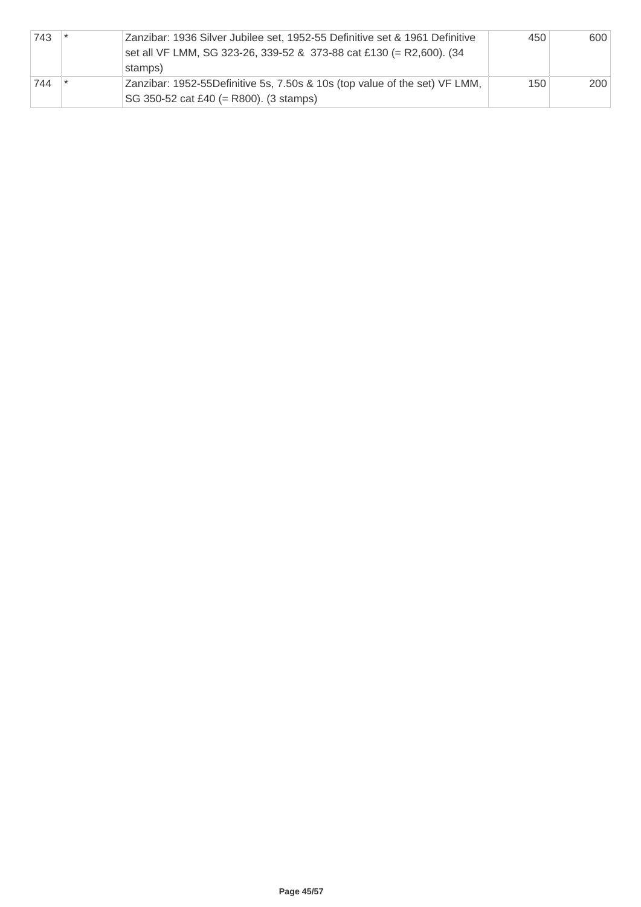| | | | | |
|---|---|---|---|---|
| 743 | * | Zanzibar: 1936 Silver Jubilee set, 1952-55 Definitive set & 1961 Definitive set all VF LMM, SG 323-26, 339-52 & 373-88 cat £130 (= R2,600). (34 stamps) | 450 | 600 |
| 744 | * | Zanzibar: 1952-55Definitive 5s, 7.50s & 10s (top value of the set) VF LMM, SG 350-52 cat £40 (= R800). (3 stamps) | 150 | 200 |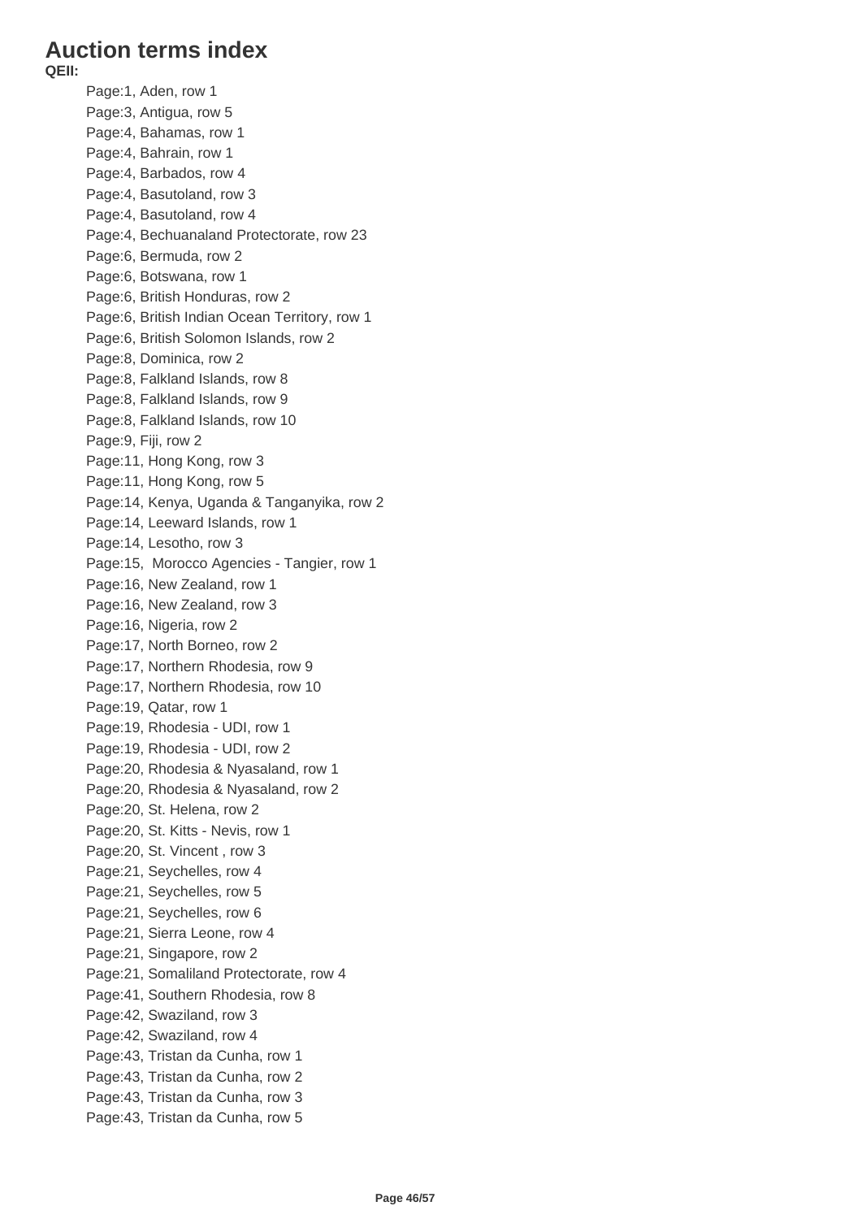# Auction terms index

**QEII:**

- Page:1, Aden, row 1
- Page:3, Antigua, row 5
- Page:4, Bahamas, row 1
- Page:4, Bahrain, row 1
- Page:4, Barbados, row 4
- Page:4, Basutoland, row 3
- Page:4, Basutoland, row 4
- Page:4, Bechuanaland Protectorate, row 23
- Page:6, Bermuda, row 2
- Page:6, Botswana, row 1
- Page:6, British Honduras, row 2
- Page:6, British Indian Ocean Territory, row 1
- Page:6, British Solomon Islands, row 2
- Page:8, Dominica, row 2
- Page:8, Falkland Islands, row 8
- Page:8, Falkland Islands, row 9
- Page:8, Falkland Islands, row 10
- Page:9, Fiji, row 2
- Page:11, Hong Kong, row 3
- Page:11, Hong Kong, row 5
- Page:14, Kenya, Uganda & Tanganyika, row 2
- Page:14, Leeward Islands, row 1
- Page:14, Lesotho, row 3
- Page:15, Morocco Agencies - Tangier, row 1
- Page:16, New Zealand, row 1
- Page:16, New Zealand, row 3
- Page:16, Nigeria, row 2
- Page:17, North Borneo, row 2
- Page:17, Northern Rhodesia, row 9
- Page:17, Northern Rhodesia, row 10
- Page:19, Qatar, row 1
- Page:19, Rhodesia - UDI, row 1
- Page:19, Rhodesia - UDI, row 2
- Page:20, Rhodesia & Nyasaland, row 1
- Page:20, Rhodesia & Nyasaland, row 2
- Page:20, St. Helena, row 2
- Page:20, St. Kitts - Nevis, row 1
- Page:20, St. Vincent , row 3
- Page:21, Seychelles, row 4
- Page:21, Seychelles, row 5
- Page:21, Seychelles, row 6
- Page:21, Sierra Leone, row 4
- Page:21, Singapore, row 2
- Page:21, Somaliland Protectorate, row 4
- Page:41, Southern Rhodesia, row 8
- Page:42, Swaziland, row 3
- Page:42, Swaziland, row 4
- Page:43, Tristan da Cunha, row 1
- Page:43, Tristan da Cunha, row 2
- Page:43, Tristan da Cunha, row 3
- Page:43, Tristan da Cunha, row 5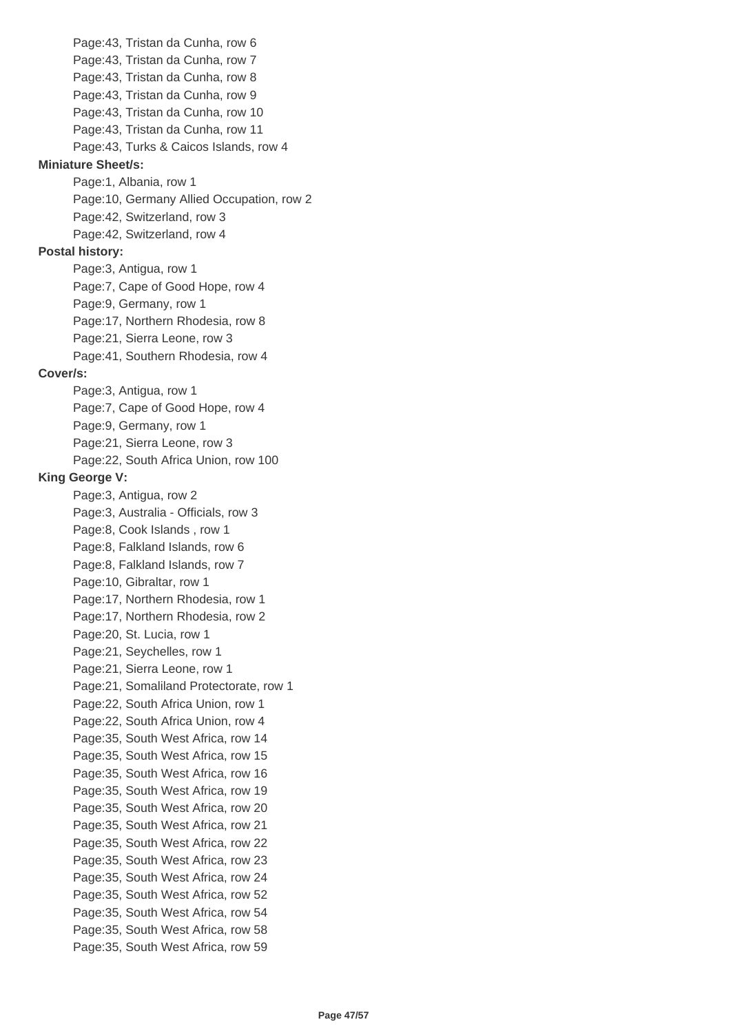Page:43, Tristan da Cunha, row 6
Page:43, Tristan da Cunha, row 7
Page:43, Tristan da Cunha, row 8
Page:43, Tristan da Cunha, row 9
Page:43, Tristan da Cunha, row 10
Page:43, Tristan da Cunha, row 11
Page:43, Turks & Caicos Islands, row 4

**Miniature Sheet/s:**

Page:1, Albania, row 1
Page:10, Germany Allied Occupation, row 2
Page:42, Switzerland, row 3
Page:42, Switzerland, row 4

**Postal history:**

Page:3, Antigua, row 1
Page:7, Cape of Good Hope, row 4
Page:9, Germany, row 1
Page:17, Northern Rhodesia, row 8
Page:21, Sierra Leone, row 3
Page:41, Southern Rhodesia, row 4

**Cover/s:**

Page:3, Antigua, row 1
Page:7, Cape of Good Hope, row 4
Page:9, Germany, row 1
Page:21, Sierra Leone, row 3
Page:22, South Africa Union, row 100

**King George V:**

Page:3, Antigua, row 2
Page:3, Australia - Officials, row 3
Page:8, Cook Islands , row 1
Page:8, Falkland Islands, row 6
Page:8, Falkland Islands, row 7
Page:10, Gibraltar, row 1
Page:17, Northern Rhodesia, row 1
Page:17, Northern Rhodesia, row 2
Page:20, St. Lucia, row 1
Page:21, Seychelles, row 1
Page:21, Sierra Leone, row 1
Page:21, Somaliland Protectorate, row 1
Page:22, South Africa Union, row 1
Page:22, South Africa Union, row 4
Page:35, South West Africa, row 14
Page:35, South West Africa, row 15
Page:35, South West Africa, row 16
Page:35, South West Africa, row 19
Page:35, South West Africa, row 20
Page:35, South West Africa, row 21
Page:35, South West Africa, row 22
Page:35, South West Africa, row 23
Page:35, South West Africa, row 24
Page:35, South West Africa, row 52
Page:35, South West Africa, row 54
Page:35, South West Africa, row 58
Page:35, South West Africa, row 59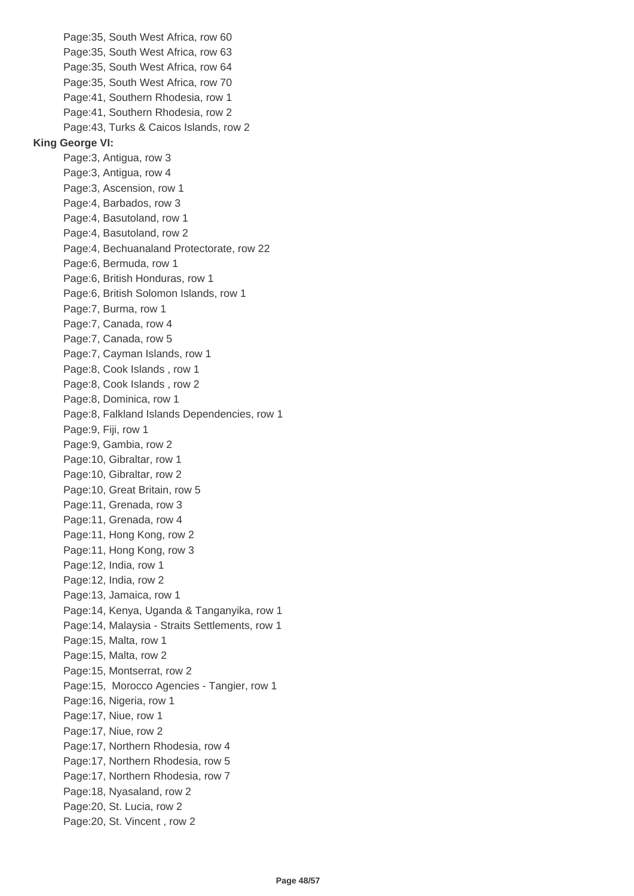- Page:35, South West Africa, row 60
- Page:35, South West Africa, row 63
- Page:35, South West Africa, row 64
- Page:35, South West Africa, row 70
- Page:41, Southern Rhodesia, row 1
- Page:41, Southern Rhodesia, row 2
- Page:43, Turks & Caicos Islands, row 2

**King George VI:**

- Page:3, Antigua, row 3
- Page:3, Antigua, row 4
- Page:3, Ascension, row 1
- Page:3, Barbados, row 3
- Page:4, Basutoland, row 1
- Page:4, Basutoland, row 2
- Page:4, Bechuanaland Protectorate, row 22
- Page:6, Bermuda, row 1
- Page:6, British Honduras, row 1
- Page:6, British Solomon Islands, row 1
- Page:7, Burma, row 1
- Page:7, Canada, row 4
- Page:7, Canada, row 5
- Page:7, Cayman Islands, row 1
- Page:8, Cook Islands , row 1
- Page:8, Cook Islands , row 2
- Page:8, Dominica, row 1
- Page:8, Falkland Islands Dependencies, row 1
- Page:9, Fiji, row 1
- Page:9, Gambia, row 2
- Page:10, Gibraltar, row 1
- Page:10, Gibraltar, row 2
- Page:10, Great Britain, row 5
- Page:11, Grenada, row 3
- Page:11, Grenada, row 4
- Page:11, Hong Kong, row 2
- Page:11, Hong Kong, row 3
- Page:12, India, row 1
- Page:12, India, row 2
- Page:13, Jamaica, row 1
- Page:14, Kenya, Uganda & Tanganyika, row 1
- Page:14, Malaysia - Straits Settlements, row 1
- Page:15, Malta, row 1
- Page:15, Malta, row 2
- Page:15, Montserrat, row 2
- Page:15, Morocco Agencies - Tangier, row 1
- Page:16, Nigeria, row 1
- Page:17, Niue, row 1
- Page:17, Niue, row 2
- Page:17, Northern Rhodesia, row 4
- Page:17, Northern Rhodesia, row 5
- Page:17, Northern Rhodesia, row 7
- Page:18, Nyasaland, row 2
- Page:20, St. Lucia, row 2
- Page:20, St. Vincent , row 2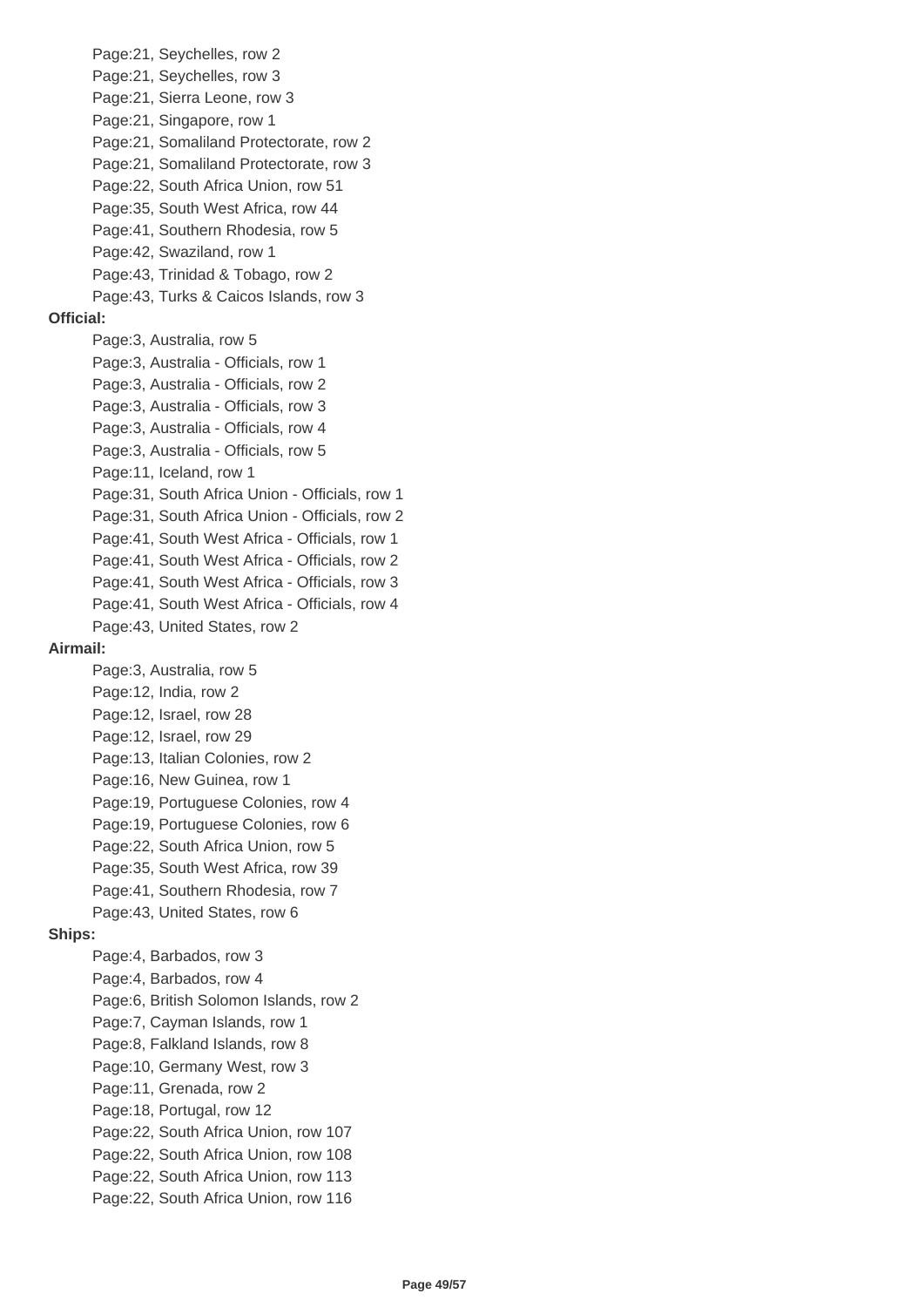- Page:21, Seychelles, row 2
- Page:21, Seychelles, row 3
- Page:21, Sierra Leone, row 3
- Page:21, Singapore, row 1
- Page:21, Somaliland Protectorate, row 2
- Page:21, Somaliland Protectorate, row 3
- Page:22, South Africa Union, row 51
- Page:35, South West Africa, row 44
- Page:41, Southern Rhodesia, row 5
- Page:42, Swaziland, row 1
- Page:43, Trinidad & Tobago, row 2
- Page:43, Turks & Caicos Islands, row 3

**Official:**

- Page:3, Australia, row 5
- Page:3, Australia - Officials, row 1
- Page:3, Australia - Officials, row 2
- Page:3, Australia - Officials, row 3
- Page:3, Australia - Officials, row 4
- Page:3, Australia - Officials, row 5
- Page:11, Iceland, row 1
- Page:31, South Africa Union - Officials, row 1
- Page:31, South Africa Union - Officials, row 2
- Page:41, South West Africa - Officials, row 1
- Page:41, South West Africa - Officials, row 2
- Page:41, South West Africa - Officials, row 3
- Page:41, South West Africa - Officials, row 4
- Page:43, United States, row 2

**Airmail:**

- Page:3, Australia, row 5
- Page:12, India, row 2
- Page:12, Israel, row 28
- Page:12, Israel, row 29
- Page:13, Italian Colonies, row 2
- Page:16, New Guinea, row 1
- Page:19, Portuguese Colonies, row 4
- Page:19, Portuguese Colonies, row 6
- Page:22, South Africa Union, row 5
- Page:35, South West Africa, row 39
- Page:41, Southern Rhodesia, row 7
- Page:43, United States, row 6

**Ships:**

- Page:4, Barbados, row 3
- Page:4, Barbados, row 4
- Page:6, British Solomon Islands, row 2
- Page:7, Cayman Islands, row 1
- Page:8, Falkland Islands, row 8
- Page:10, Germany West, row 3
- Page:11, Grenada, row 2
- Page:18, Portugal, row 12
- Page:22, South Africa Union, row 107
- Page:22, South Africa Union, row 108
- Page:22, South Africa Union, row 113
- Page:22, South Africa Union, row 116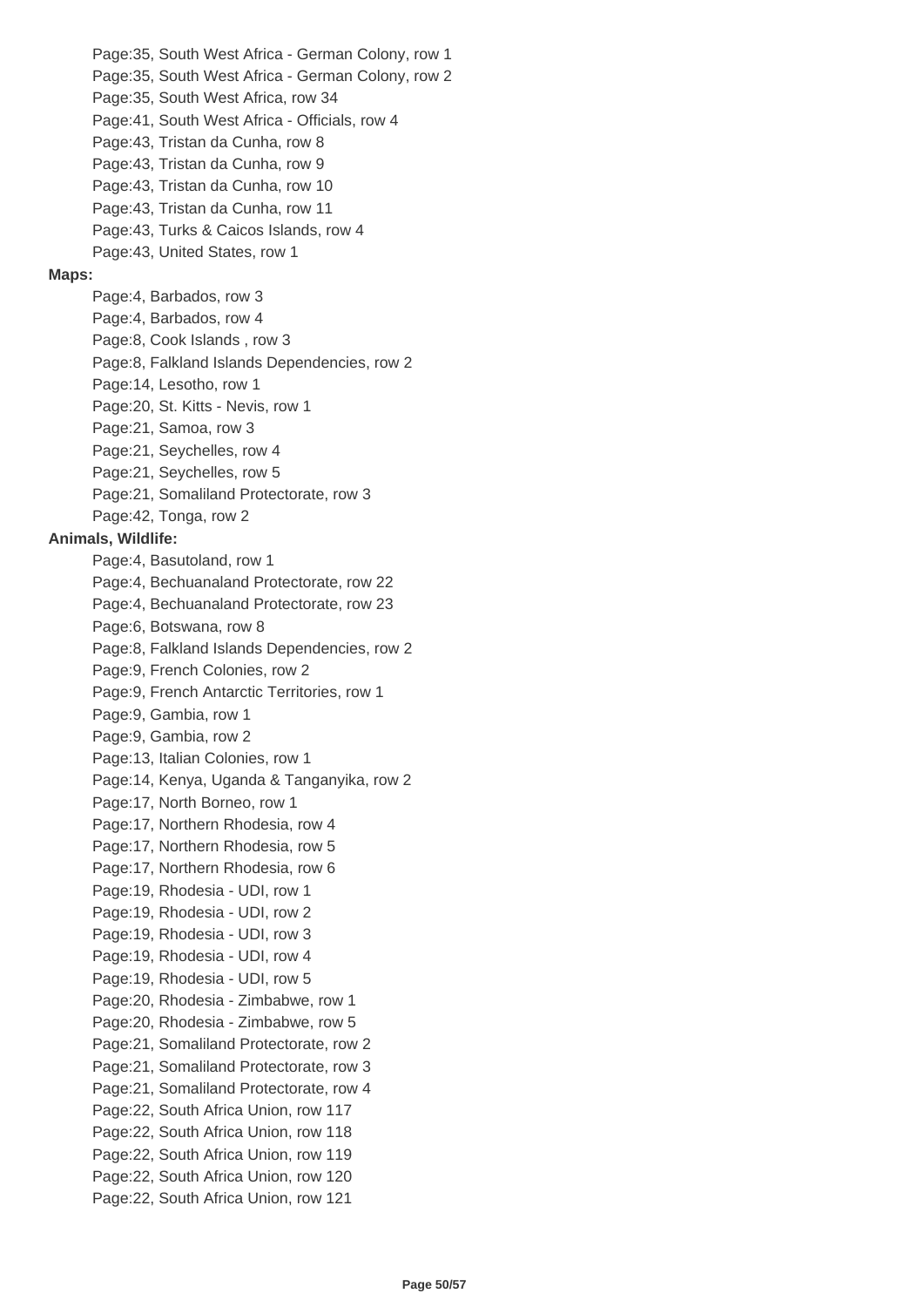Page:35, South West Africa - German Colony, row 1
Page:35, South West Africa - German Colony, row 2
Page:35, South West Africa, row 34
Page:41, South West Africa - Officials, row 4
Page:43, Tristan da Cunha, row 8
Page:43, Tristan da Cunha, row 9
Page:43, Tristan da Cunha, row 10
Page:43, Tristan da Cunha, row 11
Page:43, Turks & Caicos Islands, row 4
Page:43, United States, row 1

**Maps:**

Page:4, Barbados, row 3
Page:4, Barbados, row 4
Page:8, Cook Islands , row 3
Page:8, Falkland Islands Dependencies, row 2
Page:14, Lesotho, row 1
Page:20, St. Kitts - Nevis, row 1
Page:21, Samoa, row 3
Page:21, Seychelles, row 4
Page:21, Seychelles, row 5
Page:21, Somaliland Protectorate, row 3
Page:42, Tonga, row 2

**Animals, Wildlife:**

Page:4, Basutoland, row 1
Page:4, Bechuanaland Protectorate, row 22
Page:4, Bechuanaland Protectorate, row 23
Page:6, Botswana, row 8
Page:8, Falkland Islands Dependencies, row 2
Page:9, French Colonies, row 2
Page:9, French Antarctic Territories, row 1
Page:9, Gambia, row 1
Page:9, Gambia, row 2
Page:13, Italian Colonies, row 1
Page:14, Kenya, Uganda & Tanganyika, row 2
Page:17, North Borneo, row 1
Page:17, Northern Rhodesia, row 4
Page:17, Northern Rhodesia, row 5
Page:17, Northern Rhodesia, row 6
Page:19, Rhodesia - UDI, row 1
Page:19, Rhodesia - UDI, row 2
Page:19, Rhodesia - UDI, row 3
Page:19, Rhodesia - UDI, row 4
Page:19, Rhodesia - UDI, row 5
Page:20, Rhodesia - Zimbabwe, row 1
Page:20, Rhodesia - Zimbabwe, row 5
Page:21, Somaliland Protectorate, row 2
Page:21, Somaliland Protectorate, row 3
Page:21, Somaliland Protectorate, row 4
Page:22, South Africa Union, row 117
Page:22, South Africa Union, row 118
Page:22, South Africa Union, row 119
Page:22, South Africa Union, row 120
Page:22, South Africa Union, row 121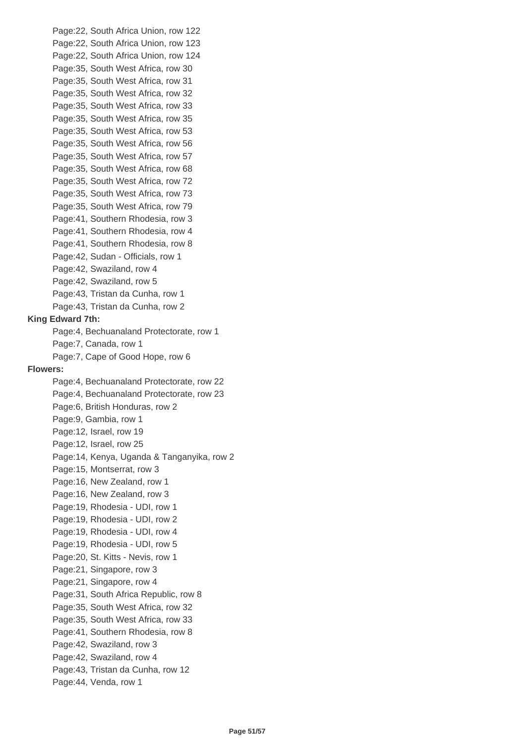Page:22, South Africa Union, row 122
Page:22, South Africa Union, row 123
Page:22, South Africa Union, row 124
Page:35, South West Africa, row 30
Page:35, South West Africa, row 31
Page:35, South West Africa, row 32
Page:35, South West Africa, row 33
Page:35, South West Africa, row 35
Page:35, South West Africa, row 53
Page:35, South West Africa, row 56
Page:35, South West Africa, row 57
Page:35, South West Africa, row 68
Page:35, South West Africa, row 72
Page:35, South West Africa, row 73
Page:35, South West Africa, row 79
Page:41, Southern Rhodesia, row 3
Page:41, Southern Rhodesia, row 4
Page:41, Southern Rhodesia, row 8
Page:42, Sudan - Officials, row 1
Page:42, Swaziland, row 4
Page:42, Swaziland, row 5
Page:43, Tristan da Cunha, row 1
Page:43, Tristan da Cunha, row 2

**King Edward 7th:**

Page:4, Bechuanaland Protectorate, row 1
Page:7, Canada, row 1
Page:7, Cape of Good Hope, row 6

**Flowers:**

Page:4, Bechuanaland Protectorate, row 22
Page:4, Bechuanaland Protectorate, row 23
Page:6, British Honduras, row 2
Page:9, Gambia, row 1
Page:12, Israel, row 19
Page:12, Israel, row 25
Page:14, Kenya, Uganda & Tanganyika, row 2
Page:15, Montserrat, row 3
Page:16, New Zealand, row 1
Page:16, New Zealand, row 3
Page:19, Rhodesia - UDI, row 1
Page:19, Rhodesia - UDI, row 2
Page:19, Rhodesia - UDI, row 4
Page:19, Rhodesia - UDI, row 5
Page:20, St. Kitts - Nevis, row 1
Page:21, Singapore, row 3
Page:21, Singapore, row 4
Page:31, South Africa Republic, row 8
Page:35, South West Africa, row 32
Page:35, South West Africa, row 33
Page:41, Southern Rhodesia, row 8
Page:42, Swaziland, row 3
Page:42, Swaziland, row 4
Page:43, Tristan da Cunha, row 12
Page:44, Venda, row 1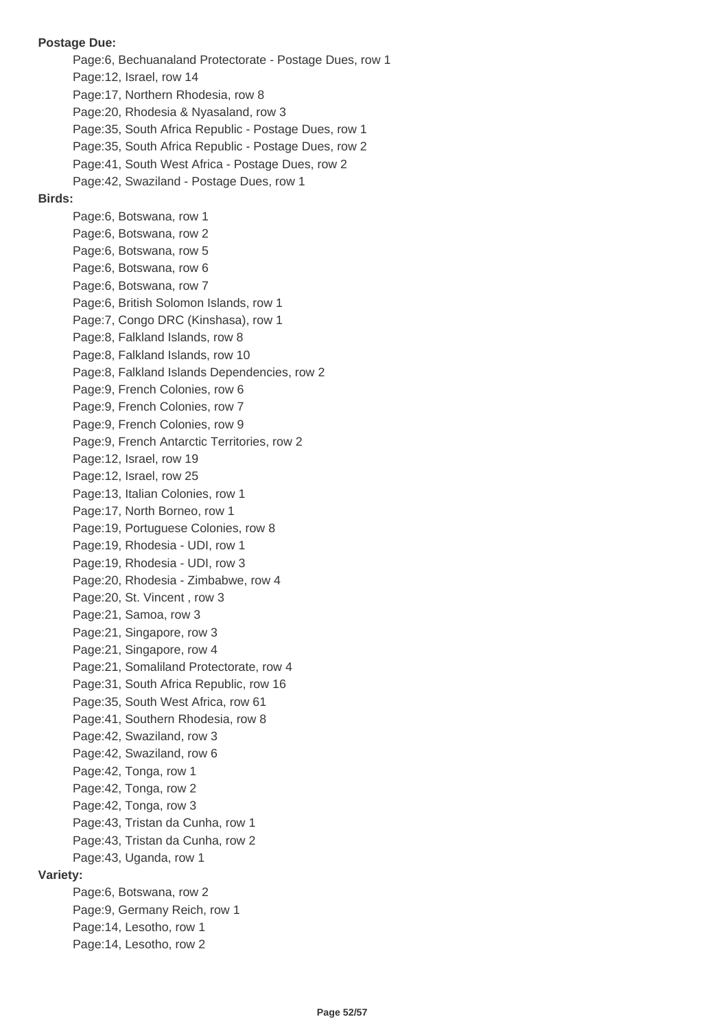**Postage Due:**

- Page:6, Bechuanaland Protectorate - Postage Dues, row 1
- Page:12, Israel, row 14
- Page:17, Northern Rhodesia, row 8
- Page:20, Rhodesia & Nyasaland, row 3
- Page:35, South Africa Republic - Postage Dues, row 1
- Page:35, South Africa Republic - Postage Dues, row 2
- Page:41, South West Africa - Postage Dues, row 2
- Page:42, Swaziland - Postage Dues, row 1

**Birds:**

- Page:6, Botswana, row 1
- Page:6, Botswana, row 2
- Page:6, Botswana, row 5
- Page:6, Botswana, row 6
- Page:6, Botswana, row 7
- Page:6, British Solomon Islands, row 1
- Page:7, Congo DRC (Kinshasa), row 1
- Page:8, Falkland Islands, row 8
- Page:8, Falkland Islands, row 10
- Page:8, Falkland Islands Dependencies, row 2
- Page:9, French Colonies, row 6
- Page:9, French Colonies, row 7
- Page:9, French Colonies, row 9
- Page:9, French Antarctic Territories, row 2
- Page:12, Israel, row 19
- Page:12, Israel, row 25
- Page:13, Italian Colonies, row 1
- Page:17, North Borneo, row 1
- Page:19, Portuguese Colonies, row 8
- Page:19, Rhodesia - UDI, row 1
- Page:19, Rhodesia - UDI, row 3
- Page:20, Rhodesia - Zimbabwe, row 4
- Page:20, St. Vincent , row 3
- Page:21, Samoa, row 3
- Page:21, Singapore, row 3
- Page:21, Singapore, row 4
- Page:21, Somaliland Protectorate, row 4
- Page:31, South Africa Republic, row 16
- Page:35, South West Africa, row 61
- Page:41, Southern Rhodesia, row 8
- Page:42, Swaziland, row 3
- Page:42, Swaziland, row 6
- Page:42, Tonga, row 1
- Page:42, Tonga, row 2
- Page:42, Tonga, row 3
- Page:43, Tristan da Cunha, row 1
- Page:43, Tristan da Cunha, row 2
- Page:43, Uganda, row 1

**Variety:**

- Page:6, Botswana, row 2
- Page:9, Germany Reich, row 1
- Page:14, Lesotho, row 1
- Page:14, Lesotho, row 2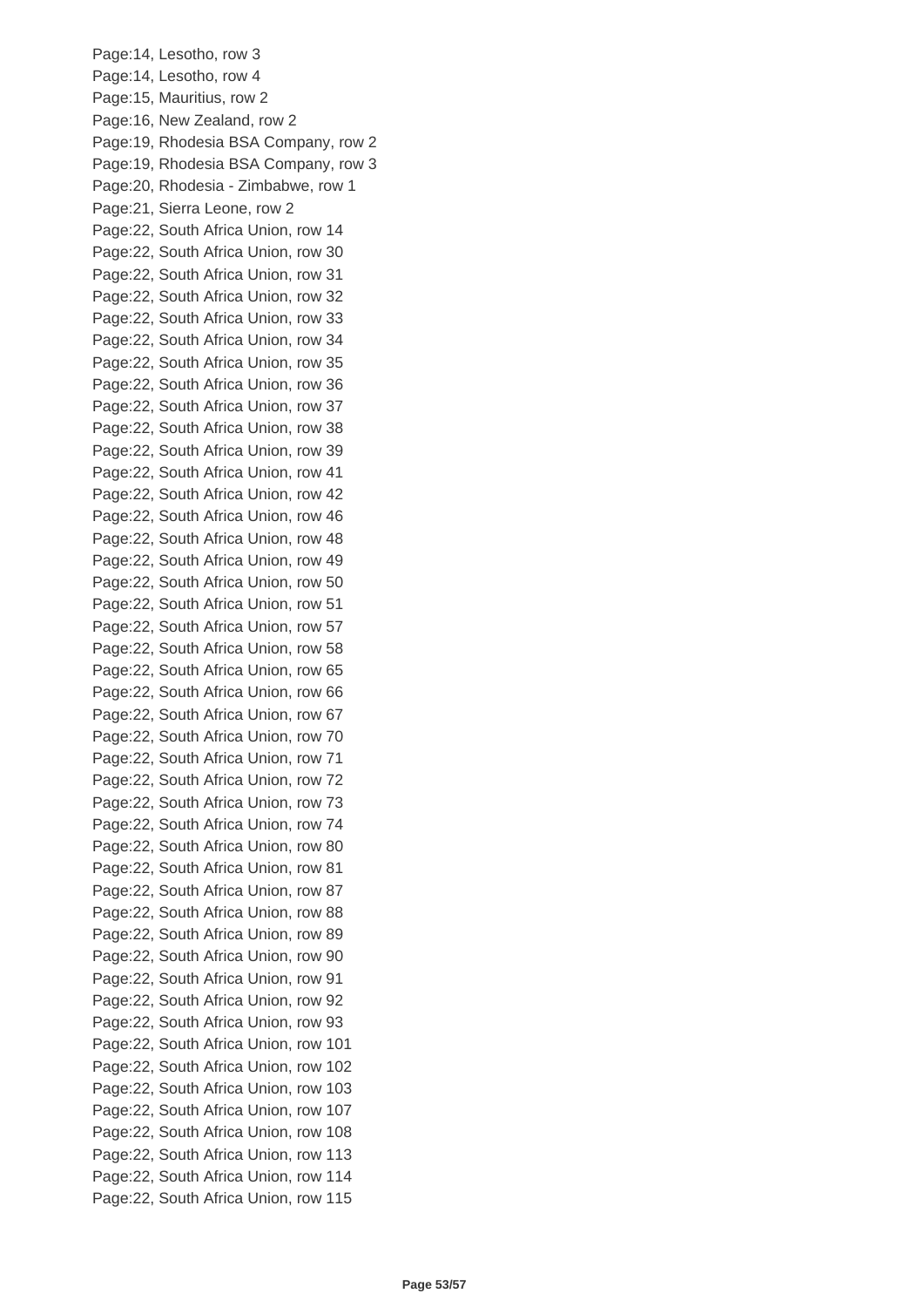Page:14, Lesotho, row 3
Page:14, Lesotho, row 4
Page:15, Mauritius, row 2
Page:16, New Zealand, row 2
Page:19, Rhodesia BSA Company, row 2
Page:19, Rhodesia BSA Company, row 3
Page:20, Rhodesia - Zimbabwe, row 1
Page:21, Sierra Leone, row 2
Page:22, South Africa Union, row 14
Page:22, South Africa Union, row 30
Page:22, South Africa Union, row 31
Page:22, South Africa Union, row 32
Page:22, South Africa Union, row 33
Page:22, South Africa Union, row 34
Page:22, South Africa Union, row 35
Page:22, South Africa Union, row 36
Page:22, South Africa Union, row 37
Page:22, South Africa Union, row 38
Page:22, South Africa Union, row 39
Page:22, South Africa Union, row 41
Page:22, South Africa Union, row 42
Page:22, South Africa Union, row 46
Page:22, South Africa Union, row 48
Page:22, South Africa Union, row 49
Page:22, South Africa Union, row 50
Page:22, South Africa Union, row 51
Page:22, South Africa Union, row 57
Page:22, South Africa Union, row 58
Page:22, South Africa Union, row 65
Page:22, South Africa Union, row 66
Page:22, South Africa Union, row 67
Page:22, South Africa Union, row 70
Page:22, South Africa Union, row 71
Page:22, South Africa Union, row 72
Page:22, South Africa Union, row 73
Page:22, South Africa Union, row 74
Page:22, South Africa Union, row 80
Page:22, South Africa Union, row 81
Page:22, South Africa Union, row 87
Page:22, South Africa Union, row 88
Page:22, South Africa Union, row 89
Page:22, South Africa Union, row 90
Page:22, South Africa Union, row 91
Page:22, South Africa Union, row 92
Page:22, South Africa Union, row 93
Page:22, South Africa Union, row 101
Page:22, South Africa Union, row 102
Page:22, South Africa Union, row 103
Page:22, South Africa Union, row 107
Page:22, South Africa Union, row 108
Page:22, South Africa Union, row 113
Page:22, South Africa Union, row 114
Page:22, South Africa Union, row 115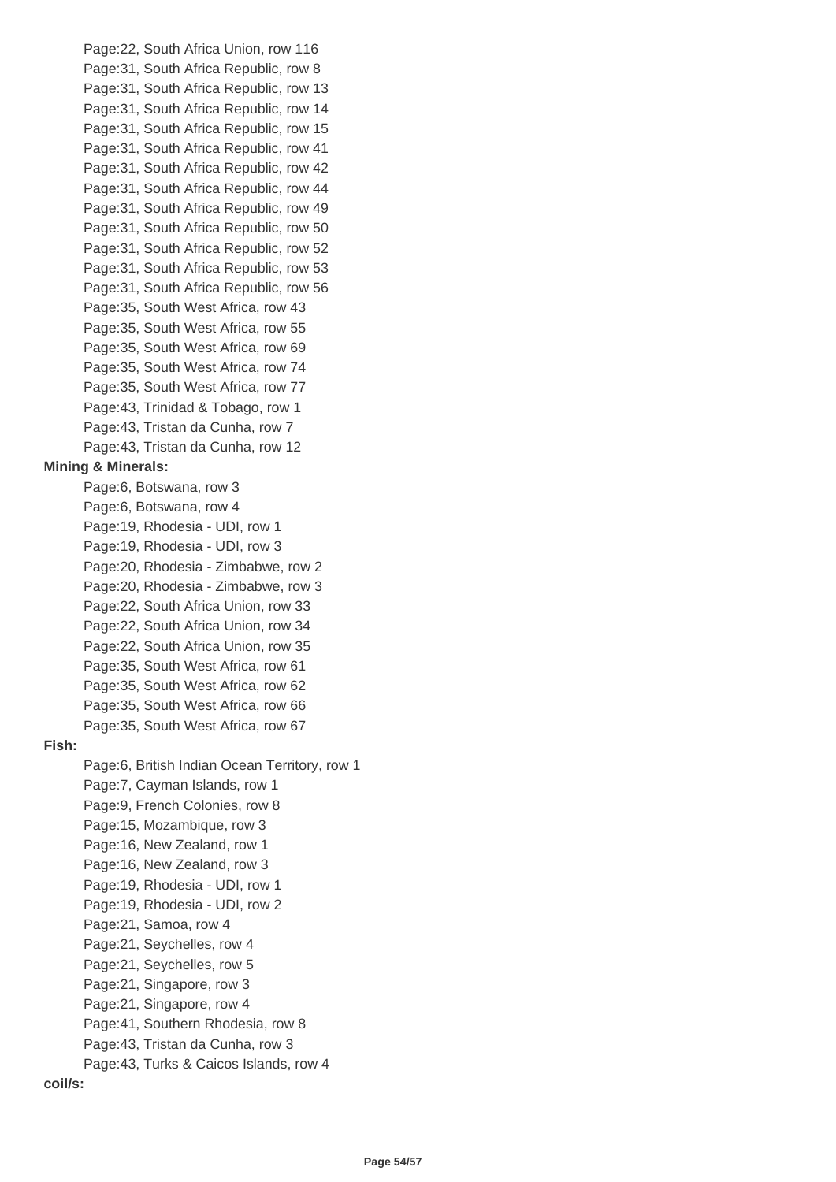Page:22, South Africa Union, row 116
Page:31, South Africa Republic, row 8
Page:31, South Africa Republic, row 13
Page:31, South Africa Republic, row 14
Page:31, South Africa Republic, row 15
Page:31, South Africa Republic, row 41
Page:31, South Africa Republic, row 42
Page:31, South Africa Republic, row 44
Page:31, South Africa Republic, row 49
Page:31, South Africa Republic, row 50
Page:31, South Africa Republic, row 52
Page:31, South Africa Republic, row 53
Page:31, South Africa Republic, row 56
Page:35, South West Africa, row 43
Page:35, South West Africa, row 55
Page:35, South West Africa, row 69
Page:35, South West Africa, row 74
Page:35, South West Africa, row 77
Page:43, Trinidad & Tobago, row 1
Page:43, Tristan da Cunha, row 7
Page:43, Tristan da Cunha, row 12

**Mining & Minerals:**

Page:6, Botswana, row 3
Page:6, Botswana, row 4
Page:19, Rhodesia - UDI, row 1
Page:19, Rhodesia - UDI, row 3
Page:20, Rhodesia - Zimbabwe, row 2
Page:20, Rhodesia - Zimbabwe, row 3
Page:22, South Africa Union, row 33
Page:22, South Africa Union, row 34
Page:22, South Africa Union, row 35
Page:35, South West Africa, row 61
Page:35, South West Africa, row 62
Page:35, South West Africa, row 66
Page:35, South West Africa, row 67

**Fish:**

Page:6, British Indian Ocean Territory, row 1
Page:7, Cayman Islands, row 1
Page:9, French Colonies, row 8
Page:15, Mozambique, row 3
Page:16, New Zealand, row 1
Page:16, New Zealand, row 3
Page:19, Rhodesia - UDI, row 1
Page:19, Rhodesia - UDI, row 2
Page:21, Samoa, row 4
Page:21, Seychelles, row 4
Page:21, Seychelles, row 5
Page:21, Singapore, row 3
Page:21, Singapore, row 4
Page:41, Southern Rhodesia, row 8
Page:43, Tristan da Cunha, row 3
Page:43, Turks & Caicos Islands, row 4

**coil/s:**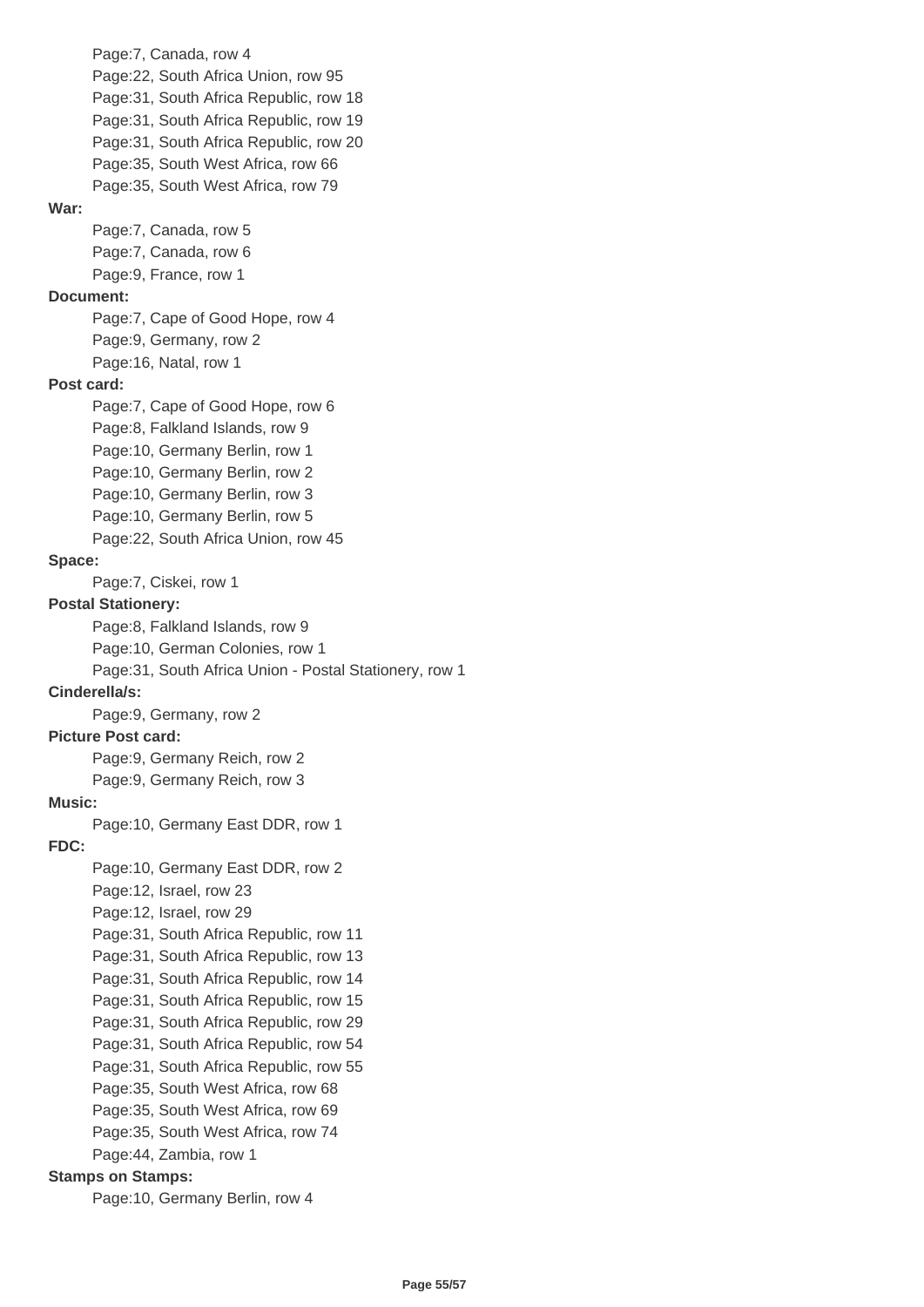- Page:7, Canada, row 4
- Page:22, South Africa Union, row 95
- Page:31, South Africa Republic, row 18
- Page:31, South Africa Republic, row 19
- Page:31, South Africa Republic, row 20
- Page:35, South West Africa, row 66
- Page:35, South West Africa, row 79

**War:**

- Page:7, Canada, row 5
- Page:7, Canada, row 6
- Page:9, France, row 1

**Document:**

- Page:7, Cape of Good Hope, row 4
- Page:9, Germany, row 2
- Page:16, Natal, row 1

**Post card:**

- Page:7, Cape of Good Hope, row 6
- Page:8, Falkland Islands, row 9
- Page:10, Germany Berlin, row 1
- Page:10, Germany Berlin, row 2
- Page:10, Germany Berlin, row 3
- Page:10, Germany Berlin, row 5
- Page:22, South Africa Union, row 45

**Space:**

- Page:7, Ciskei, row 1

**Postal Stationery:**

- Page:8, Falkland Islands, row 9
- Page:10, German Colonies, row 1
- Page:31, South Africa Union - Postal Stationery, row 1

**Cinderella/s:**

- Page:9, Germany, row 2

**Picture Post card:**

- Page:9, Germany Reich, row 2
- Page:9, Germany Reich, row 3

**Music:**

- Page:10, Germany East DDR, row 1

**FDC:**

- Page:10, Germany East DDR, row 2
- Page:12, Israel, row 23
- Page:12, Israel, row 29
- Page:31, South Africa Republic, row 11
- Page:31, South Africa Republic, row 13
- Page:31, South Africa Republic, row 14
- Page:31, South Africa Republic, row 15
- Page:31, South Africa Republic, row 29
- Page:31, South Africa Republic, row 54
- Page:31, South Africa Republic, row 55
- Page:35, South West Africa, row 68
- Page:35, South West Africa, row 69
- Page:35, South West Africa, row 74
- Page:44, Zambia, row 1

**Stamps on Stamps:**

- Page:10, Germany Berlin, row 4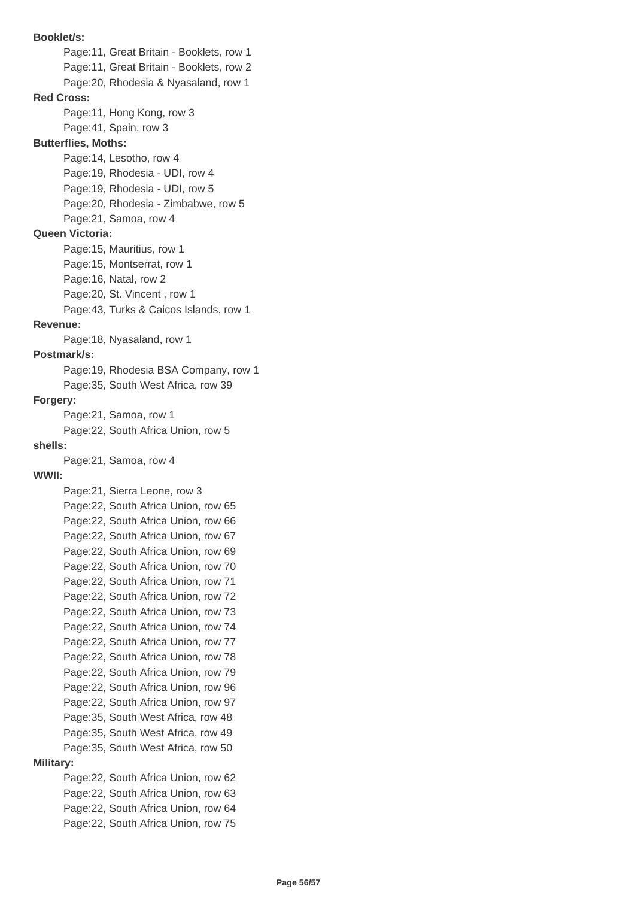**Booklet/s:**

- Page:11, Great Britain - Booklets, row 1
- Page:11, Great Britain - Booklets, row 2
- Page:20, Rhodesia & Nyasaland, row 1

**Red Cross:**

- Page:11, Hong Kong, row 3
- Page:41, Spain, row 3

**Butterflies, Moths:**

- Page:14, Lesotho, row 4
- Page:19, Rhodesia - UDI, row 4
- Page:19, Rhodesia - UDI, row 5
- Page:20, Rhodesia - Zimbabwe, row 5
- Page:21, Samoa, row 4

**Queen Victoria:**

- Page:15, Mauritius, row 1
- Page:15, Montserrat, row 1
- Page:16, Natal, row 2
- Page:20, St. Vincent , row 1
- Page:43, Turks & Caicos Islands, row 1

**Revenue:**

- Page:18, Nyasaland, row 1

**Postmark/s:**

- Page:19, Rhodesia BSA Company, row 1
- Page:35, South West Africa, row 39

**Forgery:**

- Page:21, Samoa, row 1
- Page:22, South Africa Union, row 5

**shells:**

- Page:21, Samoa, row 4

**WWII:**

- Page:21, Sierra Leone, row 3
- Page:22, South Africa Union, row 65
- Page:22, South Africa Union, row 66
- Page:22, South Africa Union, row 67
- Page:22, South Africa Union, row 69
- Page:22, South Africa Union, row 70
- Page:22, South Africa Union, row 71
- Page:22, South Africa Union, row 72
- Page:22, South Africa Union, row 73
- Page:22, South Africa Union, row 74
- Page:22, South Africa Union, row 77
- Page:22, South Africa Union, row 78
- Page:22, South Africa Union, row 79
- Page:22, South Africa Union, row 96
- Page:22, South Africa Union, row 97
- Page:35, South West Africa, row 48
- Page:35, South West Africa, row 49
- Page:35, South West Africa, row 50

**Military:**

- Page:22, South Africa Union, row 62
- Page:22, South Africa Union, row 63
- Page:22, South Africa Union, row 64
- Page:22, South Africa Union, row 75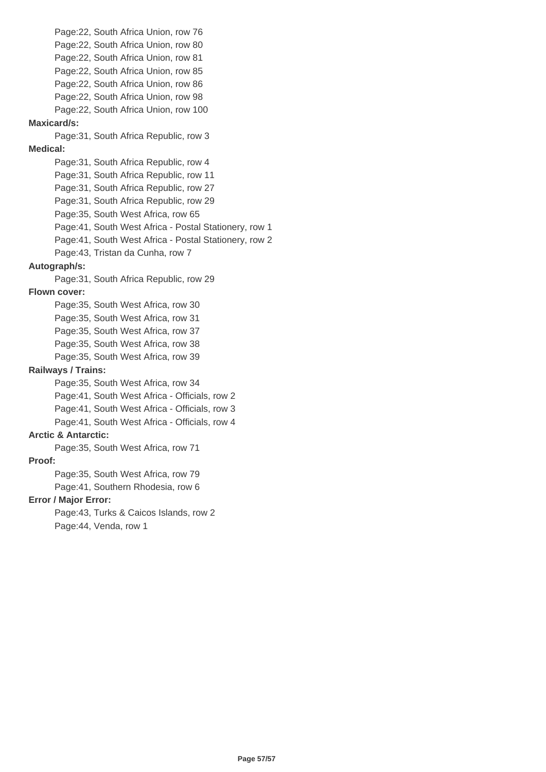Page:22, South Africa Union, row 76
Page:22, South Africa Union, row 80
Page:22, South Africa Union, row 81
Page:22, South Africa Union, row 85
Page:22, South Africa Union, row 86
Page:22, South Africa Union, row 98
Page:22, South Africa Union, row 100

**Maxicard/s:**

Page:31, South Africa Republic, row 3

**Medical:**

Page:31, South Africa Republic, row 4
Page:31, South Africa Republic, row 11
Page:31, South Africa Republic, row 27
Page:31, South Africa Republic, row 29
Page:35, South West Africa, row 65
Page:41, South West Africa - Postal Stationery, row 1
Page:41, South West Africa - Postal Stationery, row 2
Page:43, Tristan da Cunha, row 7

**Autograph/s:**

Page:31, South Africa Republic, row 29

**Flown cover:**

Page:35, South West Africa, row 30
Page:35, South West Africa, row 31
Page:35, South West Africa, row 37
Page:35, South West Africa, row 38
Page:35, South West Africa, row 39

**Railways / Trains:**

Page:35, South West Africa, row 34
Page:41, South West Africa - Officials, row 2
Page:41, South West Africa - Officials, row 3
Page:41, South West Africa - Officials, row 4

**Arctic & Antarctic:**

Page:35, South West Africa, row 71

**Proof:**

Page:35, South West Africa, row 79
Page:41, Southern Rhodesia, row 6

**Error / Major Error:**

Page:43, Turks & Caicos Islands, row 2
Page:44, Venda, row 1